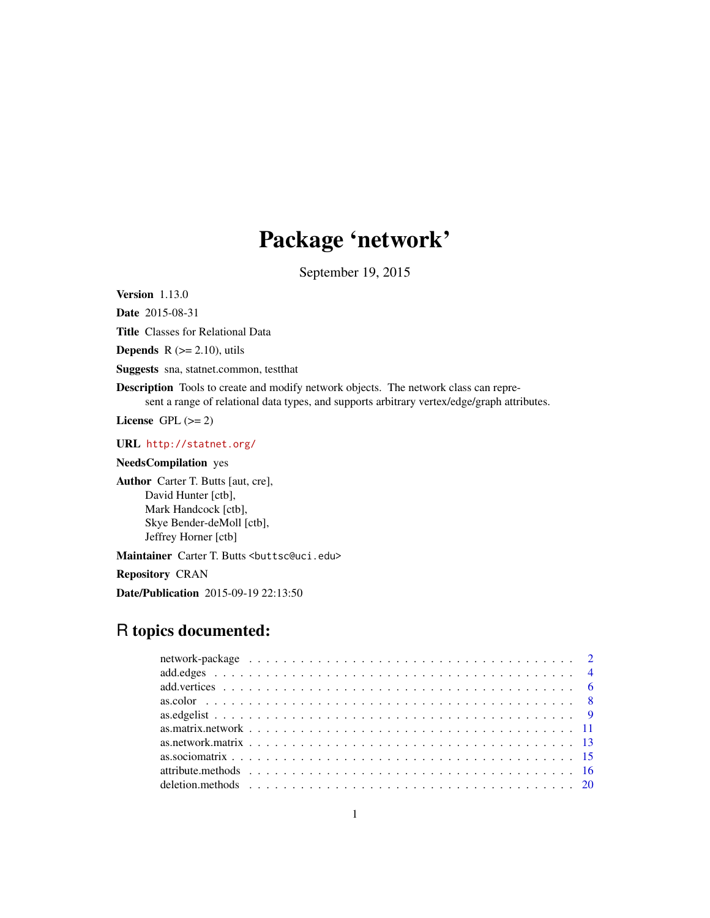# Package 'network'

September 19, 2015

**Version** 1.13.0

**Date** 2015-08-31

**Title** Classes for Relational Data

**Depends** R (>= 2.10), utils

**Suggests** sna, statnet.common, testthat

**Description** Tools to create and modify network objects. The network class can represent a range of relational data types, and supports arbitrary vertex/edge/graph attributes.

**License** GPL (>= 2)

**URL** http://statnet.org/

**NeedsCompilation** yes

**Author** Carter T. Butts [aut, cre],
David Hunter [ctb],
Mark Handcock [ctb],
Skye Bender-deMoll [ctb],
Jeffrey Horner [ctb]

**Maintainer** Carter T. Butts <buttsc@uci.edu>

**Repository** CRAN

**Date/Publication** 2015-09-19 22:13:50

## R topics documented:

| | |
|---|---|
| network-package | 2 |
| add.edges | 4 |
| add.vertices | 6 |
| as.color | 8 |
| as.edgelist | 9 |
| as.matrix.network | 11 |
| as.network.matrix | 13 |
| as.sociomatrix | 15 |
| attribute.methods | 16 |
| deletion.methods | 20 |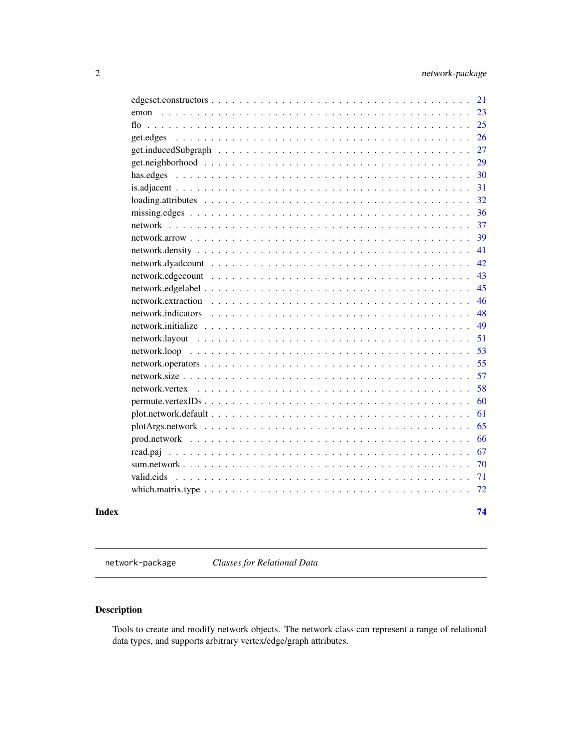edgeset.constructors . . . . . . . . . . . . . . . . . . . . . . . . . . . . . . . . . . . 21
emon . . . . . . . . . . . . . . . . . . . . . . . . . . . . . . . . . . . . . . . . . . 23
flo . . . . . . . . . . . . . . . . . . . . . . . . . . . . . . . . . . . . . . . . . . . 25
get.edges . . . . . . . . . . . . . . . . . . . . . . . . . . . . . . . . . . . . . . . 26
get.inducedSubgraph . . . . . . . . . . . . . . . . . . . . . . . . . . . . . . . . . 27
get.neighborhood . . . . . . . . . . . . . . . . . . . . . . . . . . . . . . . . . . . 29
has.edges . . . . . . . . . . . . . . . . . . . . . . . . . . . . . . . . . . . . . . . 30
is.adjacent . . . . . . . . . . . . . . . . . . . . . . . . . . . . . . . . . . . . . . 31
loading.attributes . . . . . . . . . . . . . . . . . . . . . . . . . . . . . . . . . . 32
missing.edges . . . . . . . . . . . . . . . . . . . . . . . . . . . . . . . . . . . . . 36
network . . . . . . . . . . . . . . . . . . . . . . . . . . . . . . . . . . . . . . . . 37
network.arrow . . . . . . . . . . . . . . . . . . . . . . . . . . . . . . . . . . . . . 39
network.density . . . . . . . . . . . . . . . . . . . . . . . . . . . . . . . . . . . . 41
network.dyadcount . . . . . . . . . . . . . . . . . . . . . . . . . . . . . . . . . . . 42
network.edgecount . . . . . . . . . . . . . . . . . . . . . . . . . . . . . . . . . . . 43
network.edgelabel . . . . . . . . . . . . . . . . . . . . . . . . . . . . . . . . . . . 45
network.extraction . . . . . . . . . . . . . . . . . . . . . . . . . . . . . . . . . . . 46
network.indicators . . . . . . . . . . . . . . . . . . . . . . . . . . . . . . . . . . . 48
network.initialize . . . . . . . . . . . . . . . . . . . . . . . . . . . . . . . . . . . 49
network.layout . . . . . . . . . . . . . . . . . . . . . . . . . . . . . . . . . . . . . 51
network.loop . . . . . . . . . . . . . . . . . . . . . . . . . . . . . . . . . . . . . . 53
network.operators . . . . . . . . . . . . . . . . . . . . . . . . . . . . . . . . . . . 55
network.size . . . . . . . . . . . . . . . . . . . . . . . . . . . . . . . . . . . . . . 57
network.vertex . . . . . . . . . . . . . . . . . . . . . . . . . . . . . . . . . . . . . 58
permute.vertexIDs . . . . . . . . . . . . . . . . . . . . . . . . . . . . . . . . . . . 60
plot.network.default . . . . . . . . . . . . . . . . . . . . . . . . . . . . . . . . . 61
plotArgs.network . . . . . . . . . . . . . . . . . . . . . . . . . . . . . . . . . . . 65
prod.network . . . . . . . . . . . . . . . . . . . . . . . . . . . . . . . . . . . . . 66
read.paj . . . . . . . . . . . . . . . . . . . . . . . . . . . . . . . . . . . . . . . . 67
sum.network . . . . . . . . . . . . . . . . . . . . . . . . . . . . . . . . . . . . . . 70
valid.eids . . . . . . . . . . . . . . . . . . . . . . . . . . . . . . . . . . . . . . . 71
which.matrix.type . . . . . . . . . . . . . . . . . . . . . . . . . . . . . . . . . . . 72

**Index** **74**

---

`network-package` *Classes for Relational Data*

---

## Description

Tools to create and modify network objects. The network class can represent a range of relational data types, and supports arbitrary vertex/edge/graph attributes.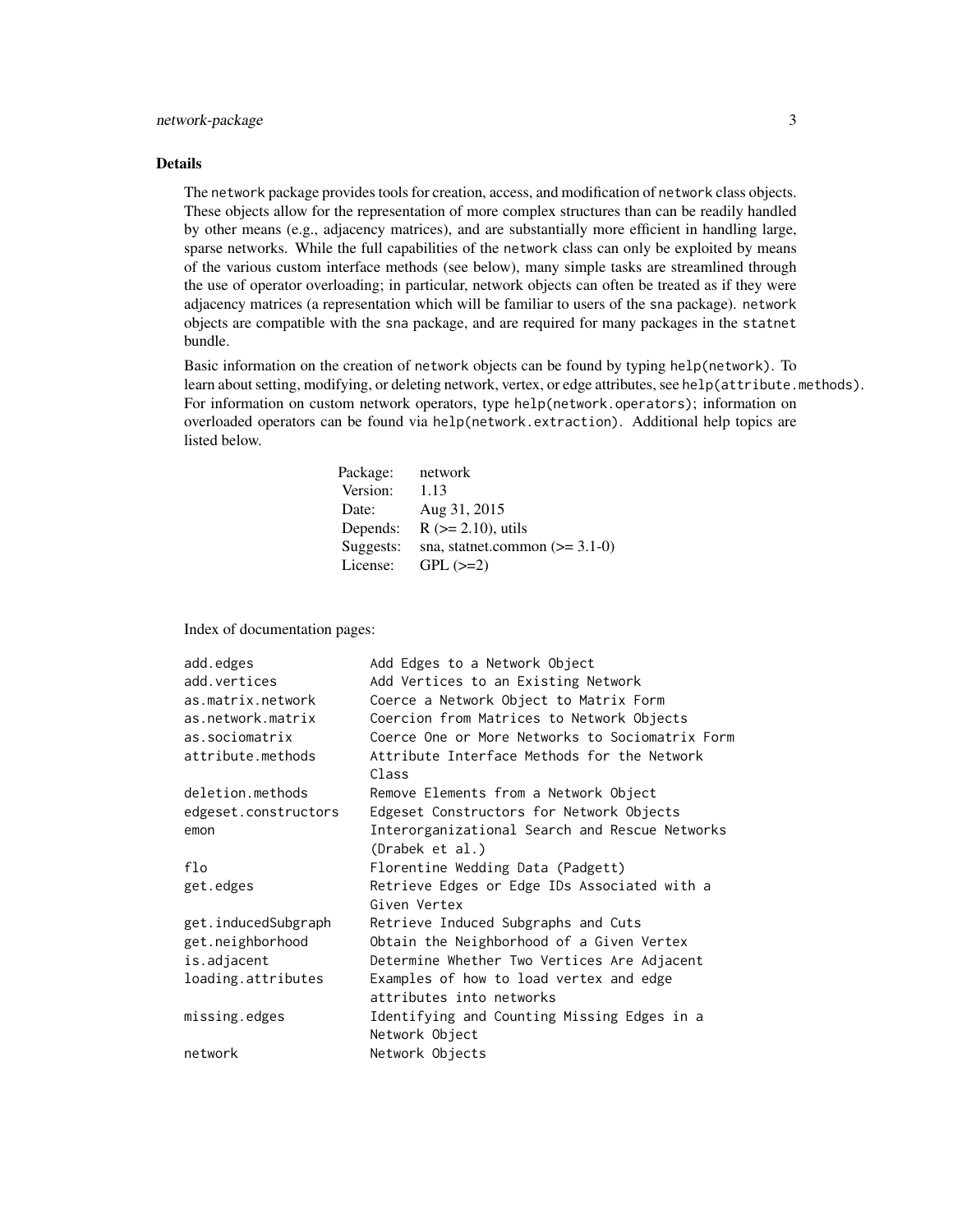## Details

The `network` package provides tools for creation, access, and modification of `network` class objects. These objects allow for the representation of more complex structures than can be readily handled by other means (e.g., adjacency matrices), and are substantially more efficient in handling large, sparse networks. While the full capabilities of the `network` class can only be exploited by means of the various custom interface methods (see below), many simple tasks are streamlined through the use of operator overloading; in particular, network objects can often be treated as if they were adjacency matrices (a representation which will be familiar to users of the sna package). `network` objects are compatible with the sna package, and are required for many packages in the `statnet` bundle.

Basic information on the creation of `network` objects can be found by typing `help(network)`. To learn about setting, modifying, or deleting network, vertex, or edge attributes, see `help(attribute.methods)`. For information on custom network operators, type `help(network.operators)`; information on overloaded operators can be found via `help(network.extraction)`. Additional help topics are listed below.

| | |
|---|---|
| Package: | network |
| Version: | 1.13 |
| Date: | Aug 31, 2015 |
| Depends: | R (>= 2.10), utils |
| Suggests: | sna, statnet.common (>= 3.1-0) |
| License: | GPL (>=2) |

Index of documentation pages:

```
add.edges               Add Edges to a Network Object
add.vertices            Add Vertices to an Existing Network
as.matrix.network       Coerce a Network Object to Matrix Form
as.network.matrix       Coercion from Matrices to Network Objects
as.sociomatrix          Coerce One or More Networks to Sociomatrix Form
attribute.methods       Attribute Interface Methods for the Network
                        Class
deletion.methods        Remove Elements from a Network Object
edgeset.constructors    Edgeset Constructors for Network Objects
emon                    Interorganizational Search and Rescue Networks
                        (Drabek et al.)
flo                     Florentine Wedding Data (Padgett)
get.edges               Retrieve Edges or Edge IDs Associated with a
                        Given Vertex
get.inducedSubgraph     Retrieve Induced Subgraphs and Cuts
get.neighborhood        Obtain the Neighborhood of a Given Vertex
is.adjacent             Determine Whether Two Vertices Are Adjacent
loading.attributes      Examples of how to load vertex and edge
                        attributes into networks
missing.edges           Identifying and Counting Missing Edges in a
                        Network Object
network                 Network Objects
```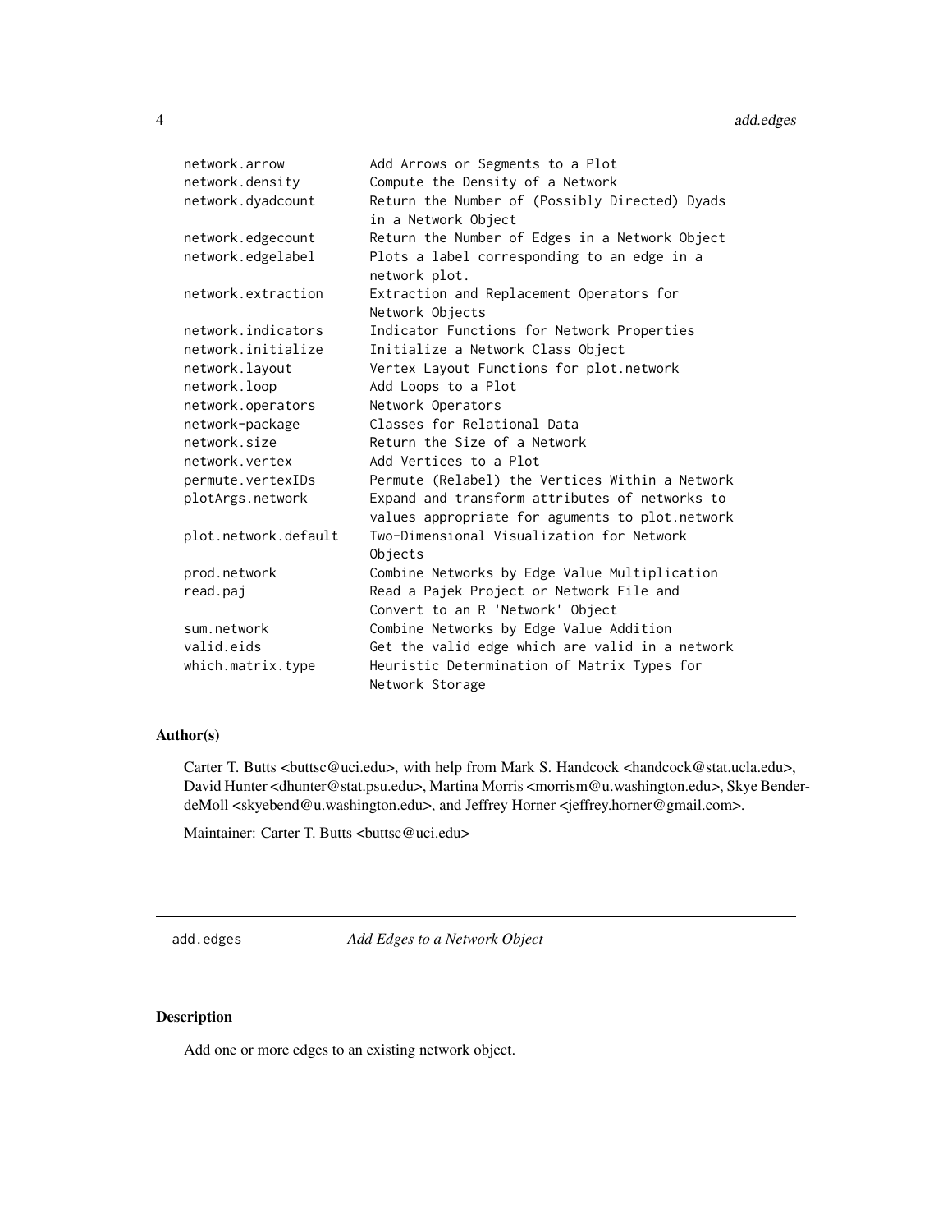| | |
|---|---|
| network.arrow | Add Arrows or Segments to a Plot |
| network.density | Compute the Density of a Network |
| network.dyadcount | Return the Number of (Possibly Directed) Dyads in a Network Object |
| network.edgecount | Return the Number of Edges in a Network Object |
| network.edgelabel | Plots a label corresponding to an edge in a network plot. |
| network.extraction | Extraction and Replacement Operators for Network Objects |
| network.indicators | Indicator Functions for Network Properties |
| network.initialize | Initialize a Network Class Object |
| network.layout | Vertex Layout Functions for plot.network |
| network.loop | Add Loops to a Plot |
| network.operators | Network Operators |
| network-package | Classes for Relational Data |
| network.size | Return the Size of a Network |
| network.vertex | Add Vertices to a Plot |
| permute.vertexIDs | Permute (Relabel) the Vertices Within a Network |
| plotArgs.network | Expand and transform attributes of networks to values appropriate for aguments to plot.network |
| plot.network.default | Two-Dimensional Visualization for Network Objects |
| prod.network | Combine Networks by Edge Value Multiplication |
| read.paj | Read a Pajek Project or Network File and Convert to an R 'Network' Object |
| sum.network | Combine Networks by Edge Value Addition |
| valid.eids | Get the valid edge which are valid in a network |
| which.matrix.type | Heuristic Determination of Matrix Types for Network Storage |

### Author(s)

Carter T. Butts <buttsc@uci.edu>, with help from Mark S. Handcock <handcock@stat.ucla.edu>, David Hunter <dhunter@stat.psu.edu>, Martina Morris <morrism@u.washington.edu>, Skye Bender-deMoll <skyebend@u.washington.edu>, and Jeffrey Horner <jeffrey.horner@gmail.com>.

Maintainer: Carter T. Butts <buttsc@uci.edu>

---

## add.edges — *Add Edges to a Network Object*

### Description

Add one or more edges to an existing network object.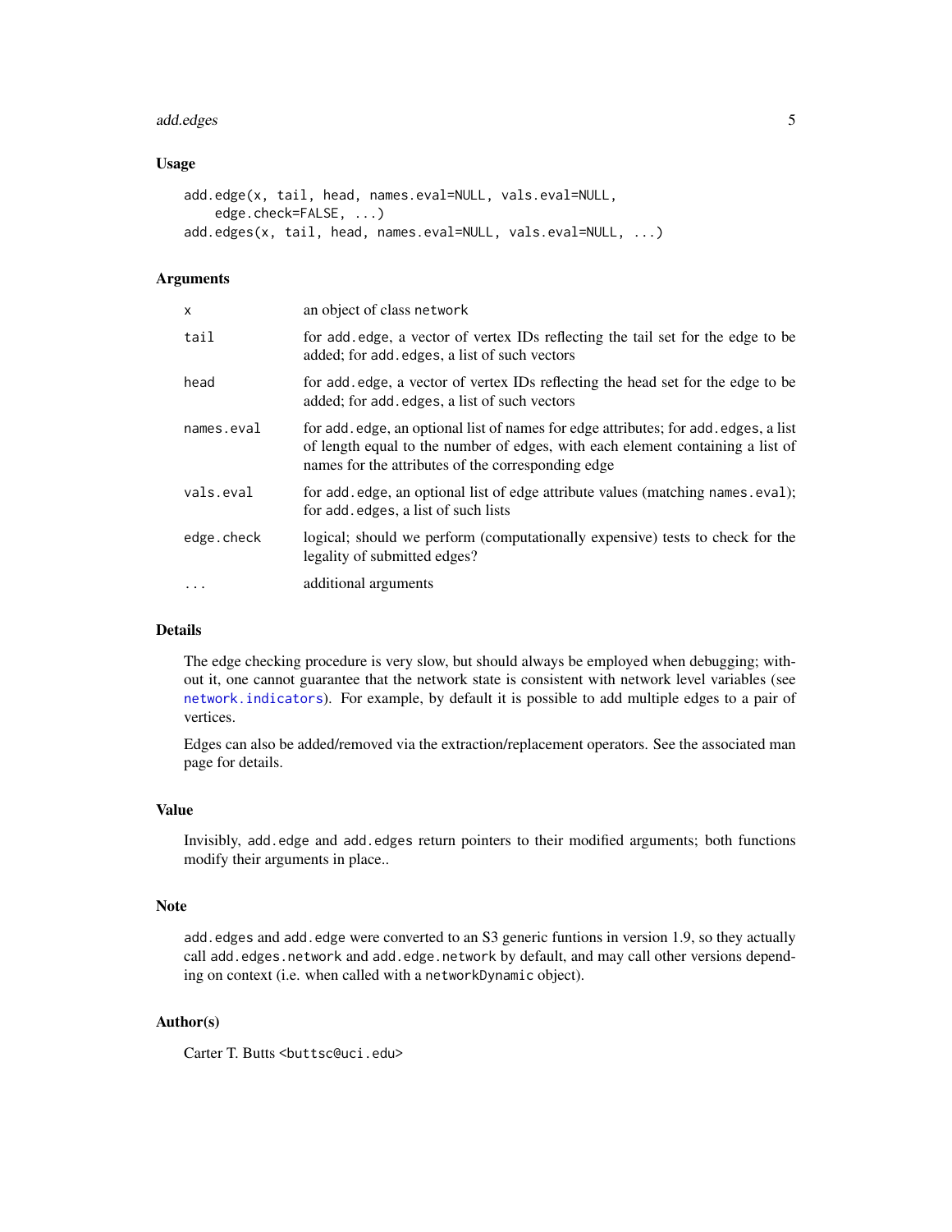## Usage

```
add.edge(x, tail, head, names.eval=NULL, vals.eval=NULL,
    edge.check=FALSE, ...)
add.edges(x, tail, head, names.eval=NULL, vals.eval=NULL, ...)
```

## Arguments

| | |
|---|---|
| `x` | an object of class `network` |
| `tail` | for `add.edge`, a vector of vertex IDs reflecting the tail set for the edge to be added; for `add.edges`, a list of such vectors |
| `head` | for `add.edge`, a vector of vertex IDs reflecting the head set for the edge to be added; for `add.edges`, a list of such vectors |
| `names.eval` | for `add.edge`, an optional list of names for edge attributes; for `add.edges`, a list of length equal to the number of edges, with each element containing a list of names for the attributes of the corresponding edge |
| `vals.eval` | for `add.edge`, an optional list of edge attribute values (matching `names.eval`); for `add.edges`, a list of such lists |
| `edge.check` | logical; should we perform (computationally expensive) tests to check for the legality of submitted edges? |
| `...` | additional arguments |

## Details

The edge checking procedure is very slow, but should always be employed when debugging; without it, one cannot guarantee that the network state is consistent with network level variables (see `network.indicators`). For example, by default it is possible to add multiple edges to a pair of vertices.

Edges can also be added/removed via the extraction/replacement operators. See the associated man page for details.

## Value

Invisibly, `add.edge` and `add.edges` return pointers to their modified arguments; both functions modify their arguments in place..

## Note

`add.edges` and `add.edge` were converted to an S3 generic funtions in version 1.9, so they actually call `add.edges.network` and `add.edge.network` by default, and may call other versions depending on context (i.e. when called with a `networkDynamic` object).

## Author(s)

Carter T. Butts <buttsc@uci.edu>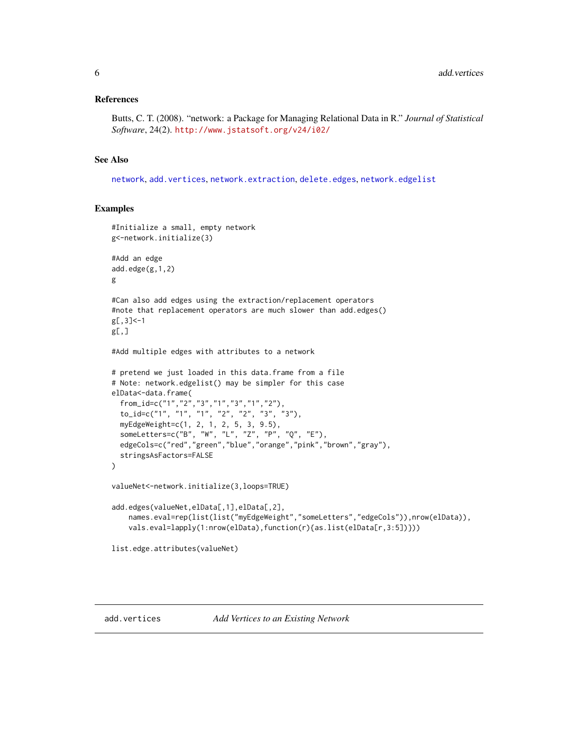### References

Butts, C. T. (2008). "network: a Package for Managing Relational Data in R." *Journal of Statistical Software*, 24(2). http://www.jstatsoft.org/v24/i02/

### See Also

network, add.vertices, network.extraction, delete.edges, network.edgelist

### Examples

```
#Initialize a small, empty network
g<-network.initialize(3)

#Add an edge
add.edge(g,1,2)
g

#Can also add edges using the extraction/replacement operators
#note that replacement operators are much slower than add.edges()
g[,3]<-1
g[,]

#Add multiple edges with attributes to a network

# pretend we just loaded in this data.frame from a file
# Note: network.edgelist() may be simpler for this case
elData<-data.frame(
  from_id=c("1","2","3","1","3","1","2"),
  to_id=c("1", "1", "1", "2", "2", "3", "3"),
  myEdgeWeight=c(1, 2, 1, 2, 5, 3, 9.5),
  someLetters=c("B", "W", "L", "Z", "P", "Q", "E"),
  edgeCols=c("red","green","blue","orange","pink","brown","gray"),
  stringsAsFactors=FALSE
)

valueNet<-network.initialize(3,loops=TRUE)

add.edges(valueNet,elData[,1],elData[,2],
    names.eval=rep(list(list("myEdgeWeight","someLetters","edgeCols")),nrow(elData)),
    vals.eval=lapply(1:nrow(elData),function(r){as.list(elData[r,3:5])}))

list.edge.attributes(valueNet)
```

## add.vertices *Add Vertices to an Existing Network*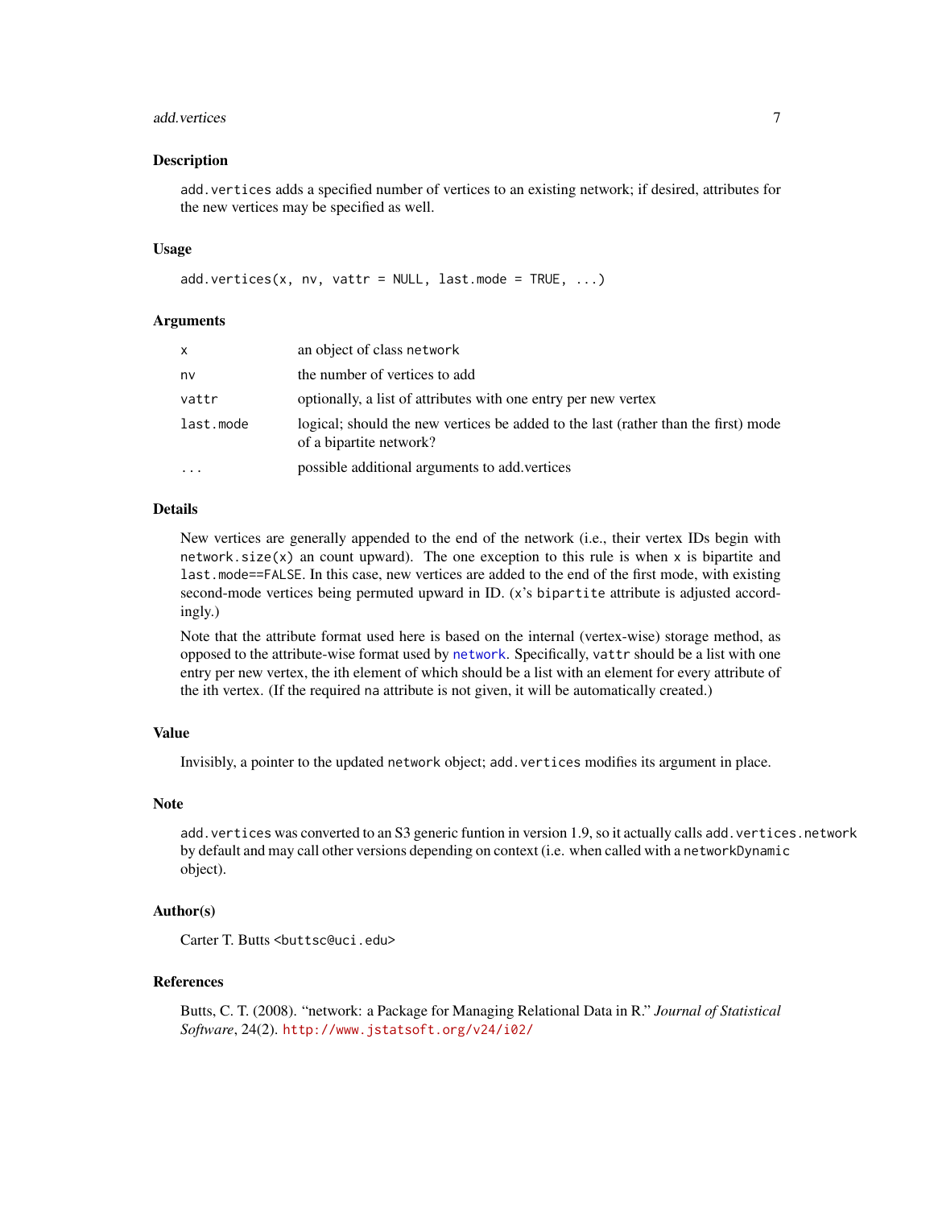## Description

`add.vertices` adds a specified number of vertices to an existing network; if desired, attributes for the new vertices may be specified as well.

## Usage

```
add.vertices(x, nv, vattr = NULL, last.mode = TRUE, ...)
```

## Arguments

| | |
|---|---|
| `x` | an object of class `network` |
| `nv` | the number of vertices to add |
| `vattr` | optionally, a list of attributes with one entry per new vertex |
| `last.mode` | logical; should the new vertices be added to the last (rather than the first) mode of a bipartite network? |
| `...` | possible additional arguments to add.vertices |

## Details

New vertices are generally appended to the end of the network (i.e., their vertex IDs begin with `network.size(x)` an count upward). The one exception to this rule is when `x` is bipartite and `last.mode==FALSE`. In this case, new vertices are added to the end of the first mode, with existing second-mode vertices being permuted upward in ID. (`x`'s `bipartite` attribute is adjusted accordingly.)

Note that the attribute format used here is based on the internal (vertex-wise) storage method, as opposed to the attribute-wise format used by `network`. Specifically, `vattr` should be a list with one entry per new vertex, the ith element of which should be a list with an element for every attribute of the ith vertex. (If the required `na` attribute is not given, it will be automatically created.)

## Value

Invisibly, a pointer to the updated `network` object; `add.vertices` modifies its argument in place.

## Note

`add.vertices` was converted to an S3 generic funtion in version 1.9, so it actually calls `add.vertices.network` by default and may call other versions depending on context (i.e. when called with a `networkDynamic` object).

## Author(s)

Carter T. Butts <buttsc@uci.edu>

## References

Butts, C. T. (2008). "network: a Package for Managing Relational Data in R." *Journal of Statistical Software*, 24(2). http://www.jstatsoft.org/v24/i02/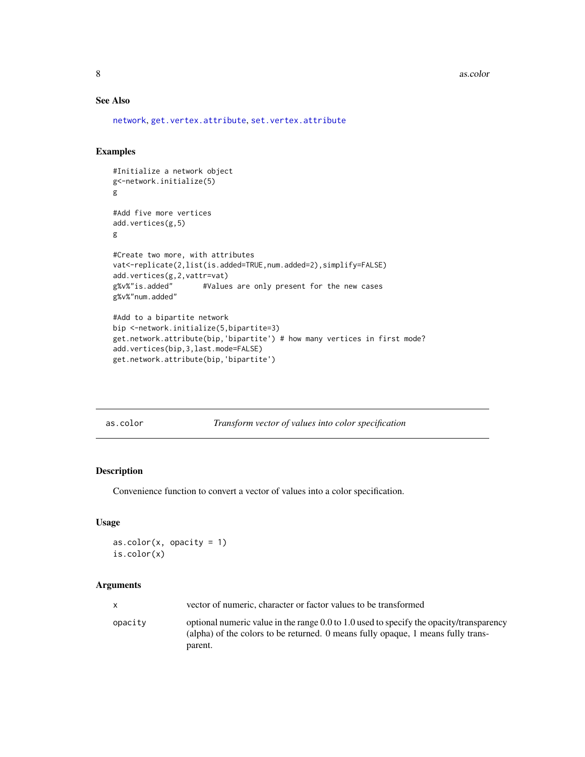### See Also

network, get.vertex.attribute, set.vertex.attribute

### Examples

```
#Initialize a network object
g<-network.initialize(5)
g

#Add five more vertices
add.vertices(g,5)
g

#Create two more, with attributes
vat<-replicate(2,list(is.added=TRUE,num.added=2),simplify=FALSE)
add.vertices(g,2,vattr=vat)
g%v%"is.added"       #Values are only present for the new cases
g%v%"num.added"

#Add to a bipartite network
bip <-network.initialize(5,bipartite=3)
get.network.attribute(bip,'bipartite') # how many vertices in first mode?
add.vertices(bip,3,last.mode=FALSE)
get.network.attribute(bip,'bipartite')
```

---

## as.color — *Transform vector of values into color specification*

### Description

Convenience function to convert a vector of values into a color specification.

### Usage

```
as.color(x, opacity = 1)
is.color(x)
```

### Arguments

| | |
|---|---|
| x | vector of numeric, character or factor values to be transformed |
| opacity | optional numeric value in the range 0.0 to 1.0 used to specify the opacity/transparency (alpha) of the colors to be returned. 0 means fully opaque, 1 means fully transparent. |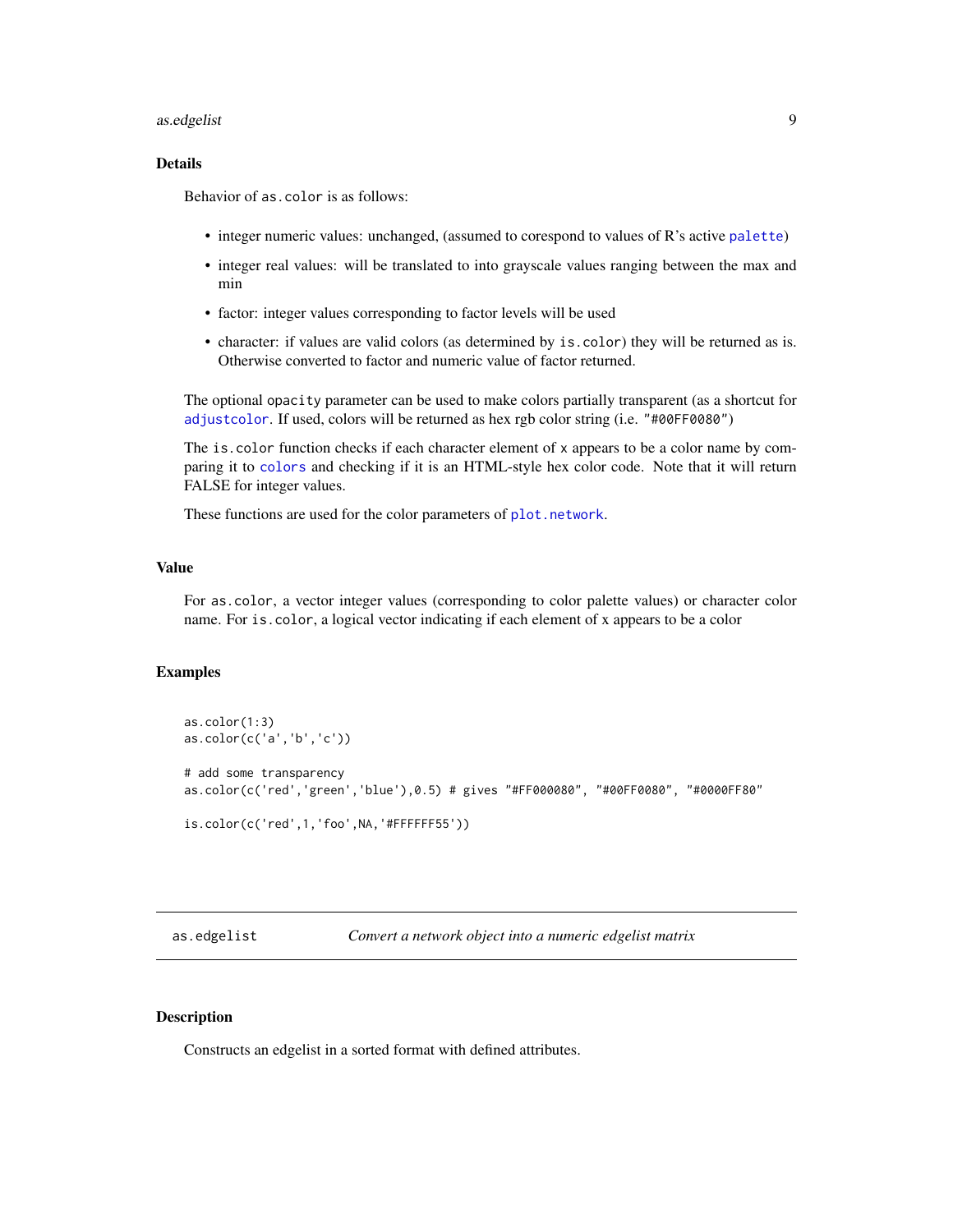### Details

Behavior of `as.color` is as follows:

- integer numeric values: unchanged, (assumed to corespond to values of R's active `palette`)
- integer real values: will be translated to into grayscale values ranging between the max and min
- factor: integer values corresponding to factor levels will be used
- character: if values are valid colors (as determined by `is.color`) they will be returned as is. Otherwise converted to factor and numeric value of factor returned.

The optional `opacity` parameter can be used to make colors partially transparent (as a shortcut for `adjustcolor`. If used, colors will be returned as hex rgb color string (i.e. `"#00FF0080"`)

The `is.color` function checks if each character element of `x` appears to be a color name by comparing it to `colors` and checking if it is an HTML-style hex color code. Note that it will return FALSE for integer values.

These functions are used for the color parameters of `plot.network`.

### Value

For `as.color`, a vector integer values (corresponding to color palette values) or character color name. For `is.color`, a logical vector indicating if each element of x appears to be a color

### Examples

```
as.color(1:3)
as.color(c('a','b','c'))

# add some transparency
as.color(c('red','green','blue'),0.5) # gives "#FF000080", "#00FF0080", "#0000FF80"

is.color(c('red',1,'foo',NA,'#FFFFFF55'))
```

---

## as.edgelist &emsp; *Convert a network object into a numeric edgelist matrix*

### Description

Constructs an edgelist in a sorted format with defined attributes.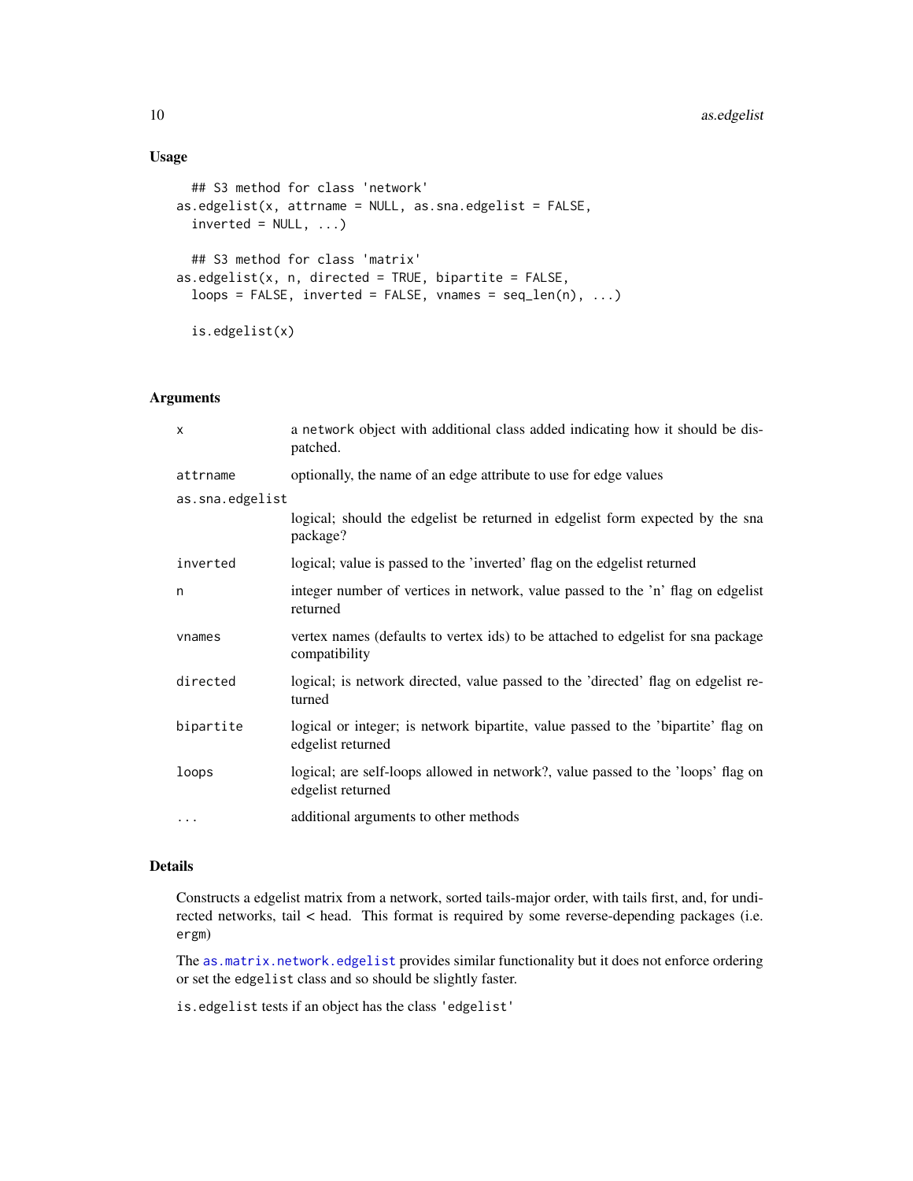## Usage

```
## S3 method for class 'network'
as.edgelist(x, attrname = NULL, as.sna.edgelist = FALSE,
  inverted = NULL, ...)

## S3 method for class 'matrix'
as.edgelist(x, n, directed = TRUE, bipartite = FALSE,
  loops = FALSE, inverted = FALSE, vnames = seq_len(n), ...)

is.edgelist(x)
```

## Arguments

| | |
|---|---|
| `x` | a `network` object with additional class added indicating how it should be dispatched. |
| `attrname` | optionally, the name of an edge attribute to use for edge values |
| `as.sna.edgelist` | logical; should the edgelist be returned in edgelist form expected by the sna package? |
| `inverted` | logical; value is passed to the 'inverted' flag on the edgelist returned |
| `n` | integer number of vertices in network, value passed to the 'n' flag on edgelist returned |
| `vnames` | vertex names (defaults to vertex ids) to be attached to edgelist for sna package compatibility |
| `directed` | logical; is network directed, value passed to the 'directed' flag on edgelist returned |
| `bipartite` | logical or integer; is network bipartite, value passed to the 'bipartite' flag on edgelist returned |
| `loops` | logical; are self-loops allowed in network?, value passed to the 'loops' flag on edgelist returned |
| `...` | additional arguments to other methods |

## Details

Constructs a edgelist matrix from a network, sorted tails-major order, with tails first, and, for undirected networks, tail < head. This format is required by some reverse-depending packages (i.e. `ergm`)

The `as.matrix.network.edgelist` provides similar functionality but it does not enforce ordering or set the `edgelist` class and so should be slightly faster.

`is.edgelist` tests if an object has the class `'edgelist'`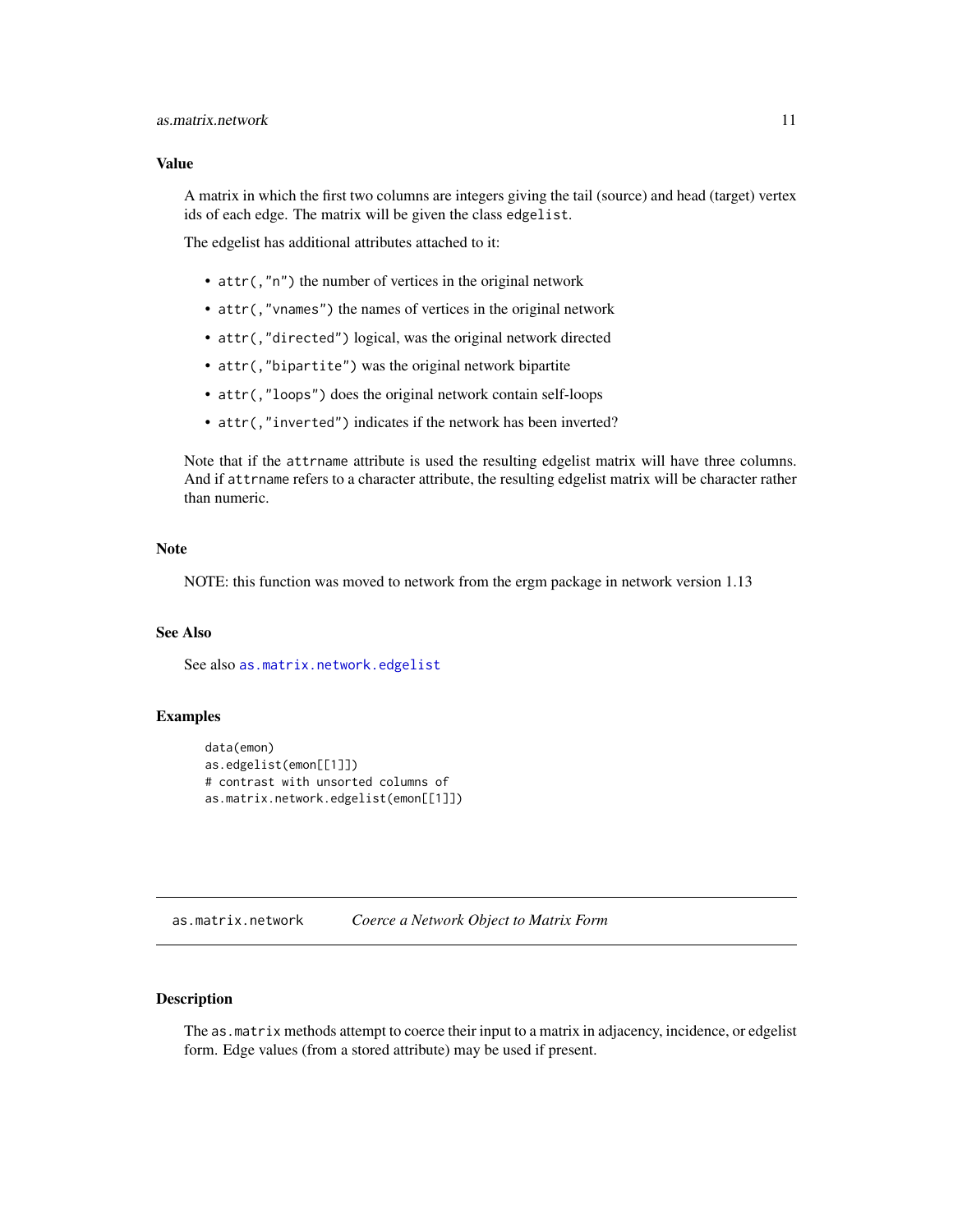### Value

A matrix in which the first two columns are integers giving the tail (source) and head (target) vertex ids of each edge. The matrix will be given the class `edgelist`.

The edgelist has additional attributes attached to it:

- `attr(,"n")` the number of vertices in the original network
- `attr(,"vnames")` the names of vertices in the original network
- `attr(,"directed")` logical, was the original network directed
- `attr(,"bipartite")` was the original network bipartite
- `attr(,"loops")` does the original network contain self-loops
- `attr(,"inverted")` indicates if the network has been inverted?

Note that if the `attrname` attribute is used the resulting edgelist matrix will have three columns. And if `attrname` refers to a character attribute, the resulting edgelist matrix will be character rather than numeric.

### Note

NOTE: this function was moved to network from the ergm package in network version 1.13

### See Also

See also `as.matrix.network.edgelist`

### Examples

```
data(emon)
as.edgelist(emon[[1]])
# contrast with unsorted columns of
as.matrix.network.edgelist(emon[[1]])
```

---

## as.matrix.network — *Coerce a Network Object to Matrix Form*

### Description

The `as.matrix` methods attempt to coerce their input to a matrix in adjacency, incidence, or edgelist form. Edge values (from a stored attribute) may be used if present.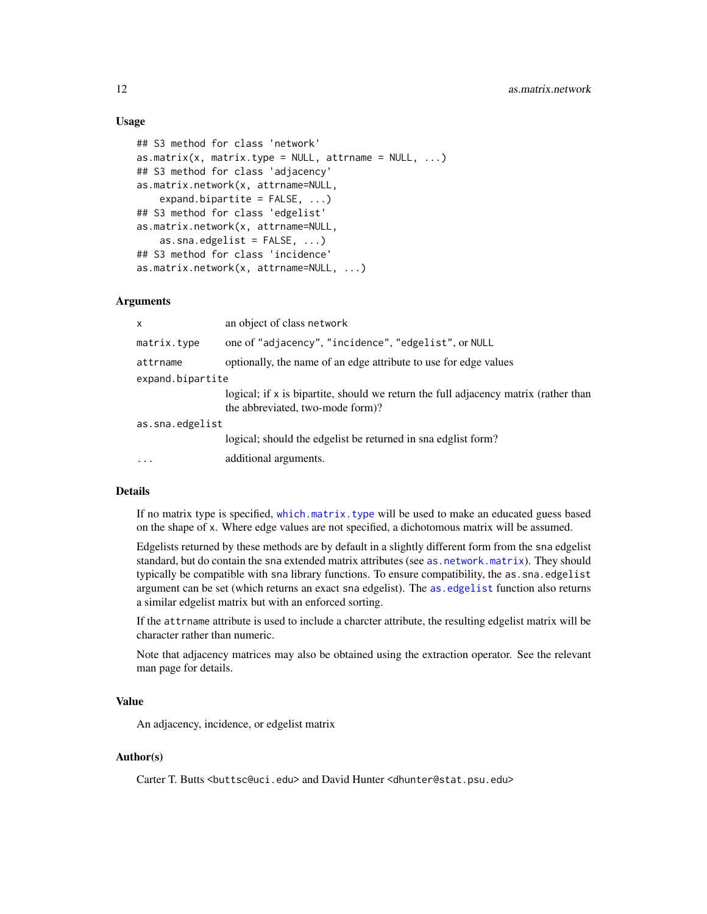## Usage

```
## S3 method for class 'network'
as.matrix(x, matrix.type = NULL, attrname = NULL, ...)
## S3 method for class 'adjacency'
as.matrix.network(x, attrname=NULL,
    expand.bipartite = FALSE, ...)
## S3 method for class 'edgelist'
as.matrix.network(x, attrname=NULL,
    as.sna.edgelist = FALSE, ...)
## S3 method for class 'incidence'
as.matrix.network(x, attrname=NULL, ...)
```

## Arguments

| | |
|---|---|
| `x` | an object of class `network` |
| `matrix.type` | one of `"adjacency"`, `"incidence"`, `"edgelist"`, or `NULL` |
| `attrname` | optionally, the name of an edge attribute to use for edge values |
| `expand.bipartite` | logical; if `x` is bipartite, should we return the full adjacency matrix (rather than the abbreviated, two-mode form)? |
| `as.sna.edgelist` | logical; should the edgelist be returned in sna edglist form? |
| `...` | additional arguments. |

## Details

If no matrix type is specified, `which.matrix.type` will be used to make an educated guess based on the shape of `x`. Where edge values are not specified, a dichotomous matrix will be assumed.

Edgelists returned by these methods are by default in a slightly different form from the `sna` edgelist standard, but do contain the `sna` extended matrix attributes (see `as.network.matrix`). They should typically be compatible with `sna` library functions. To ensure compatibility, the `as.sna.edgelist` argument can be set (which returns an exact `sna` edgelist). The `as.edgelist` function also returns a similar edgelist matrix but with an enforced sorting.

If the `attrname` attribute is used to include a charcter attribute, the resulting edgelist matrix will be character rather than numeric.

Note that adjacency matrices may also be obtained using the extraction operator. See the relevant man page for details.

## Value

An adjacency, incidence, or edgelist matrix

## Author(s)

Carter T. Butts <buttsc@uci.edu> and David Hunter <dhunter@stat.psu.edu>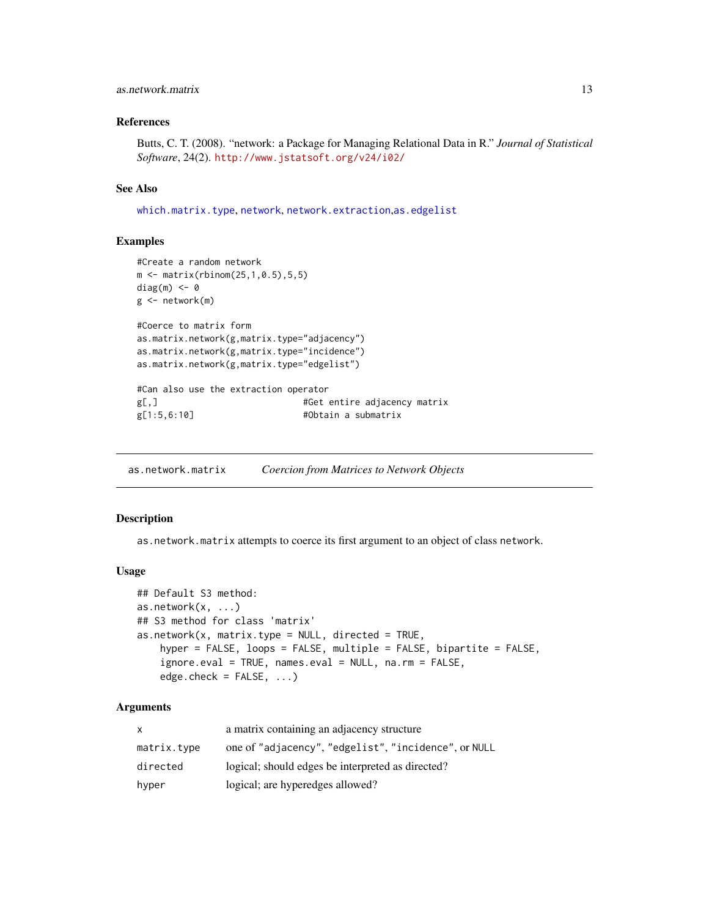### References

Butts, C. T. (2008). "network: a Package for Managing Relational Data in R." *Journal of Statistical Software*, 24(2). http://www.jstatsoft.org/v24/i02/

### See Also

which.matrix.type, network, network.extraction,as.edgelist

### Examples

```
#Create a random network
m <- matrix(rbinom(25,1,0.5),5,5)
diag(m) <- 0
g <- network(m)

#Coerce to matrix form
as.matrix.network(g,matrix.type="adjacency")
as.matrix.network(g,matrix.type="incidence")
as.matrix.network(g,matrix.type="edgelist")

#Can also use the extraction operator
g[,]                            #Get entire adjacency matrix
g[1:5,6:10]                     #Obtain a submatrix
```

---

## as.network.matrix &nbsp;&nbsp;&nbsp; *Coercion from Matrices to Network Objects*

### Description

`as.network.matrix` attempts to coerce its first argument to an object of class `network`.

### Usage

```
## Default S3 method:
as.network(x, ...)
## S3 method for class 'matrix'
as.network(x, matrix.type = NULL, directed = TRUE,
    hyper = FALSE, loops = FALSE, multiple = FALSE, bipartite = FALSE,
    ignore.eval = TRUE, names.eval = NULL, na.rm = FALSE,
    edge.check = FALSE, ...)
```

### Arguments

| | |
|---|---|
| `x` | a matrix containing an adjacency structure |
| `matrix.type` | one of `"adjacency"`, `"edgelist"`, `"incidence"`, or `NULL` |
| `directed` | logical; should edges be interpreted as directed? |
| `hyper` | logical; are hyperedges allowed? |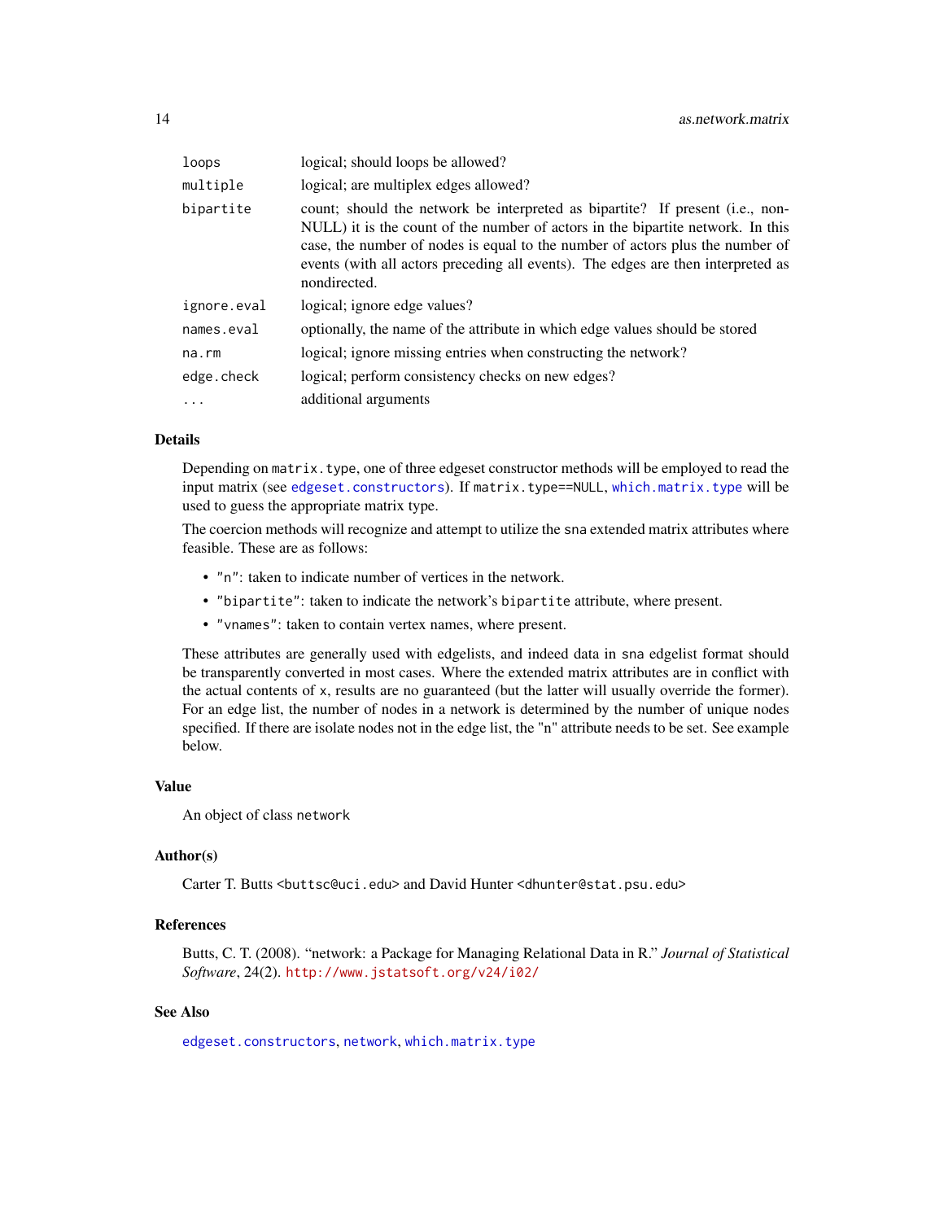| | |
|---|---|
| `loops` | logical; should loops be allowed? |
| `multiple` | logical; are multiplex edges allowed? |
| `bipartite` | count; should the network be interpreted as bipartite? If present (i.e., non-NULL) it is the count of the number of actors in the bipartite network. In this case, the number of nodes is equal to the number of actors plus the number of events (with all actors preceding all events). The edges are then interpreted as nondirected. |
| `ignore.eval` | logical; ignore edge values? |
| `names.eval` | optionally, the name of the attribute in which edge values should be stored |
| `na.rm` | logical; ignore missing entries when constructing the network? |
| `edge.check` | logical; perform consistency checks on new edges? |
| `...` | additional arguments |

## Details

Depending on `matrix.type`, one of three edgeset constructor methods will be employed to read the input matrix (see `edgeset.constructors`). If `matrix.type==NULL`, `which.matrix.type` will be used to guess the appropriate matrix type.

The coercion methods will recognize and attempt to utilize the `sna` extended matrix attributes where feasible. These are as follows:

- `"n"`: taken to indicate number of vertices in the network.
- `"bipartite"`: taken to indicate the network's `bipartite` attribute, where present.
- `"vnames"`: taken to contain vertex names, where present.

These attributes are generally used with edgelists, and indeed data in `sna` edgelist format should be transparently converted in most cases. Where the extended matrix attributes are in conflict with the actual contents of `x`, results are no guaranteed (but the latter will usually override the former). For an edge list, the number of nodes in a network is determined by the number of unique nodes specified. If there are isolate nodes not in the edge list, the "n" attribute needs to be set. See example below.

## Value

An object of class `network`

## Author(s)

Carter T. Butts <`buttsc@uci.edu`> and David Hunter <`dhunter@stat.psu.edu`>

## References

Butts, C. T. (2008). "network: a Package for Managing Relational Data in R." *Journal of Statistical Software*, 24(2). http://www.jstatsoft.org/v24/i02/

## See Also

`edgeset.constructors`, `network`, `which.matrix.type`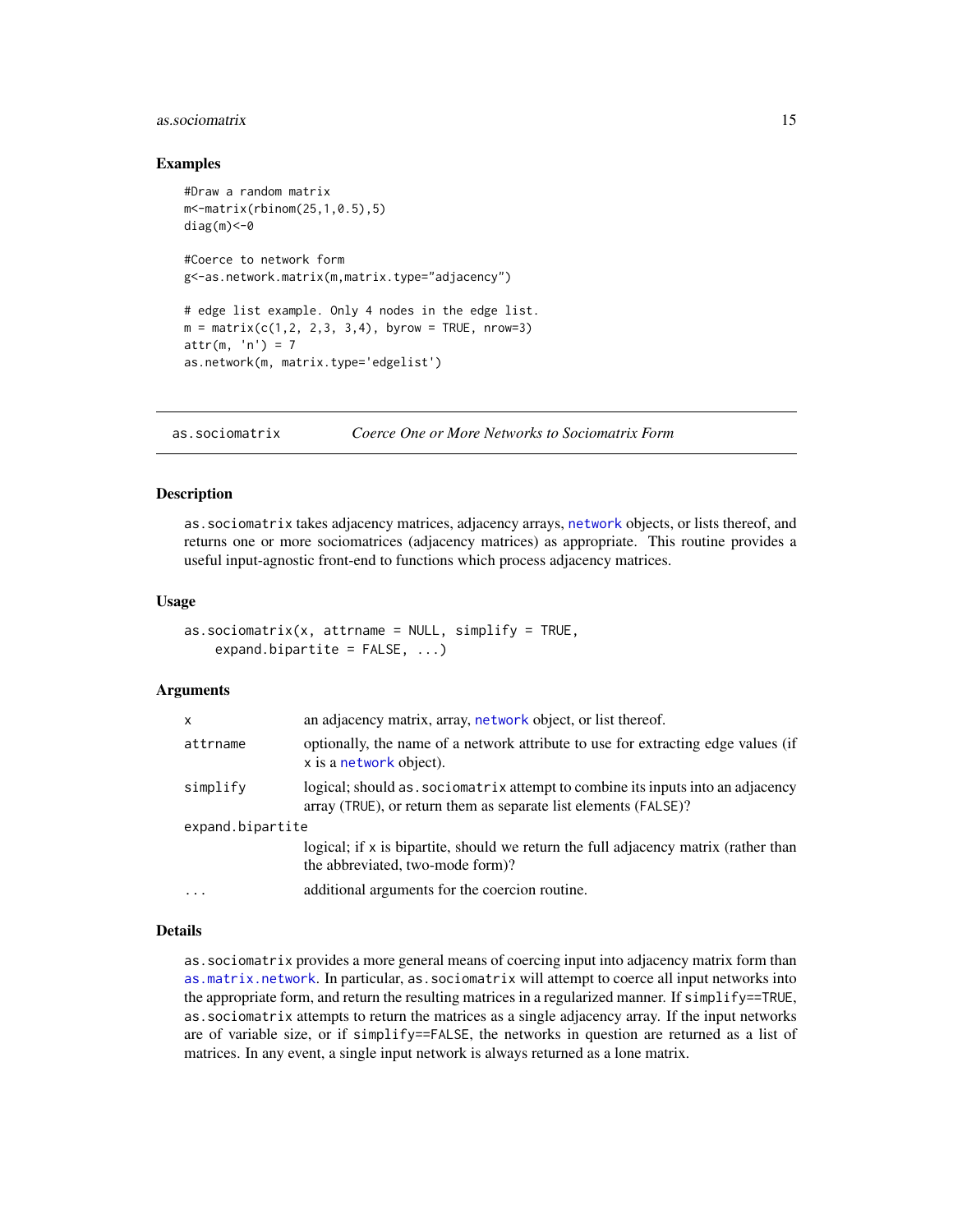## Examples

```
#Draw a random matrix
m<-matrix(rbinom(25,1,0.5),5)
diag(m)<-0

#Coerce to network form
g<-as.network.matrix(m,matrix.type="adjacency")

# edge list example. Only 4 nodes in the edge list.
m = matrix(c(1,2, 2,3, 3,4), byrow = TRUE, nrow=3)
attr(m, 'n') = 7
as.network(m, matrix.type='edgelist')
```

---

# as.sociomatrix — *Coerce One or More Networks to Sociomatrix Form*

## Description

`as.sociomatrix` takes adjacency matrices, adjacency arrays, `network` objects, or lists thereof, and returns one or more sociomatrices (adjacency matrices) as appropriate. This routine provides a useful input-agnostic front-end to functions which process adjacency matrices.

## Usage

```
as.sociomatrix(x, attrname = NULL, simplify = TRUE,
    expand.bipartite = FALSE, ...)
```

## Arguments

| | |
|---|---|
| `x` | an adjacency matrix, array, `network` object, or list thereof. |
| `attrname` | optionally, the name of a network attribute to use for extracting edge values (if `x` is a `network` object). |
| `simplify` | logical; should `as.sociomatrix` attempt to combine its inputs into an adjacency array (`TRUE`), or return them as separate list elements (`FALSE`)? |
| `expand.bipartite` | logical; if `x` is bipartite, should we return the full adjacency matrix (rather than the abbreviated, two-mode form)? |
| `...` | additional arguments for the coercion routine. |

## Details

`as.sociomatrix` provides a more general means of coercing input into adjacency matrix form than `as.matrix.network`. In particular, `as.sociomatrix` will attempt to coerce all input networks into the appropriate form, and return the resulting matrices in a regularized manner. If `simplify==TRUE`, `as.sociomatrix` attempts to return the matrices as a single adjacency array. If the input networks are of variable size, or if `simplify==FALSE`, the networks in question are returned as a list of matrices. In any event, a single input network is always returned as a lone matrix.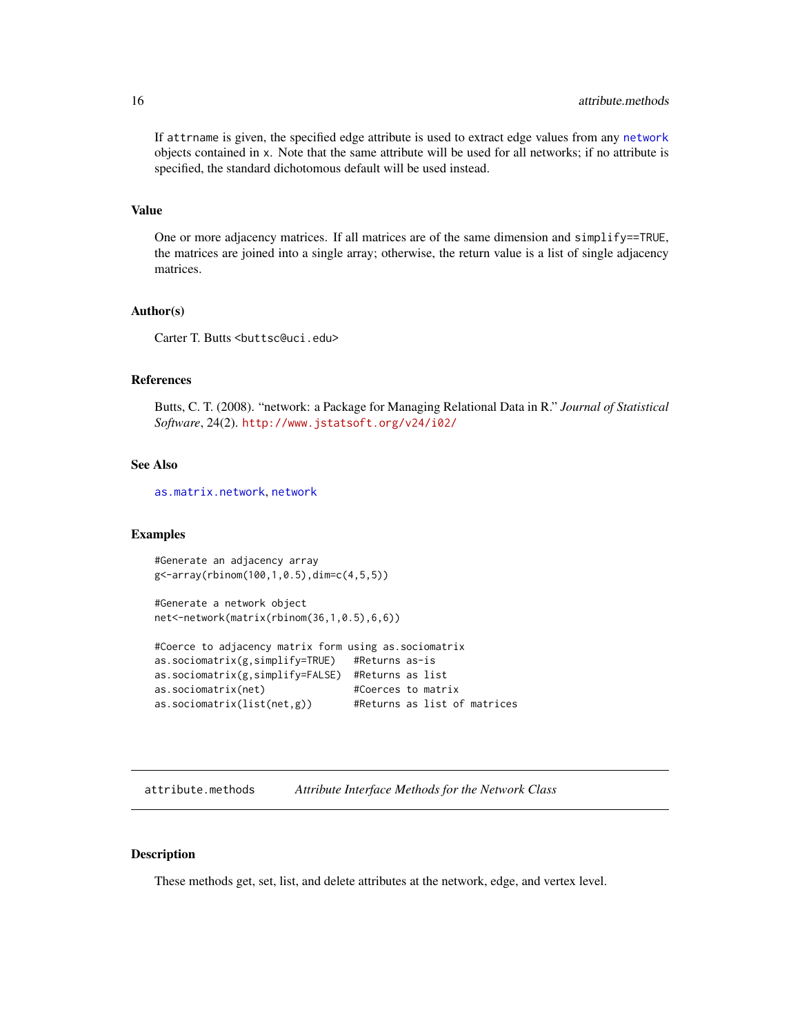If `attrname` is given, the specified edge attribute is used to extract edge values from any `network` objects contained in `x`. Note that the same attribute will be used for all networks; if no attribute is specified, the standard dichotomous default will be used instead.

### Value

One or more adjacency matrices. If all matrices are of the same dimension and `simplify==TRUE`, the matrices are joined into a single array; otherwise, the return value is a list of single adjacency matrices.

### Author(s)

Carter T. Butts <buttsc@uci.edu>

### References

Butts, C. T. (2008). "network: a Package for Managing Relational Data in R." *Journal of Statistical Software*, 24(2). http://www.jstatsoft.org/v24/i02/

### See Also

`as.matrix.network`, `network`

### Examples

```
#Generate an adjacency array
g<-array(rbinom(100,1,0.5),dim=c(4,5,5))

#Generate a network object
net<-network(matrix(rbinom(36,1,0.5),6,6))

#Coerce to adjacency matrix form using as.sociomatrix
as.sociomatrix(g,simplify=TRUE)   #Returns as-is
as.sociomatrix(g,simplify=FALSE)  #Returns as list
as.sociomatrix(net)               #Coerces to matrix
as.sociomatrix(list(net,g))       #Returns as list of matrices
```

---

## attribute.methods — *Attribute Interface Methods for the Network Class*

---

### Description

These methods get, set, list, and delete attributes at the network, edge, and vertex level.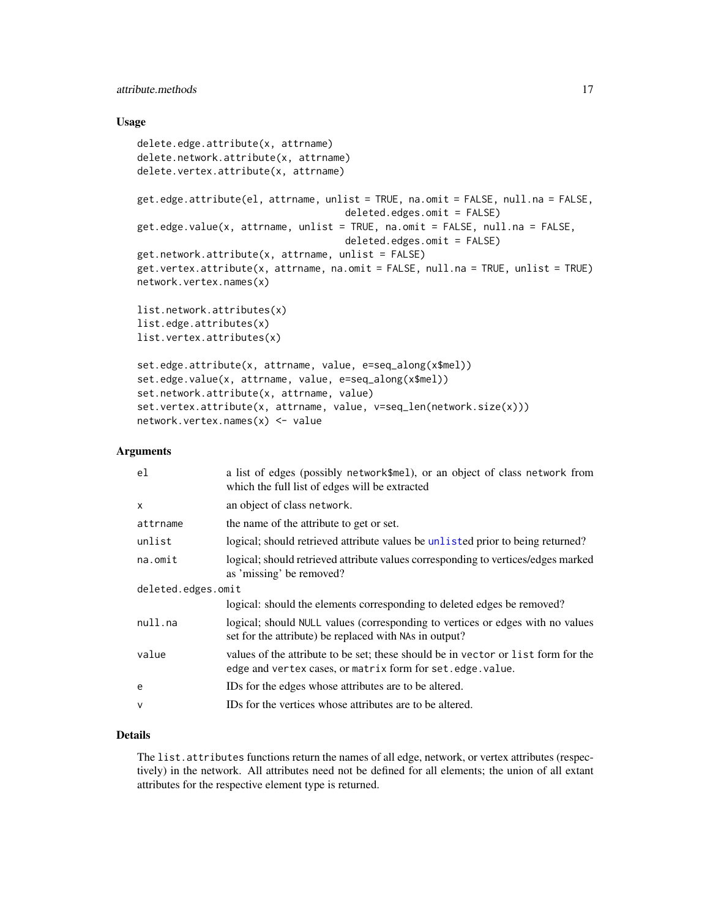## Usage

```
delete.edge.attribute(x, attrname)
delete.network.attribute(x, attrname)
delete.vertex.attribute(x, attrname)

get.edge.attribute(el, attrname, unlist = TRUE, na.omit = FALSE, null.na = FALSE,
                              deleted.edges.omit = FALSE)
get.edge.value(x, attrname, unlist = TRUE, na.omit = FALSE, null.na = FALSE,
                              deleted.edges.omit = FALSE)
get.network.attribute(x, attrname, unlist = FALSE)
get.vertex.attribute(x, attrname, na.omit = FALSE, null.na = TRUE, unlist = TRUE)
network.vertex.names(x)

list.network.attributes(x)
list.edge.attributes(x)
list.vertex.attributes(x)

set.edge.attribute(x, attrname, value, e=seq_along(x$mel))
set.edge.value(x, attrname, value, e=seq_along(x$mel))
set.network.attribute(x, attrname, value)
set.vertex.attribute(x, attrname, value, v=seq_len(network.size(x)))
network.vertex.names(x) <- value
```

## Arguments

| | |
|---|---|
| el | a list of edges (possibly network$mel), or an object of class network from which the full list of edges will be extracted |
| x | an object of class network. |
| attrname | the name of the attribute to get or set. |
| unlist | logical; should retrieved attribute values be unlisted prior to being returned? |
| na.omit | logical; should retrieved attribute values corresponding to vertices/edges marked as 'missing' be removed? |
| deleted.edges.omit | logical: should the elements corresponding to deleted edges be removed? |
| null.na | logical; should NULL values (corresponding to vertices or edges with no values set for the attribute) be replaced with NAs in output? |
| value | values of the attribute to be set; these should be in vector or list form for the edge and vertex cases, or matrix form for set.edge.value. |
| e | IDs for the edges whose attributes are to be altered. |
| v | IDs for the vertices whose attributes are to be altered. |

## Details

The list.attributes functions return the names of all edge, network, or vertex attributes (respectively) in the network. All attributes need not be defined for all elements; the union of all extant attributes for the respective element type is returned.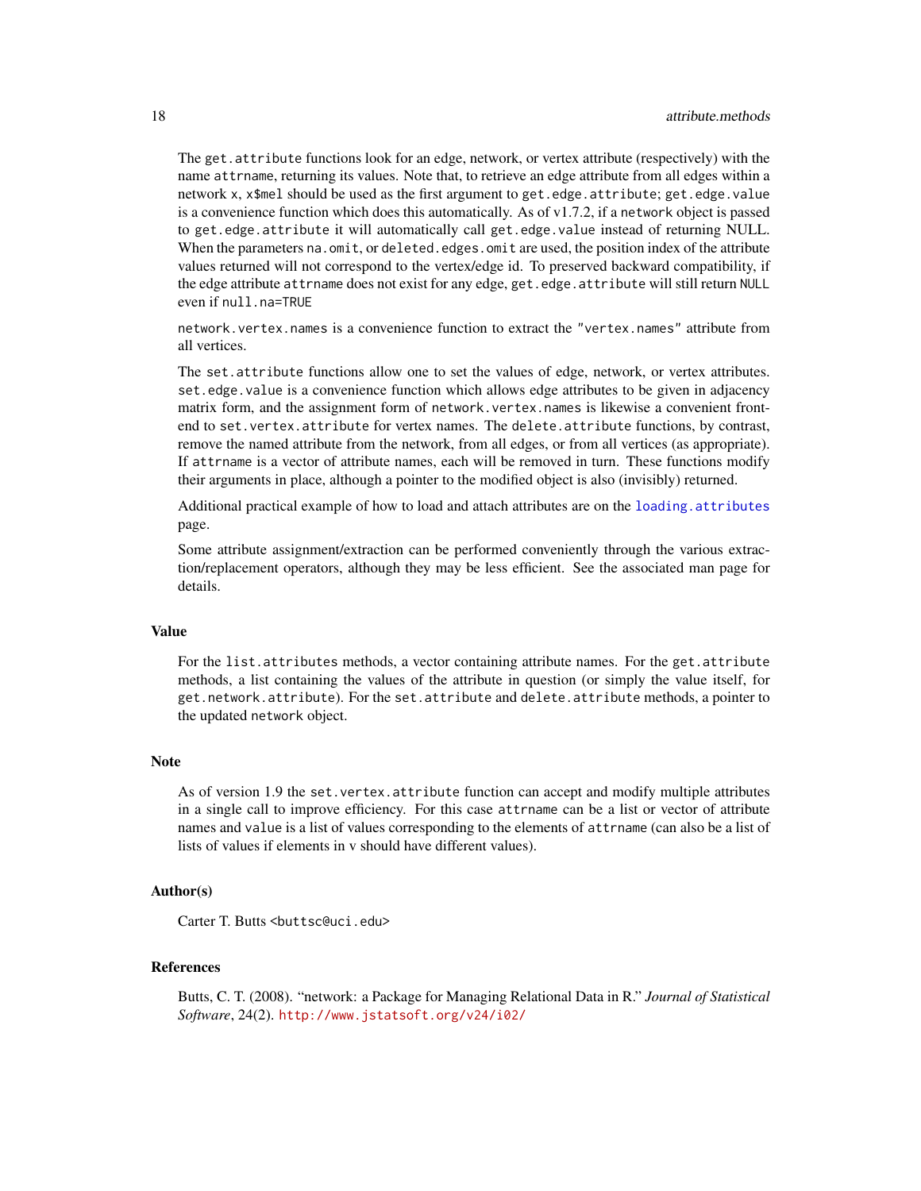The get.attribute functions look for an edge, network, or vertex attribute (respectively) with the name attrname, returning its values. Note that, to retrieve an edge attribute from all edges within a network x, x$mel should be used as the first argument to get.edge.attribute; get.edge.value is a convenience function which does this automatically. As of v1.7.2, if a network object is passed to get.edge.attribute it will automatically call get.edge.value instead of returning NULL. When the parameters na.omit, or deleted.edges.omit are used, the position index of the attribute values returned will not correspond to the vertex/edge id. To preserved backward compatibility, if the edge attribute attrname does not exist for any edge, get.edge.attribute will still return NULL even if null.na=TRUE

network.vertex.names is a convenience function to extract the "vertex.names" attribute from all vertices.

The set.attribute functions allow one to set the values of edge, network, or vertex attributes. set.edge.value is a convenience function which allows edge attributes to be given in adjacency matrix form, and the assignment form of network.vertex.names is likewise a convenient front-end to set.vertex.attribute for vertex names. The delete.attribute functions, by contrast, remove the named attribute from the network, from all edges, or from all vertices (as appropriate). If attrname is a vector of attribute names, each will be removed in turn. These functions modify their arguments in place, although a pointer to the modified object is also (invisibly) returned.

Additional practical example of how to load and attach attributes are on the loading.attributes page.

Some attribute assignment/extraction can be performed conveniently through the various extraction/replacement operators, although they may be less efficient. See the associated man page for details.

## Value

For the list.attributes methods, a vector containing attribute names. For the get.attribute methods, a list containing the values of the attribute in question (or simply the value itself, for get.network.attribute). For the set.attribute and delete.attribute methods, a pointer to the updated network object.

## Note

As of version 1.9 the set.vertex.attribute function can accept and modify multiple attributes in a single call to improve efficiency. For this case attrname can be a list or vector of attribute names and value is a list of values corresponding to the elements of attrname (can also be a list of lists of values if elements in v should have different values).

## Author(s)

Carter T. Butts <buttsc@uci.edu>

## References

Butts, C. T. (2008). "network: a Package for Managing Relational Data in R." *Journal of Statistical Software*, 24(2). http://www.jstatsoft.org/v24/i02/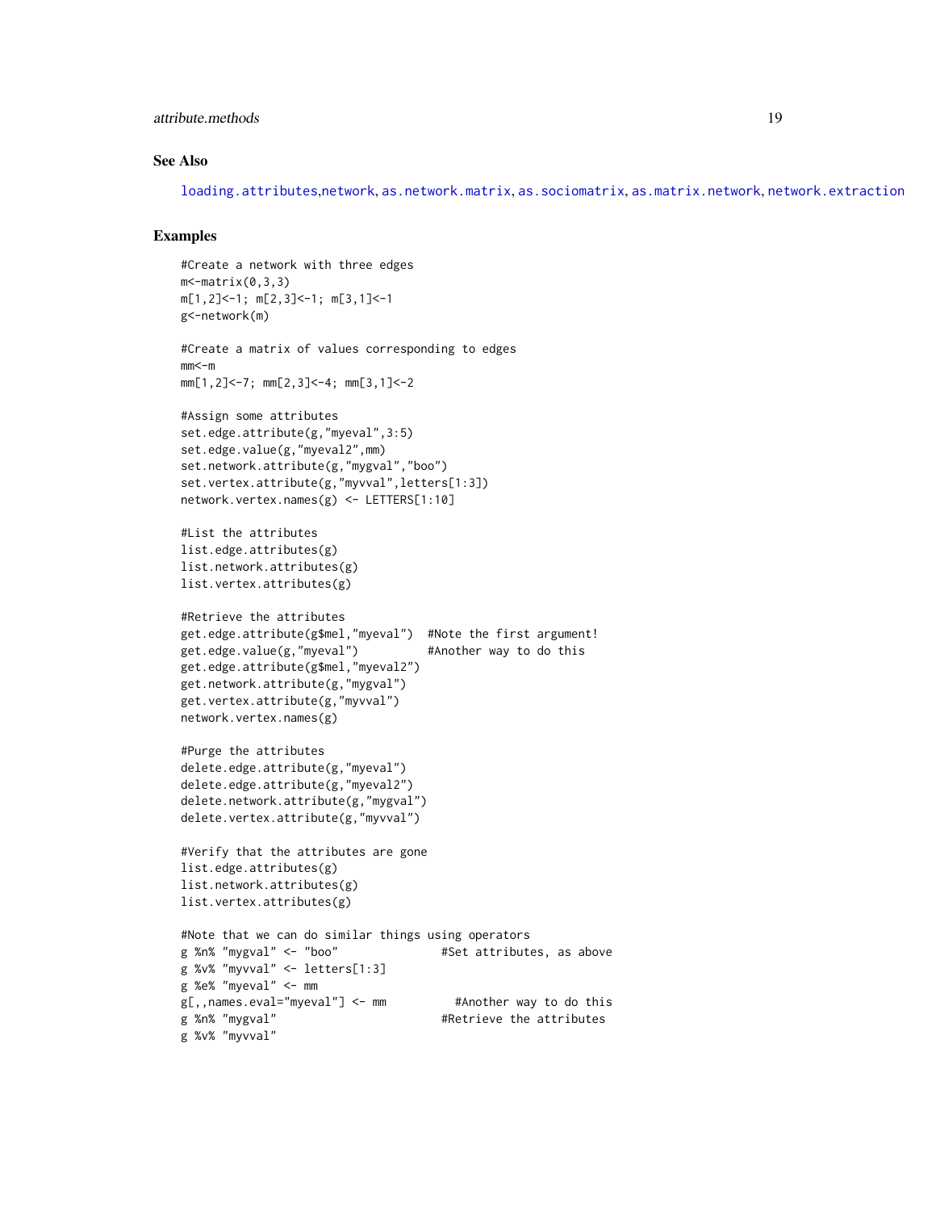## See Also

loading.attributes,network, as.network.matrix, as.sociomatrix, as.matrix.network, network.extraction

## Examples

```
#Create a network with three edges
m<-matrix(0,3,3)
m[1,2]<-1; m[2,3]<-1; m[3,1]<-1
g<-network(m)

#Create a matrix of values corresponding to edges
mm<-m
mm[1,2]<-7; mm[2,3]<-4; mm[3,1]<-2

#Assign some attributes
set.edge.attribute(g,"myeval",3:5)
set.edge.value(g,"myeval2",mm)
set.network.attribute(g,"mygval","boo")
set.vertex.attribute(g,"myvval",letters[1:3])
network.vertex.names(g) <- LETTERS[1:10]

#List the attributes
list.edge.attributes(g)
list.network.attributes(g)
list.vertex.attributes(g)

#Retrieve the attributes
get.edge.attribute(g$mel,"myeval")  #Note the first argument!
get.edge.value(g,"myeval")          #Another way to do this
get.edge.attribute(g$mel,"myeval2")
get.network.attribute(g,"mygval")
get.vertex.attribute(g,"myvval")
network.vertex.names(g)

#Purge the attributes
delete.edge.attribute(g,"myeval")
delete.edge.attribute(g,"myeval2")
delete.network.attribute(g,"mygval")
delete.vertex.attribute(g,"myvval")

#Verify that the attributes are gone
list.edge.attributes(g)
list.network.attributes(g)
list.vertex.attributes(g)

#Note that we can do similar things using operators
g %n% "mygval" <- "boo"               #Set attributes, as above
g %v% "myvval" <- letters[1:3]
g %e% "myeval" <- mm
g[,,names.eval="myeval"] <- mm          #Another way to do this
g %n% "mygval"                        #Retrieve the attributes
g %v% "myvval"
```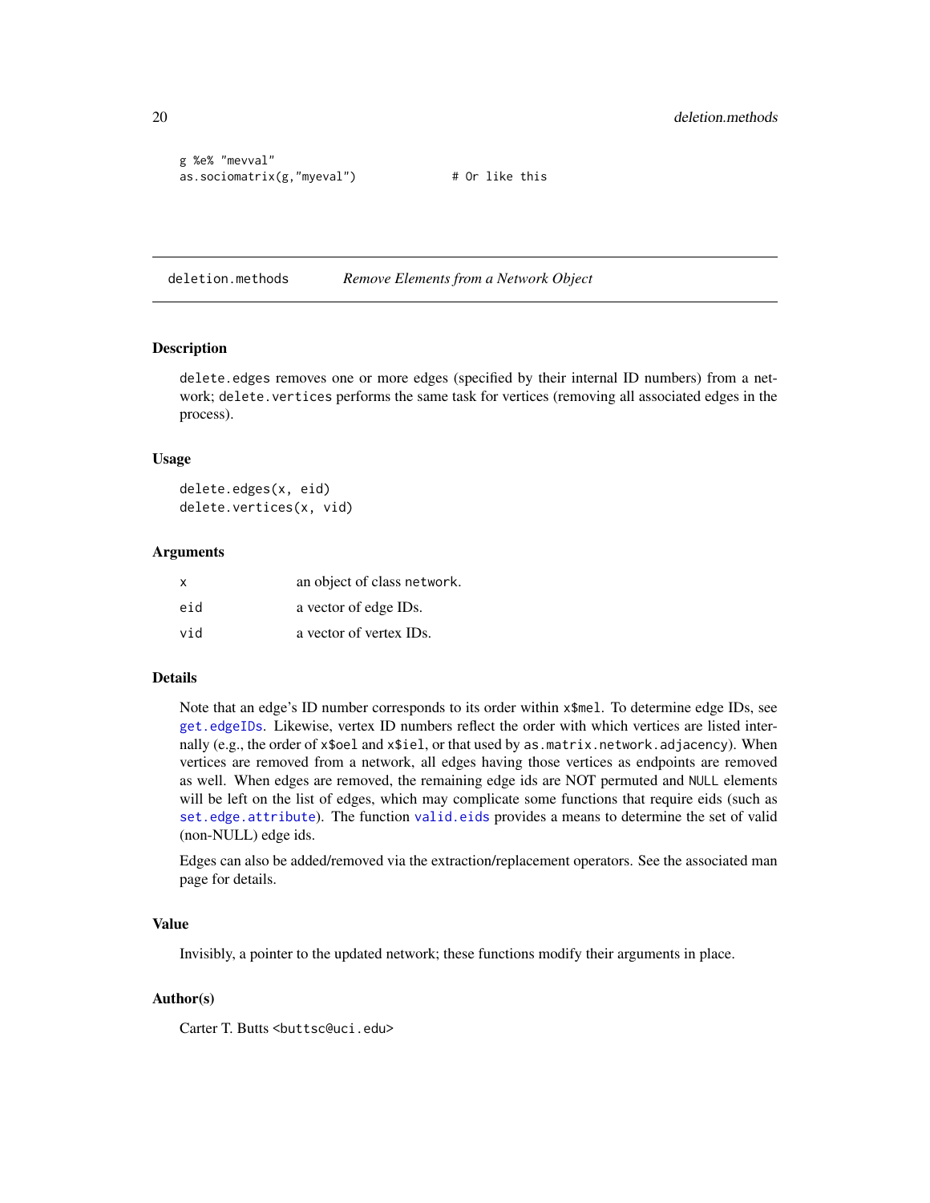```
g %e% "mevval"
as.sociomatrix(g,"myeval")             # Or like this
```

## deletion.methods *Remove Elements from a Network Object*

### Description

delete.edges removes one or more edges (specified by their internal ID numbers) from a network; delete.vertices performs the same task for vertices (removing all associated edges in the process).

### Usage

```
delete.edges(x, eid)
delete.vertices(x, vid)
```

### Arguments

| | |
|---|---|
| x | an object of class network. |
| eid | a vector of edge IDs. |
| vid | a vector of vertex IDs. |

### Details

Note that an edge's ID number corresponds to its order within x$mel. To determine edge IDs, see get.edgeIDs. Likewise, vertex ID numbers reflect the order with which vertices are listed internally (e.g., the order of x$oel and x$iel, or that used by as.matrix.network.adjacency). When vertices are removed from a network, all edges having those vertices as endpoints are removed as well. When edges are removed, the remaining edge ids are NOT permuted and NULL elements will be left on the list of edges, which may complicate some functions that require eids (such as set.edge.attribute). The function valid.eids provides a means to determine the set of valid (non-NULL) edge ids.

Edges can also be added/removed via the extraction/replacement operators. See the associated man page for details.

### Value

Invisibly, a pointer to the updated network; these functions modify their arguments in place.

### Author(s)

Carter T. Butts <buttsc@uci.edu>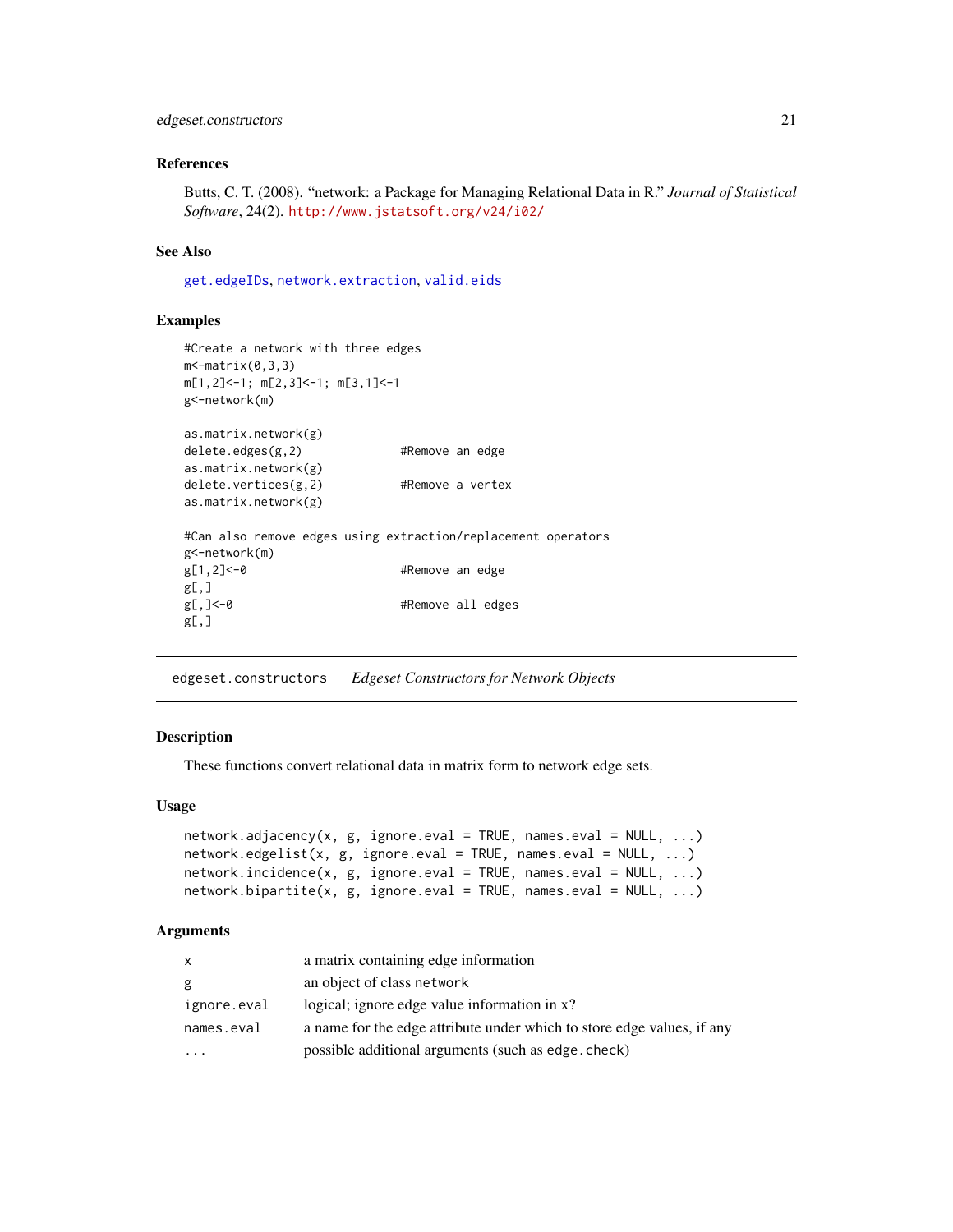### References

Butts, C. T. (2008). "network: a Package for Managing Relational Data in R." *Journal of Statistical Software*, 24(2). http://www.jstatsoft.org/v24/i02/

### See Also

get.edgeIDs, network.extraction, valid.eids

### Examples

```
#Create a network with three edges
m<-matrix(0,3,3)
m[1,2]<-1; m[2,3]<-1; m[3,1]<-1
g<-network(m)

as.matrix.network(g)
delete.edges(g,2)              #Remove an edge
as.matrix.network(g)
delete.vertices(g,2)           #Remove a vertex
as.matrix.network(g)

#Can also remove edges using extraction/replacement operators
g<-network(m)
g[1,2]<-0                      #Remove an edge
g[,]
g[,]<-0                        #Remove all edges
g[,]
```

---

## edgeset.constructors    *Edgeset Constructors for Network Objects*

### Description

These functions convert relational data in matrix form to network edge sets.

### Usage

```
network.adjacency(x, g, ignore.eval = TRUE, names.eval = NULL, ...)
network.edgelist(x, g, ignore.eval = TRUE, names.eval = NULL, ...)
network.incidence(x, g, ignore.eval = TRUE, names.eval = NULL, ...)
network.bipartite(x, g, ignore.eval = TRUE, names.eval = NULL, ...)
```

### Arguments

| | |
|---|---|
| x | a matrix containing edge information |
| g | an object of class network |
| ignore.eval | logical; ignore edge value information in x? |
| names.eval | a name for the edge attribute under which to store edge values, if any |
| ... | possible additional arguments (such as edge.check) |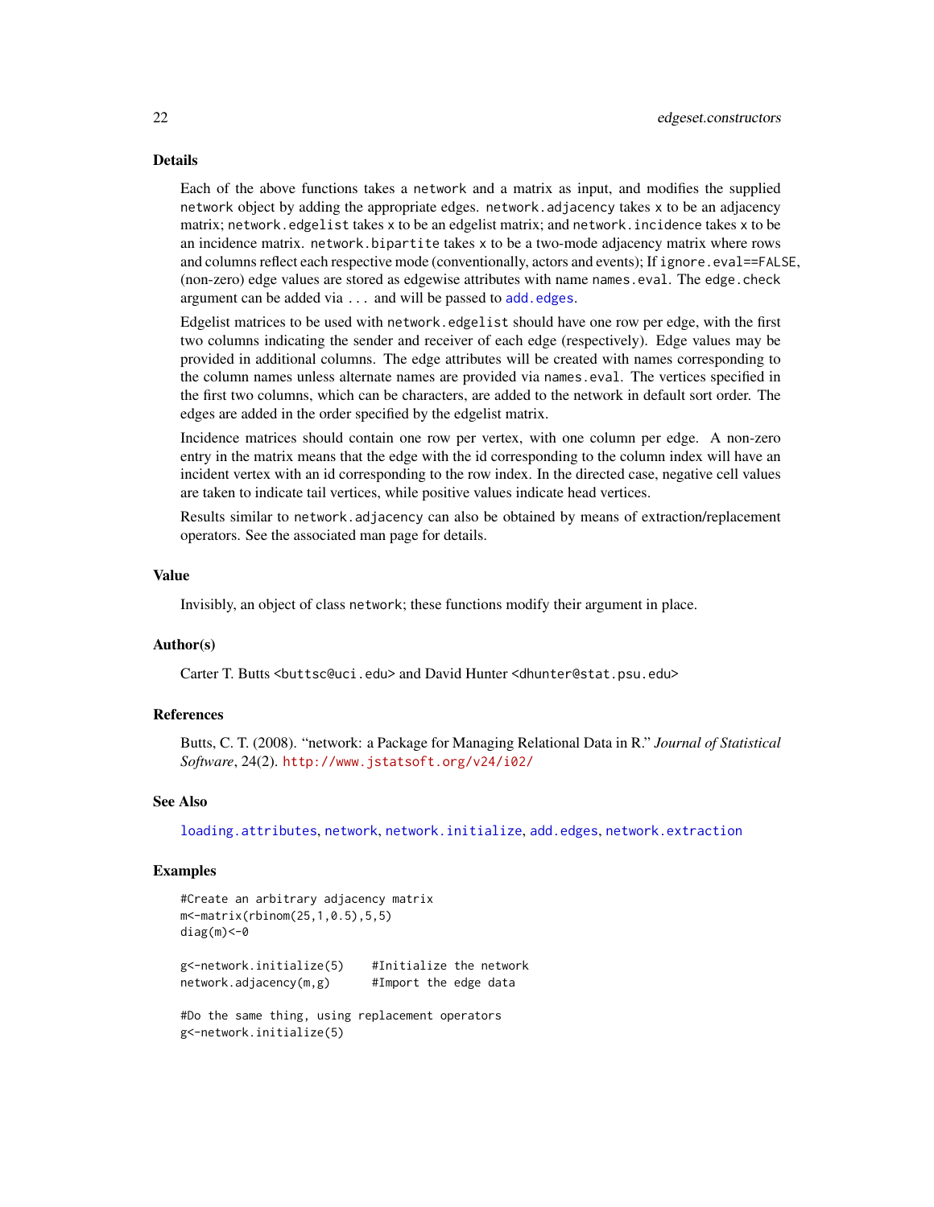## Details

Each of the above functions takes a network and a matrix as input, and modifies the supplied network object by adding the appropriate edges. network.adjacency takes x to be an adjacency matrix; network.edgelist takes x to be an edgelist matrix; and network.incidence takes x to be an incidence matrix. network.bipartite takes x to be a two-mode adjacency matrix where rows and columns reflect each respective mode (conventionally, actors and events); If ignore.eval==FALSE, (non-zero) edge values are stored as edgewise attributes with name names.eval. The edge.check argument can be added via ... and will be passed to add.edges.

Edgelist matrices to be used with network.edgelist should have one row per edge, with the first two columns indicating the sender and receiver of each edge (respectively). Edge values may be provided in additional columns. The edge attributes will be created with names corresponding to the column names unless alternate names are provided via names.eval. The vertices specified in the first two columns, which can be characters, are added to the network in default sort order. The edges are added in the order specified by the edgelist matrix.

Incidence matrices should contain one row per vertex, with one column per edge. A non-zero entry in the matrix means that the edge with the id corresponding to the column index will have an incident vertex with an id corresponding to the row index. In the directed case, negative cell values are taken to indicate tail vertices, while positive values indicate head vertices.

Results similar to network.adjacency can also be obtained by means of extraction/replacement operators. See the associated man page for details.

## Value

Invisibly, an object of class network; these functions modify their argument in place.

## Author(s)

Carter T. Butts <buttsc@uci.edu> and David Hunter <dhunter@stat.psu.edu>

## References

Butts, C. T. (2008). "network: a Package for Managing Relational Data in R." *Journal of Statistical Software*, 24(2). http://www.jstatsoft.org/v24/i02/

## See Also

loading.attributes, network, network.initialize, add.edges, network.extraction

## Examples

```
#Create an arbitrary adjacency matrix
m<-matrix(rbinom(25,1,0.5),5,5)
diag(m)<-0

g<-network.initialize(5)    #Initialize the network
network.adjacency(m,g)      #Import the edge data

#Do the same thing, using replacement operators
g<-network.initialize(5)
```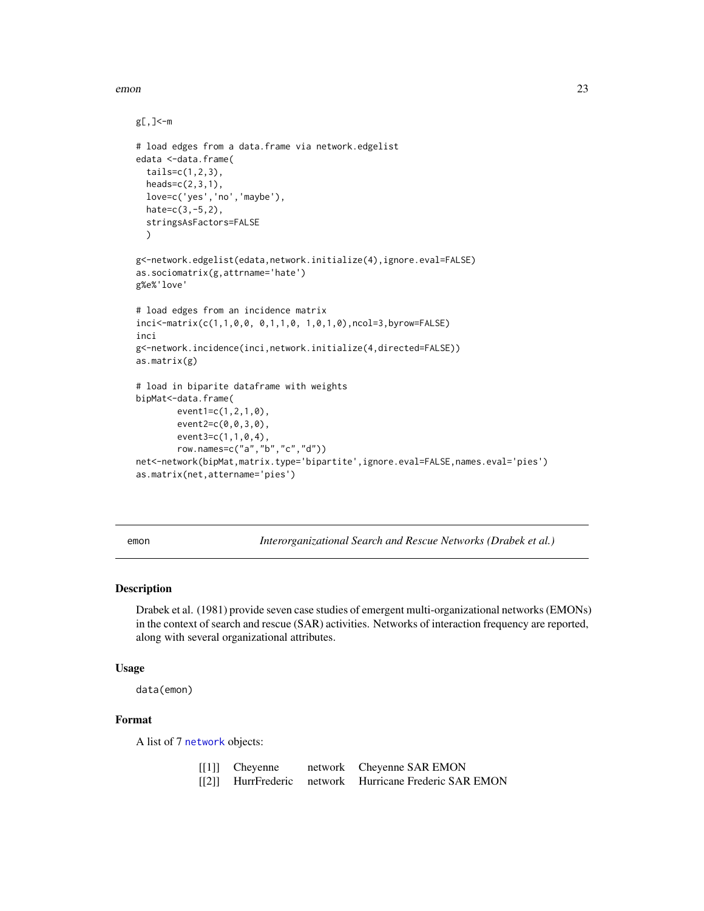```
g[,]<-m

# load edges from a data.frame via network.edgelist
edata <-data.frame(
  tails=c(1,2,3),
  heads=c(2,3,1),
  love=c('yes','no','maybe'),
  hate=c(3,-5,2),
  stringsAsFactors=FALSE
  )

g<-network.edgelist(edata,network.initialize(4),ignore.eval=FALSE)
as.sociomatrix(g,attrname='hate')
g%e%'love'

# load edges from an incidence matrix
inci<-matrix(c(1,1,0,0, 0,1,1,0, 1,0,1,0),ncol=3,byrow=FALSE)
inci
g<-network.incidence(inci,network.initialize(4,directed=FALSE))
as.matrix(g)

# load in biparite dataframe with weights
bipMat<-data.frame(
        event1=c(1,2,1,0),
        event2=c(0,0,3,0),
        event3=c(1,1,0,4),
        row.names=c("a","b","c","d"))
net<-network(bipMat,matrix.type='bipartite',ignore.eval=FALSE,names.eval='pies')
as.matrix(net,attername='pies')
```

---

emon *Interorganizational Search and Rescue Networks (Drabek et al.)*

---

## Description

Drabek et al. (1981) provide seven case studies of emergent multi-organizational networks (EMONs) in the context of search and rescue (SAR) activities. Networks of interaction frequency are reported, along with several organizational attributes.

## Usage

```
data(emon)
```

## Format

A list of 7 `network` objects:

| | | | |
|---|---|---|---|
| [[1]] | Cheyenne | network | Cheyenne SAR EMON |
| [[2]] | HurrFrederic | network | Hurricane Frederic SAR EMON |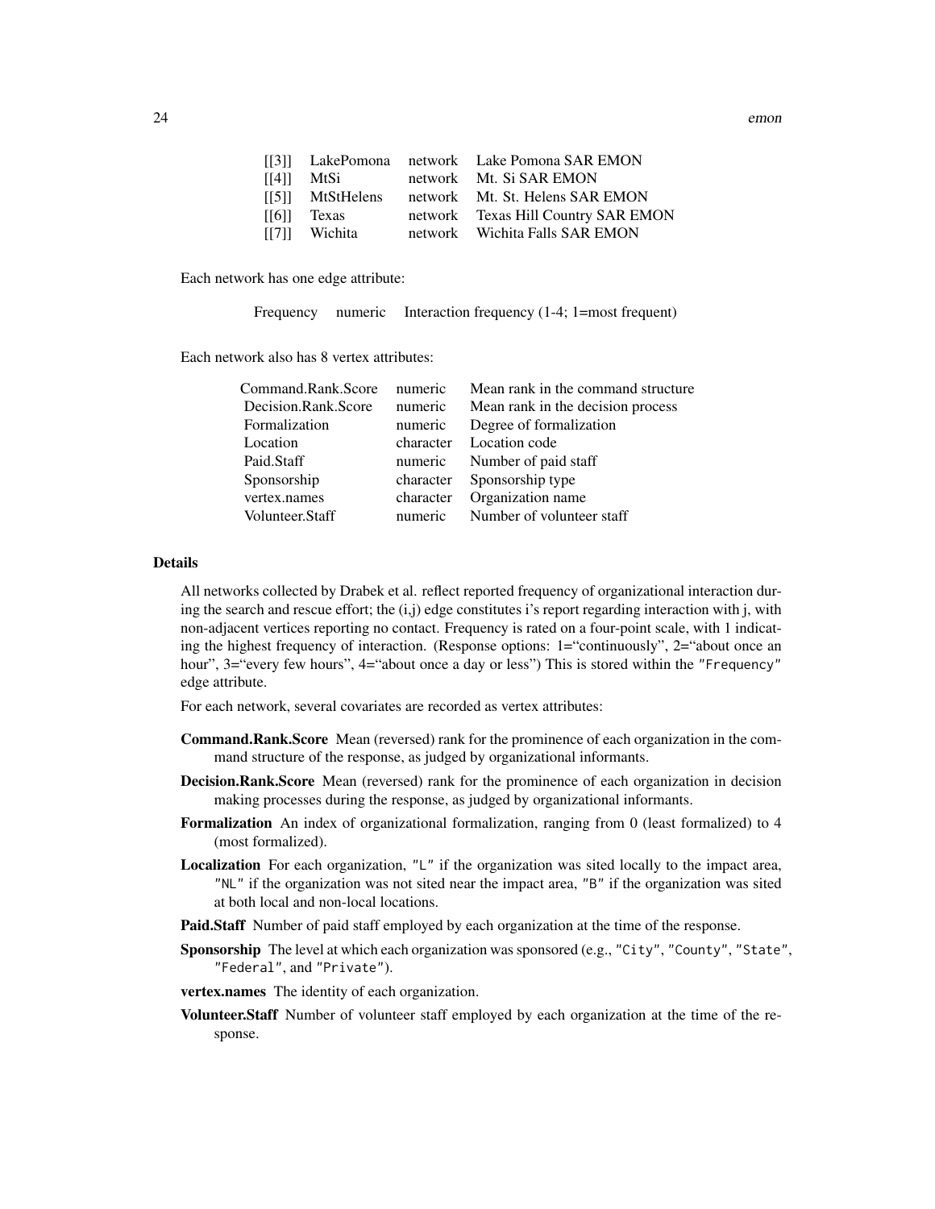| | | | |
|---|---|---|---|
| [[3]] | LakePomona | network | Lake Pomona SAR EMON |
| [[4]] | MtSi | network | Mt. Si SAR EMON |
| [[5]] | MtStHelens | network | Mt. St. Helens SAR EMON |
| [[6]] | Texas | network | Texas Hill Country SAR EMON |
| [[7]] | Wichita | network | Wichita Falls SAR EMON |

Each network has one edge attribute:

| | | |
|---|---|---|
| Frequency | numeric | Interaction frequency (1-4; 1=most frequent) |

Each network also has 8 vertex attributes:

| | | |
|---|---|---|
| Command.Rank.Score | numeric | Mean rank in the command structure |
| Decision.Rank.Score | numeric | Mean rank in the decision process |
| Formalization | numeric | Degree of formalization |
| Location | character | Location code |
| Paid.Staff | numeric | Number of paid staff |
| Sponsorship | character | Sponsorship type |
| vertex.names | character | Organization name |
| Volunteer.Staff | numeric | Number of volunteer staff |

## Details

All networks collected by Drabek et al. reflect reported frequency of organizational interaction during the search and rescue effort; the (i,j) edge constitutes i's report regarding interaction with j, with non-adjacent vertices reporting no contact. Frequency is rated on a four-point scale, with 1 indicating the highest frequency of interaction. (Response options: 1="continuously", 2="about once an hour", 3="every few hours", 4="about once a day or less") This is stored within the "Frequency" edge attribute.

For each network, several covariates are recorded as vertex attributes:

**Command.Rank.Score** Mean (reversed) rank for the prominence of each organization in the command structure of the response, as judged by organizational informants.

**Decision.Rank.Score** Mean (reversed) rank for the prominence of each organization in decision making processes during the response, as judged by organizational informants.

**Formalization** An index of organizational formalization, ranging from 0 (least formalized) to 4 (most formalized).

**Localization** For each organization, "L" if the organization was sited locally to the impact area, "NL" if the organization was not sited near the impact area, "B" if the organization was sited at both local and non-local locations.

**Paid.Staff** Number of paid staff employed by each organization at the time of the response.

**Sponsorship** The level at which each organization was sponsored (e.g., "City", "County", "State", "Federal", and "Private").

**vertex.names** The identity of each organization.

**Volunteer.Staff** Number of volunteer staff employed by each organization at the time of the response.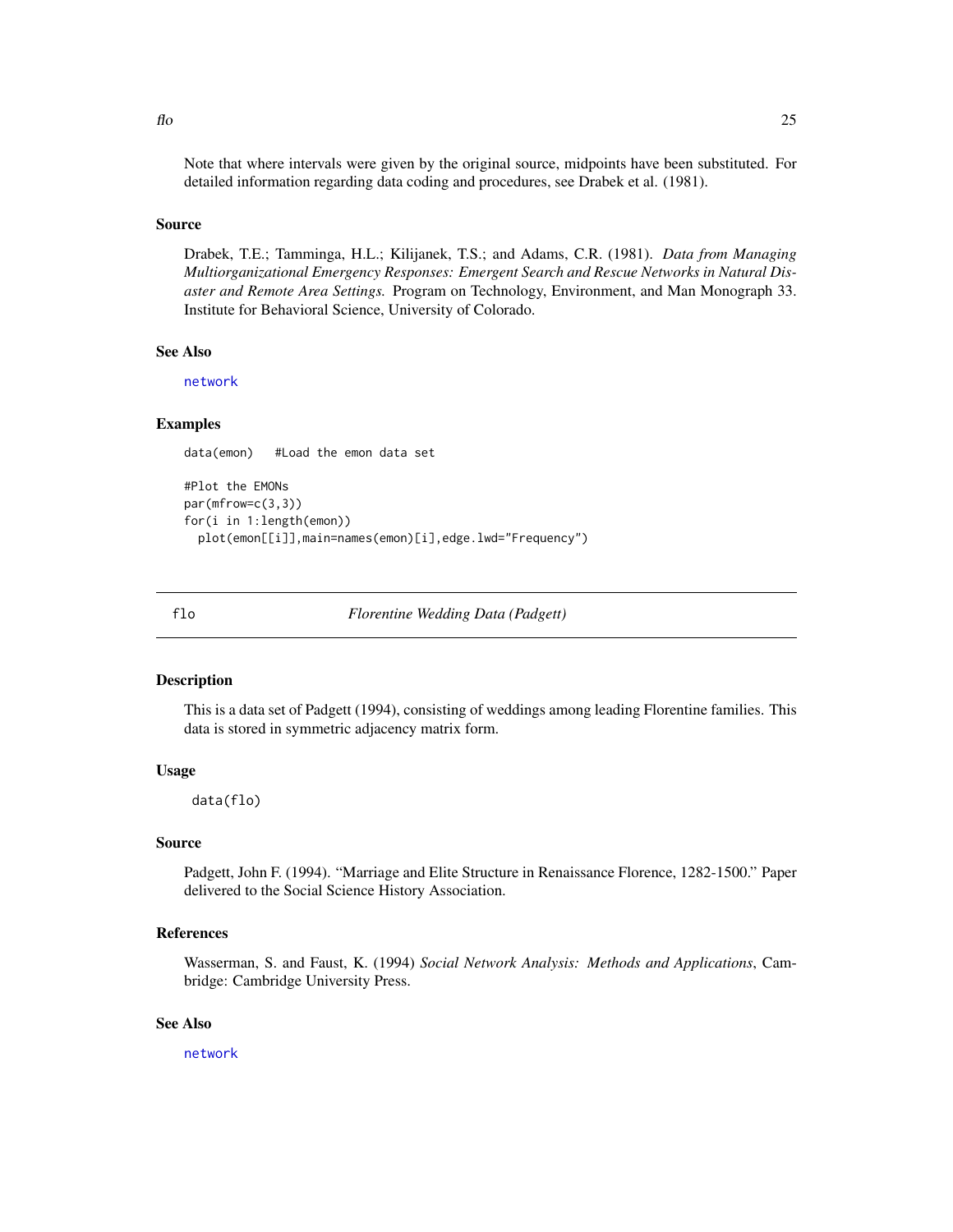Note that where intervals were given by the original source, midpoints have been substituted. For detailed information regarding data coding and procedures, see Drabek et al. (1981).

### Source

Drabek, T.E.; Tamminga, H.L.; Kilijanek, T.S.; and Adams, C.R. (1981). *Data from Managing Multiorganizational Emergency Responses: Emergent Search and Rescue Networks in Natural Disaster and Remote Area Settings.* Program on Technology, Environment, and Man Monograph 33. Institute for Behavioral Science, University of Colorado.

### See Also

network

### Examples

```
data(emon)   #Load the emon data set

#Plot the EMONs
par(mfrow=c(3,3))
for(i in 1:length(emon))
  plot(emon[[i]],main=names(emon)[i],edge.lwd="Frequency")
```

---

## flo — *Florentine Wedding Data (Padgett)*

### Description

This is a data set of Padgett (1994), consisting of weddings among leading Florentine families. This data is stored in symmetric adjacency matrix form.

### Usage

```
data(flo)
```

### Source

Padgett, John F. (1994). "Marriage and Elite Structure in Renaissance Florence, 1282-1500." Paper delivered to the Social Science History Association.

### References

Wasserman, S. and Faust, K. (1994) *Social Network Analysis: Methods and Applications*, Cambridge: Cambridge University Press.

### See Also

network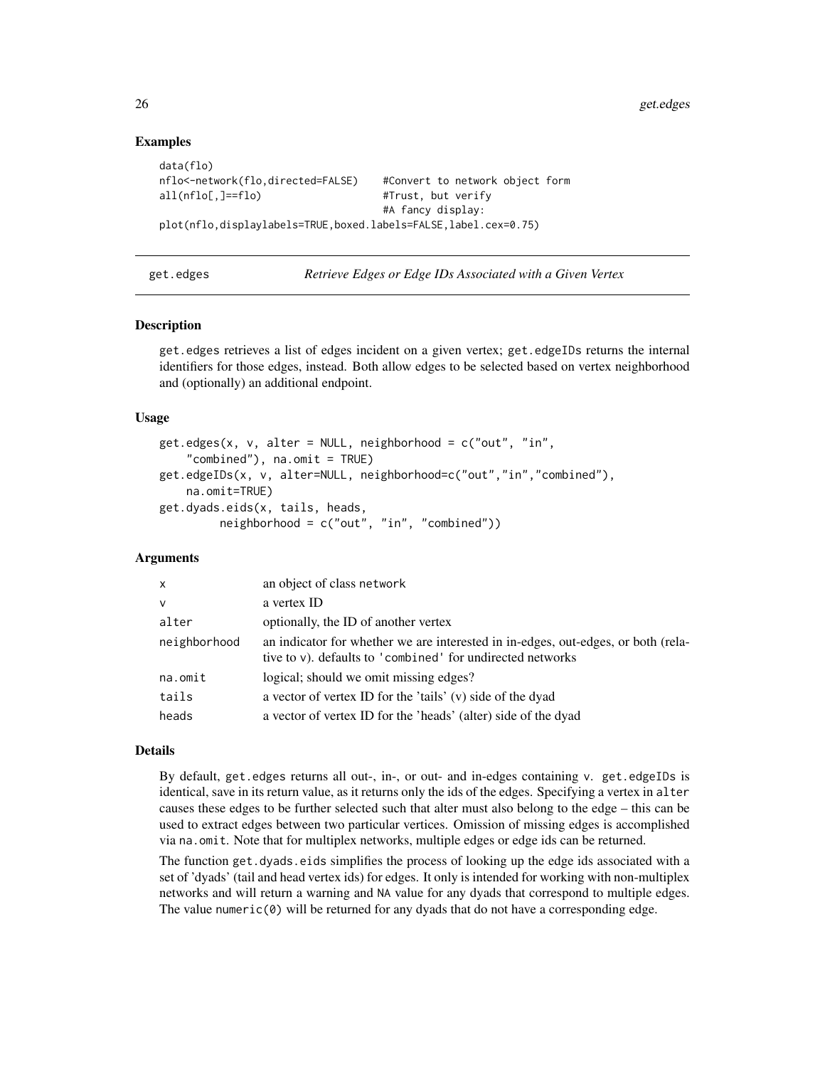## Examples

```
data(flo)
nflo<-network(flo,directed=FALSE)    #Convert to network object form
all(nflo[,]==flo)                    #Trust, but verify
                                     #A fancy display:
plot(nflo,displaylabels=TRUE,boxed.labels=FALSE,label.cex=0.75)
```

---

# get.edges *Retrieve Edges or Edge IDs Associated with a Given Vertex*

## Description

get.edges retrieves a list of edges incident on a given vertex; get.edgeIDs returns the internal identifiers for those edges, instead. Both allow edges to be selected based on vertex neighborhood and (optionally) an additional endpoint.

## Usage

```
get.edges(x, v, alter = NULL, neighborhood = c("out", "in",
    "combined"), na.omit = TRUE)
get.edgeIDs(x, v, alter=NULL, neighborhood=c("out","in","combined"),
    na.omit=TRUE)
get.dyads.eids(x, tails, heads,
        neighborhood = c("out", "in", "combined"))
```

## Arguments

| | |
|---|---|
| x | an object of class network |
| v | a vertex ID |
| alter | optionally, the ID of another vertex |
| neighborhood | an indicator for whether we are interested in in-edges, out-edges, or both (relative to v). defaults to 'combined' for undirected networks |
| na.omit | logical; should we omit missing edges? |
| tails | a vector of vertex ID for the 'tails' (v) side of the dyad |
| heads | a vector of vertex ID for the 'heads' (alter) side of the dyad |

## Details

By default, get.edges returns all out-, in-, or out- and in-edges containing v. get.edgeIDs is identical, save in its return value, as it returns only the ids of the edges. Specifying a vertex in alter causes these edges to be further selected such that alter must also belong to the edge – this can be used to extract edges between two particular vertices. Omission of missing edges is accomplished via na.omit. Note that for multiplex networks, multiple edges or edge ids can be returned.

The function get.dyads.eids simplifies the process of looking up the edge ids associated with a set of 'dyads' (tail and head vertex ids) for edges. It only is intended for working with non-multiplex networks and will return a warning and NA value for any dyads that correspond to multiple edges. The value numeric(0) will be returned for any dyads that do not have a corresponding edge.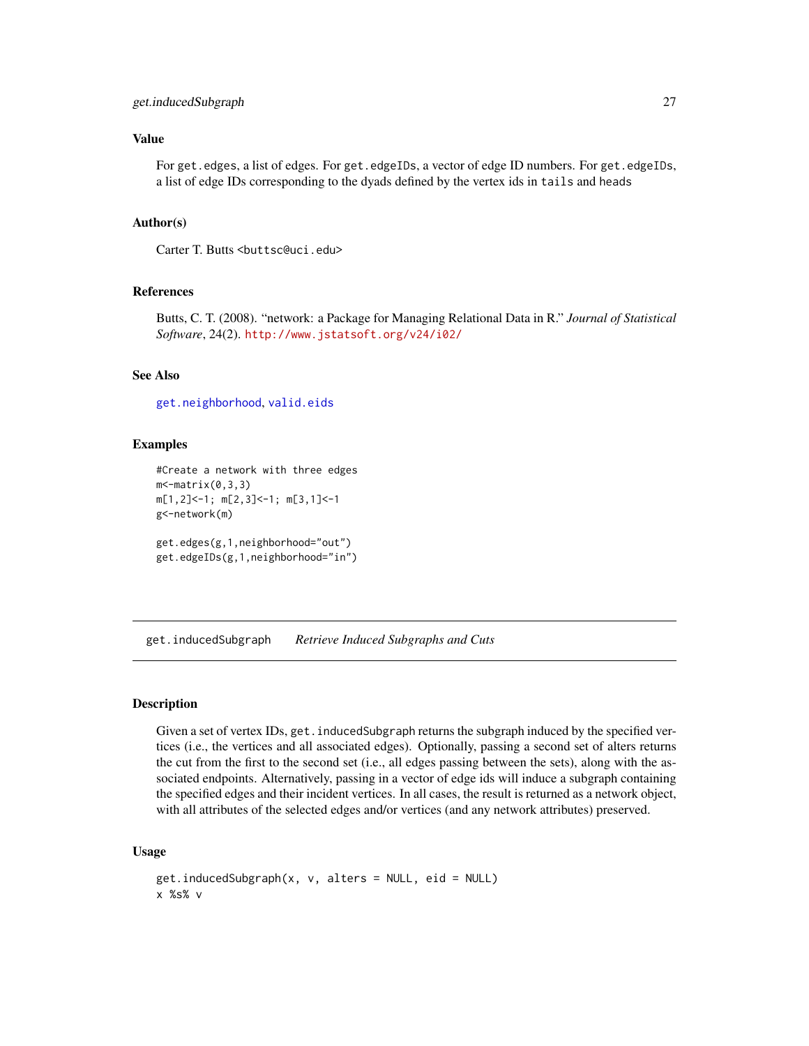## Value

For `get.edges`, a list of edges. For `get.edgeIDs`, a vector of edge ID numbers. For `get.edgeIDs`, a list of edge IDs corresponding to the dyads defined by the vertex ids in `tails` and `heads`

## Author(s)

Carter T. Butts <buttsc@uci.edu>

## References

Butts, C. T. (2008). "network: a Package for Managing Relational Data in R." *Journal of Statistical Software*, 24(2). http://www.jstatsoft.org/v24/i02/

## See Also

get.neighborhood, valid.eids

## Examples

```
#Create a network with three edges
m<-matrix(0,3,3)
m[1,2]<-1; m[2,3]<-1; m[3,1]<-1
g<-network(m)

get.edges(g,1,neighborhood="out")
get.edgeIDs(g,1,neighborhood="in")
```

---

# get.inducedSubgraph *Retrieve Induced Subgraphs and Cuts*

---

## Description

Given a set of vertex IDs, `get.inducedSubgraph` returns the subgraph induced by the specified vertices (i.e., the vertices and all associated edges). Optionally, passing a second set of alters returns the cut from the first to the second set (i.e., all edges passing between the sets), along with the associated endpoints. Alternatively, passing in a vector of edge ids will induce a subgraph containing the specified edges and their incident vertices. In all cases, the result is returned as a network object, with all attributes of the selected edges and/or vertices (and any network attributes) preserved.

## Usage

```
get.inducedSubgraph(x, v, alters = NULL, eid = NULL)
x %s% v
```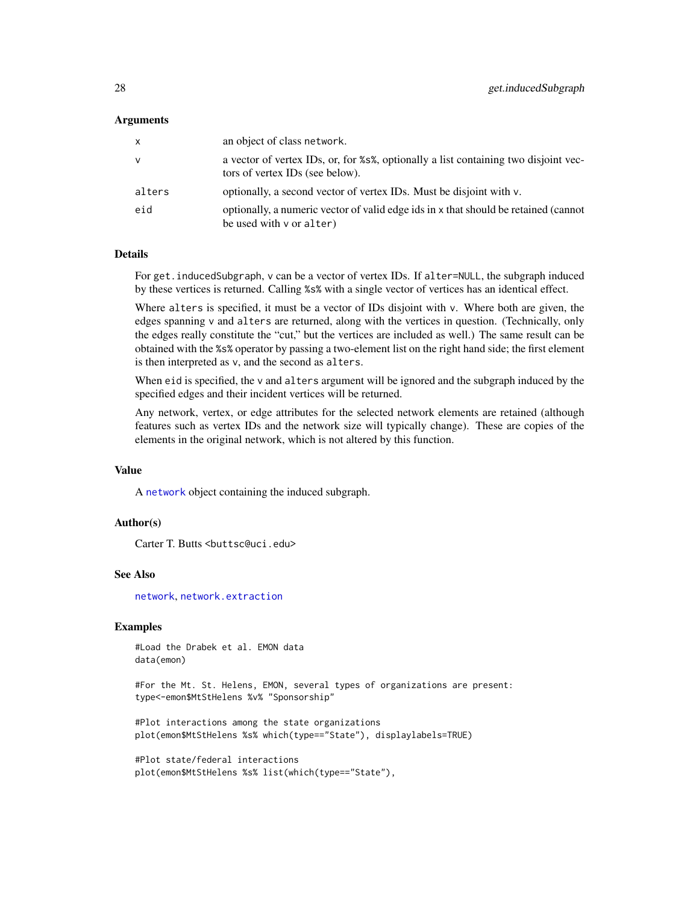### Arguments

| | |
|---|---|
| `x` | an object of class `network`. |
| `v` | a vector of vertex IDs, or, for `%s%`, optionally a list containing two disjoint vectors of vertex IDs (see below). |
| `alters` | optionally, a second vector of vertex IDs. Must be disjoint with `v`. |
| `eid` | optionally, a numeric vector of valid edge ids in `x` that should be retained (cannot be used with `v` or `alter`) |

### Details

For `get.inducedSubgraph`, `v` can be a vector of vertex IDs. If `alter=NULL`, the subgraph induced by these vertices is returned. Calling `%s%` with a single vector of vertices has an identical effect.

Where `alters` is specified, it must be a vector of IDs disjoint with `v`. Where both are given, the edges spanning `v` and `alters` are returned, along with the vertices in question. (Technically, only the edges really constitute the "cut," but the vertices are included as well.) The same result can be obtained with the `%s%` operator by passing a two-element list on the right hand side; the first element is then interpreted as `v`, and the second as `alters`.

When `eid` is specified, the `v` and `alters` argument will be ignored and the subgraph induced by the specified edges and their incident vertices will be returned.

Any network, vertex, or edge attributes for the selected network elements are retained (although features such as vertex IDs and the network size will typically change). These are copies of the elements in the original network, which is not altered by this function.

### Value

A `network` object containing the induced subgraph.

### Author(s)

Carter T. Butts <buttsc@uci.edu>

### See Also

`network`, `network.extraction`

### Examples

```
#Load the Drabek et al. EMON data
data(emon)

#For the Mt. St. Helens, EMON, several types of organizations are present:
type<-emon$MtStHelens %v% "Sponsorship"

#Plot interactions among the state organizations
plot(emon$MtStHelens %s% which(type=="State"), displaylabels=TRUE)

#Plot state/federal interactions
plot(emon$MtStHelens %s% list(which(type=="State"),
```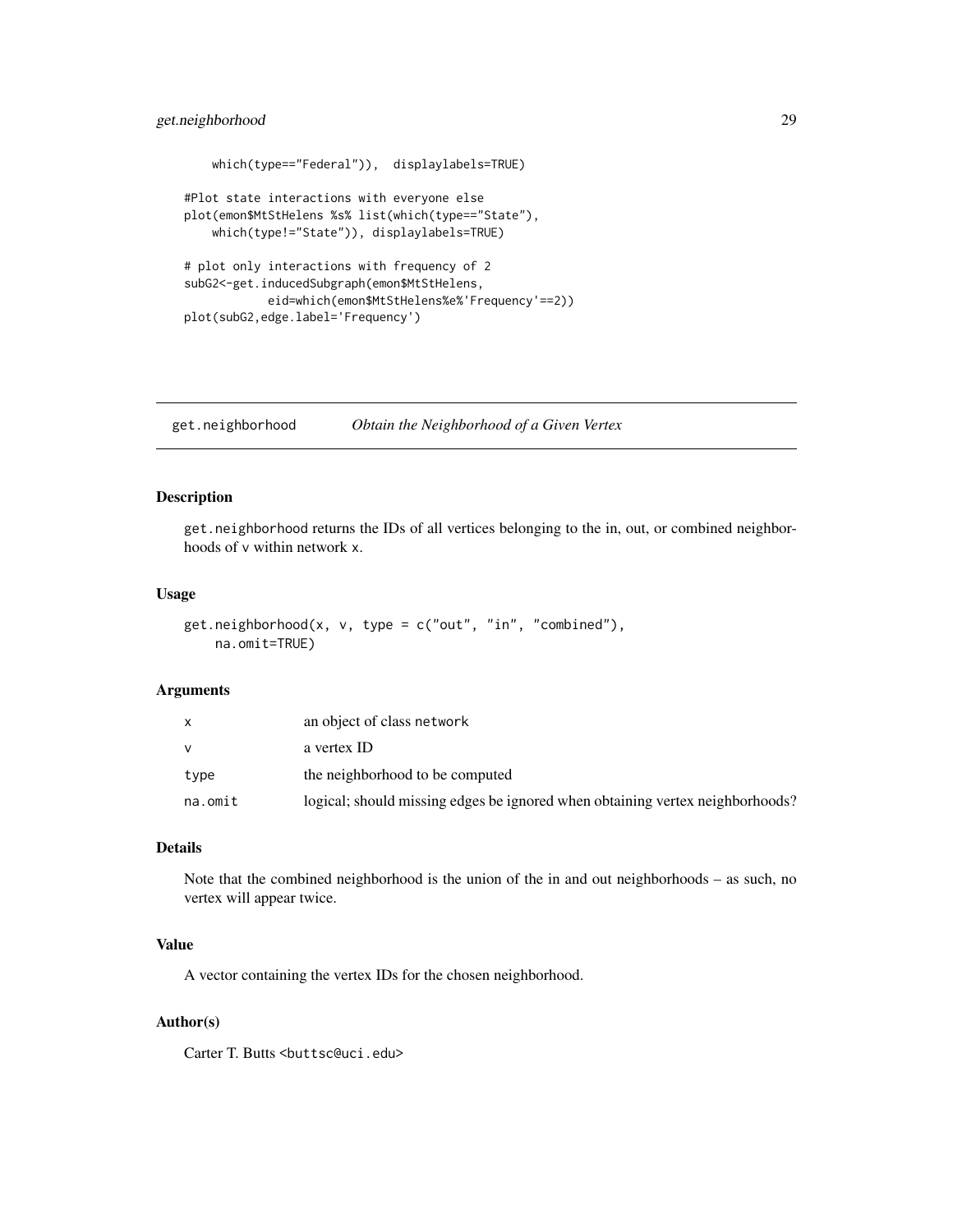```
    which(type=="Federal")),  displaylabels=TRUE)

#Plot state interactions with everyone else
plot(emon$MtStHelens %s% list(which(type=="State"),
    which(type!="State")), displaylabels=TRUE)

# plot only interactions with frequency of 2
subG2<-get.inducedSubgraph(emon$MtStHelens,
          eid=which(emon$MtStHelens%e%'Frequency'==2))
plot(subG2,edge.label='Frequency')
```

## get.neighborhood — *Obtain the Neighborhood of a Given Vertex*

### Description

get.neighborhood returns the IDs of all vertices belonging to the in, out, or combined neighborhoods of v within network x.

### Usage

```
get.neighborhood(x, v, type = c("out", "in", "combined"),
    na.omit=TRUE)
```

### Arguments

| | |
|---|---|
| x | an object of class network |
| v | a vertex ID |
| type | the neighborhood to be computed |
| na.omit | logical; should missing edges be ignored when obtaining vertex neighborhoods? |

### Details

Note that the combined neighborhood is the union of the in and out neighborhoods – as such, no vertex will appear twice.

### Value

A vector containing the vertex IDs for the chosen neighborhood.

### Author(s)

Carter T. Butts <buttsc@uci.edu>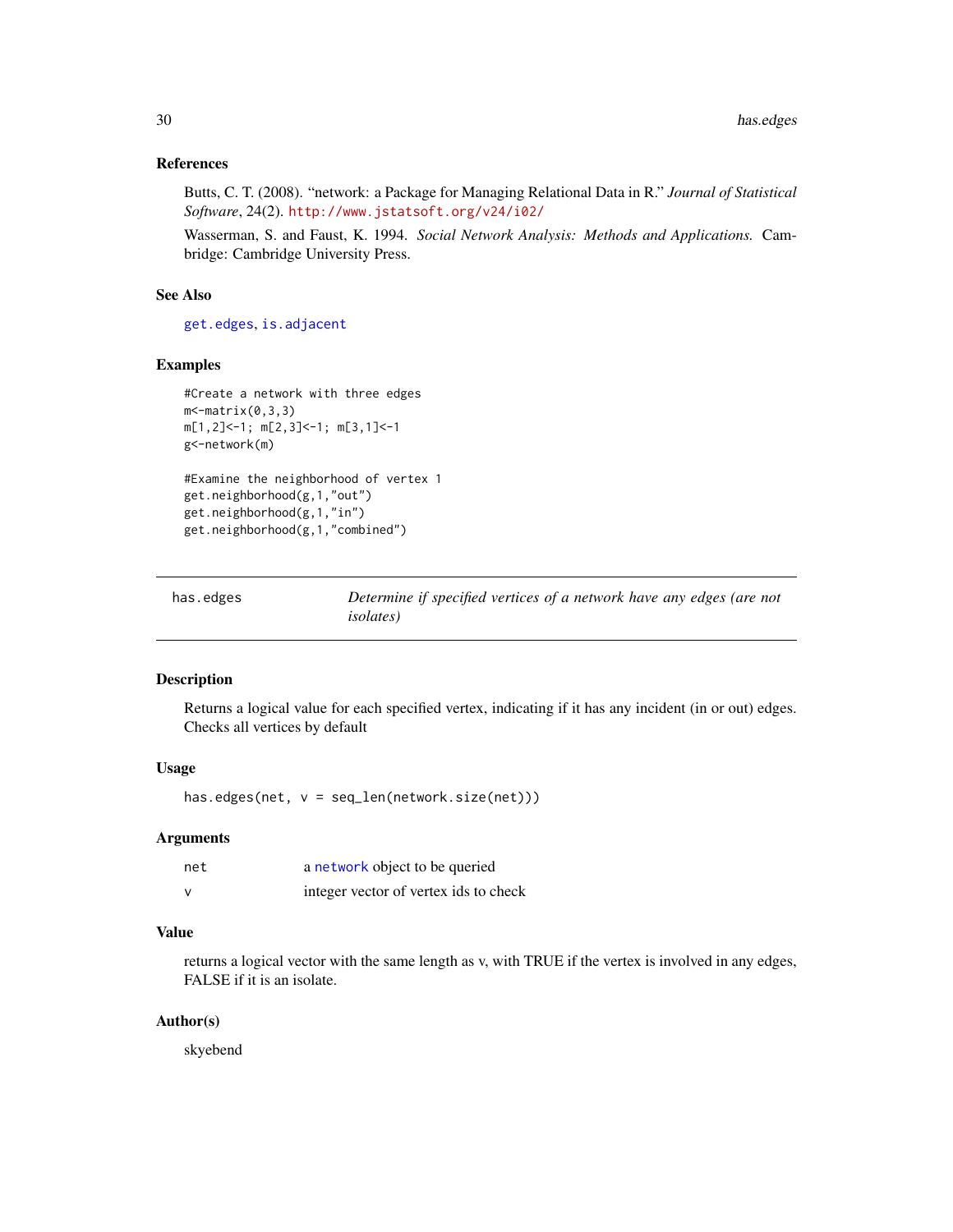### References

Butts, C. T. (2008). "network: a Package for Managing Relational Data in R." *Journal of Statistical Software*, 24(2). http://www.jstatsoft.org/v24/i02/

Wasserman, S. and Faust, K. 1994. *Social Network Analysis: Methods and Applications.* Cambridge: Cambridge University Press.

### See Also

get.edges, is.adjacent

### Examples

```
#Create a network with three edges
m<-matrix(0,3,3)
m[1,2]<-1; m[2,3]<-1; m[3,1]<-1
g<-network(m)

#Examine the neighborhood of vertex 1
get.neighborhood(g,1,"out")
get.neighborhood(g,1,"in")
get.neighborhood(g,1,"combined")
```

---

## has.edges — *Determine if specified vertices of a network have any edges (are not isolates)*

---

### Description

Returns a logical value for each specified vertex, indicating if it has any incident (in or out) edges. Checks all vertices by default

### Usage

```
has.edges(net, v = seq_len(network.size(net)))
```

### Arguments

| | |
|---|---|
| `net` | a network object to be queried |
| `v` | integer vector of vertex ids to check |

### Value

returns a logical vector with the same length as v, with TRUE if the vertex is involved in any edges, FALSE if it is an isolate.

### Author(s)

skyebend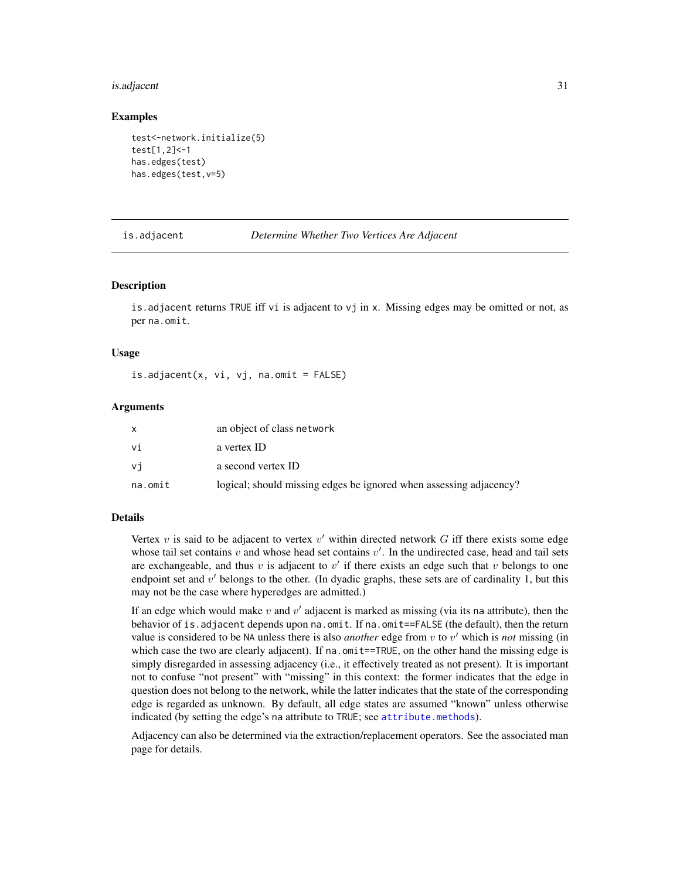## Examples

```
test<-network.initialize(5)
test[1,2]<-1
has.edges(test)
has.edges(test,v=5)
```

---

# is.adjacent *Determine Whether Two Vertices Are Adjacent*

---

## Description

`is.adjacent` returns `TRUE` iff `vi` is adjacent to `vj` in `x`. Missing edges may be omitted or not, as per `na.omit`.

## Usage

```
is.adjacent(x, vi, vj, na.omit = FALSE)
```

## Arguments

| | |
|---|---|
| `x` | an object of class `network` |
| `vi` | a vertex ID |
| `vj` | a second vertex ID |
| `na.omit` | logical; should missing edges be ignored when assessing adjacency? |

## Details

Vertex $v$ is said to be adjacent to vertex $v'$ within directed network $G$ iff there exists some edge whose tail set contains $v$ and whose head set contains $v'$. In the undirected case, head and tail sets are exchangeable, and thus $v$ is adjacent to $v'$ if there exists an edge such that $v$ belongs to one endpoint set and $v'$ belongs to the other. (In dyadic graphs, these sets are of cardinality 1, but this may not be the case where hyperedges are admitted.)

If an edge which would make $v$ and $v'$ adjacent is marked as missing (via its `na` attribute), then the behavior of `is.adjacent` depends upon `na.omit`. If `na.omit==FALSE` (the default), then the return value is considered to be `NA` unless there is also *another* edge from $v$ to $v'$ which is *not* missing (in which case the two are clearly adjacent). If `na.omit==TRUE`, on the other hand the missing edge is simply disregarded in assessing adjacency (i.e., it effectively treated as not present). It is important not to confuse "not present" with "missing" in this context: the former indicates that the edge in question does not belong to the network, while the latter indicates that the state of the corresponding edge is regarded as unknown. By default, all edge states are assumed "known" unless otherwise indicated (by setting the edge's `na` attribute to `TRUE`; see `attribute.methods`).

Adjacency can also be determined via the extraction/replacement operators. See the associated man page for details.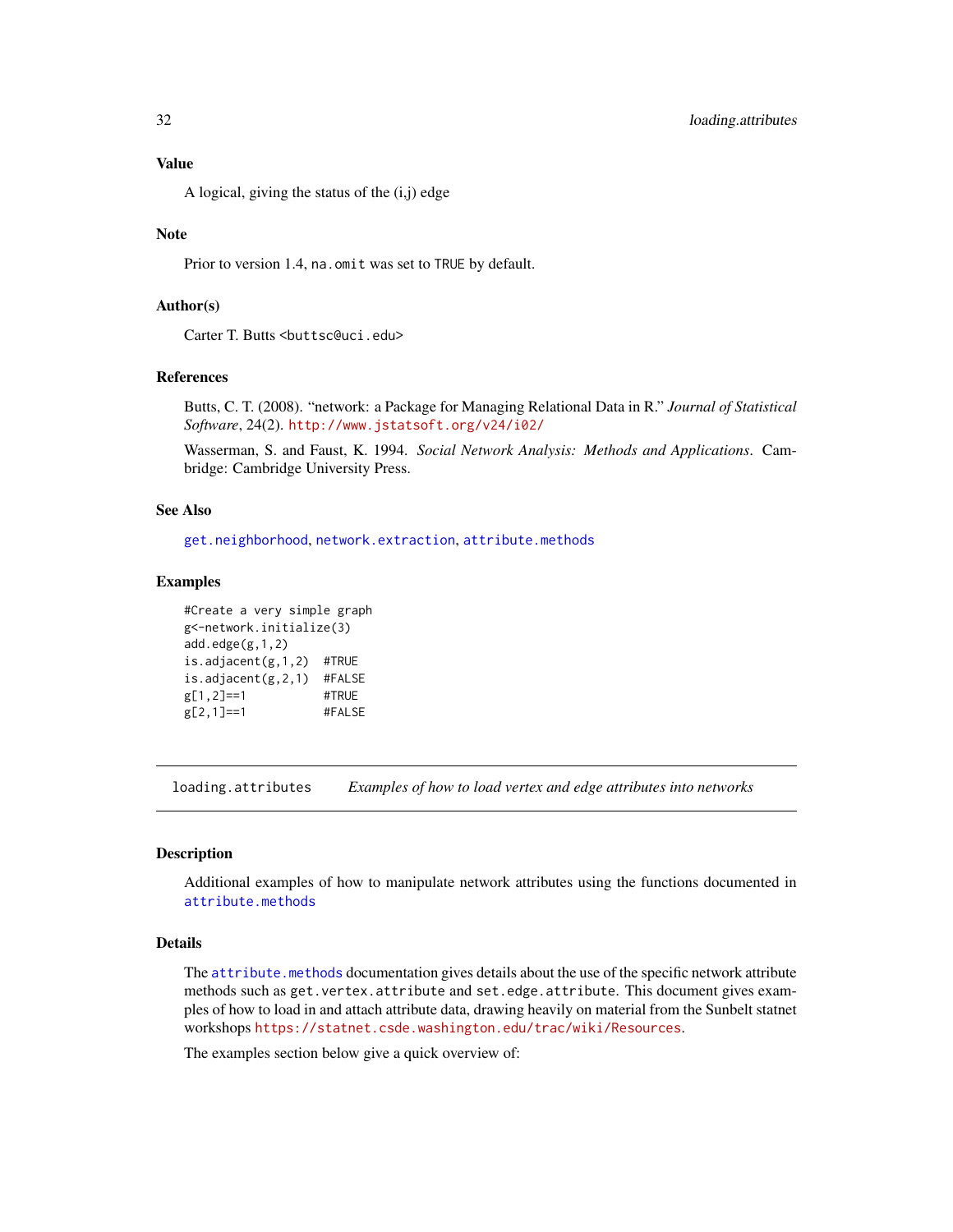### Value

A logical, giving the status of the (i,j) edge

### Note

Prior to version 1.4, `na.omit` was set to `TRUE` by default.

### Author(s)

Carter T. Butts <buttsc@uci.edu>

### References

Butts, C. T. (2008). "network: a Package for Managing Relational Data in R." *Journal of Statistical Software*, 24(2). http://www.jstatsoft.org/v24/i02/

Wasserman, S. and Faust, K. 1994. *Social Network Analysis: Methods and Applications*. Cambridge: Cambridge University Press.

### See Also

`get.neighborhood`, `network.extraction`, `attribute.methods`

### Examples

```
#Create a very simple graph
g<-network.initialize(3)
add.edge(g,1,2)
is.adjacent(g,1,2)  #TRUE
is.adjacent(g,2,1)  #FALSE
g[1,2]==1           #TRUE
g[2,1]==1           #FALSE
```

---

## loading.attributes    *Examples of how to load vertex and edge attributes into networks*

---

### Description

Additional examples of how to manipulate network attributes using the functions documented in `attribute.methods`

### Details

The `attribute.methods` documentation gives details about the use of the specific network attribute methods such as `get.vertex.attribute` and `set.edge.attribute`. This document gives examples of how to load in and attach attribute data, drawing heavily on material from the Sunbelt statnet workshops https://statnet.csde.washington.edu/trac/wiki/Resources.

The examples section below give a quick overview of: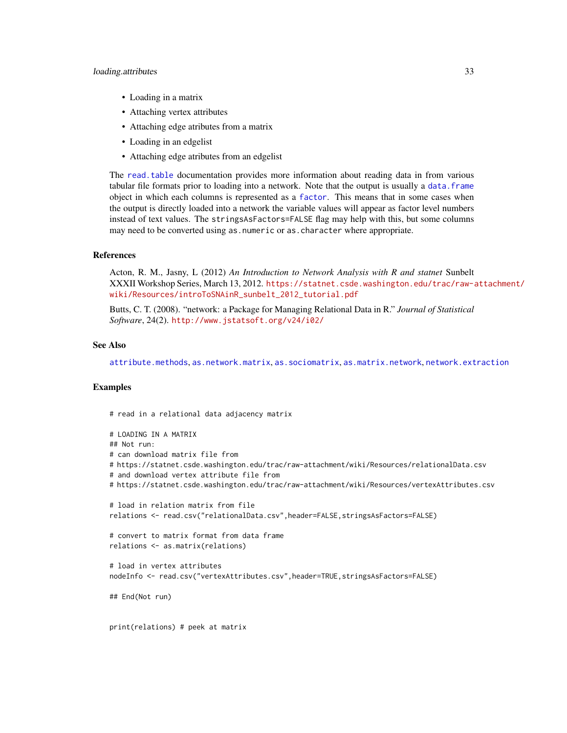- Loading in a matrix
- Attaching vertex attributes
- Attaching edge atributes from a matrix
- Loading in an edgelist
- Attaching edge atributes from an edgelist

The read.table documentation provides more information about reading data in from various tabular file formats prior to loading into a network. Note that the output is usually a data.frame object in which each columns is represented as a factor. This means that in some cases when the output is directly loaded into a network the variable values will appear as factor level numbers instead of text values. The stringsAsFactors=FALSE flag may help with this, but some columns may need to be converted using as.numeric or as.character where appropriate.

### References

Acton, R. M., Jasny, L (2012) *An Introduction to Network Analysis with R and statnet* Sunbelt XXXII Workshop Series, March 13, 2012. https://statnet.csde.washington.edu/trac/raw-attachment/wiki/Resources/introToSNAinR_sunbelt_2012_tutorial.pdf

Butts, C. T. (2008). "network: a Package for Managing Relational Data in R." *Journal of Statistical Software*, 24(2). http://www.jstatsoft.org/v24/i02/

### See Also

attribute.methods, as.network.matrix, as.sociomatrix, as.matrix.network, network.extraction

### Examples

```
# read in a relational data adjacency matrix

# LOADING IN A MATRIX
## Not run:
# can download matrix file from
# https://statnet.csde.washington.edu/trac/raw-attachment/wiki/Resources/relationalData.csv
# and download vertex attribute file from
# https://statnet.csde.washington.edu/trac/raw-attachment/wiki/Resources/vertexAttributes.csv

# load in relation matrix from file
relations <- read.csv("relationalData.csv",header=FALSE,stringsAsFactors=FALSE)

# convert to matrix format from data frame
relations <- as.matrix(relations)

# load in vertex attributes
nodeInfo <- read.csv("vertexAttributes.csv",header=TRUE,stringsAsFactors=FALSE)

## End(Not run)


print(relations) # peek at matrix
```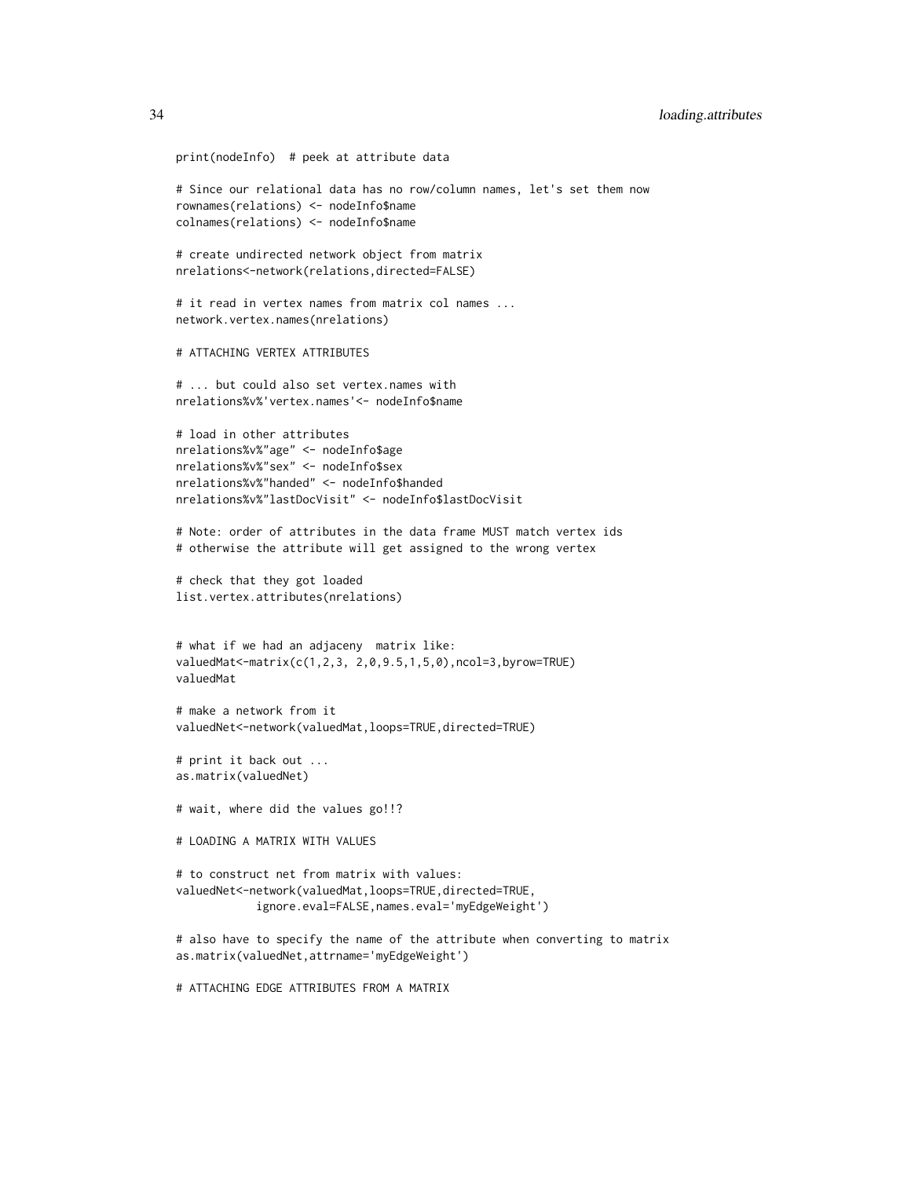```
print(nodeInfo)  # peek at attribute data

# Since our relational data has no row/column names, let's set them now
rownames(relations) <- nodeInfo$name
colnames(relations) <- nodeInfo$name

# create undirected network object from matrix
nrelations<-network(relations,directed=FALSE)

# it read in vertex names from matrix col names ...
network.vertex.names(nrelations)

# ATTACHING VERTEX ATTRIBUTES

# ... but could also set vertex.names with
nrelations%v%'vertex.names'<- nodeInfo$name

# load in other attributes
nrelations%v%"age" <- nodeInfo$age
nrelations%v%"sex" <- nodeInfo$sex
nrelations%v%"handed" <- nodeInfo$handed
nrelations%v%"lastDocVisit" <- nodeInfo$lastDocVisit

# Note: order of attributes in the data frame MUST match vertex ids
# otherwise the attribute will get assigned to the wrong vertex

# check that they got loaded
list.vertex.attributes(nrelations)


# what if we had an adjaceny  matrix like:
valuedMat<-matrix(c(1,2,3, 2,0,9.5,1,5,0),ncol=3,byrow=TRUE)
valuedMat

# make a network from it
valuedNet<-network(valuedMat,loops=TRUE,directed=TRUE)

# print it back out ...
as.matrix(valuedNet)

# wait, where did the values go!!?

# LOADING A MATRIX WITH VALUES

# to construct net from matrix with values:
valuedNet<-network(valuedMat,loops=TRUE,directed=TRUE,
            ignore.eval=FALSE,names.eval='myEdgeWeight')

# also have to specify the name of the attribute when converting to matrix
as.matrix(valuedNet,attrname='myEdgeWeight')

# ATTACHING EDGE ATTRIBUTES FROM A MATRIX
```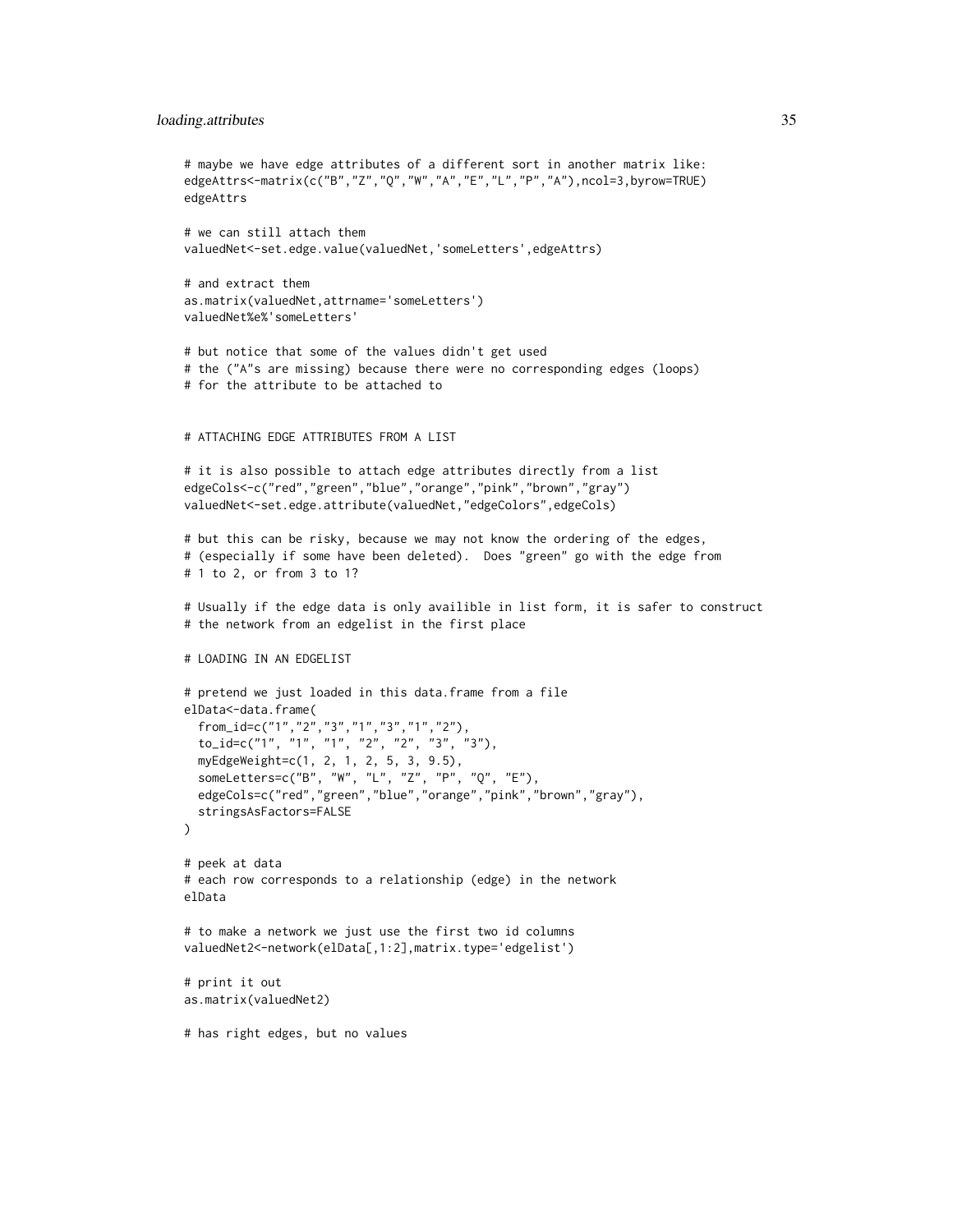```
# maybe we have edge attributes of a different sort in another matrix like:
edgeAttrs<-matrix(c("B","Z","Q","W","A","E","L","P","A"),ncol=3,byrow=TRUE)
edgeAttrs

# we can still attach them
valuedNet<-set.edge.value(valuedNet,'someLetters',edgeAttrs)

# and extract them
as.matrix(valuedNet,attrname='someLetters')
valuedNet%e%'someLetters'

# but notice that some of the values didn't get used
# the ("A"s are missing) because there were no corresponding edges (loops)
# for the attribute to be attached to


# ATTACHING EDGE ATTRIBUTES FROM A LIST

# it is also possible to attach edge attributes directly from a list
edgeCols<-c("red","green","blue","orange","pink","brown","gray")
valuedNet<-set.edge.attribute(valuedNet,"edgeColors",edgeCols)

# but this can be risky, because we may not know the ordering of the edges,
# (especially if some have been deleted).  Does "green" go with the edge from
# 1 to 2, or from 3 to 1?

# Usually if the edge data is only availible in list form, it is safer to construct
# the network from an edgelist in the first place

# LOADING IN AN EDGELIST

# pretend we just loaded in this data.frame from a file
elData<-data.frame(
  from_id=c("1","2","3","1","3","1","2"),
  to_id=c("1", "1", "1", "2", "2", "3", "3"),
  myEdgeWeight=c(1, 2, 1, 2, 5, 3, 9.5),
  someLetters=c("B", "W", "L", "Z", "P", "Q", "E"),
  edgeCols=c("red","green","blue","orange","pink","brown","gray"),
  stringsAsFactors=FALSE
)

# peek at data
# each row corresponds to a relationship (edge) in the network
elData

# to make a network we just use the first two id columns
valuedNet2<-network(elData[,1:2],matrix.type='edgelist')

# print it out
as.matrix(valuedNet2)

# has right edges, but no values
```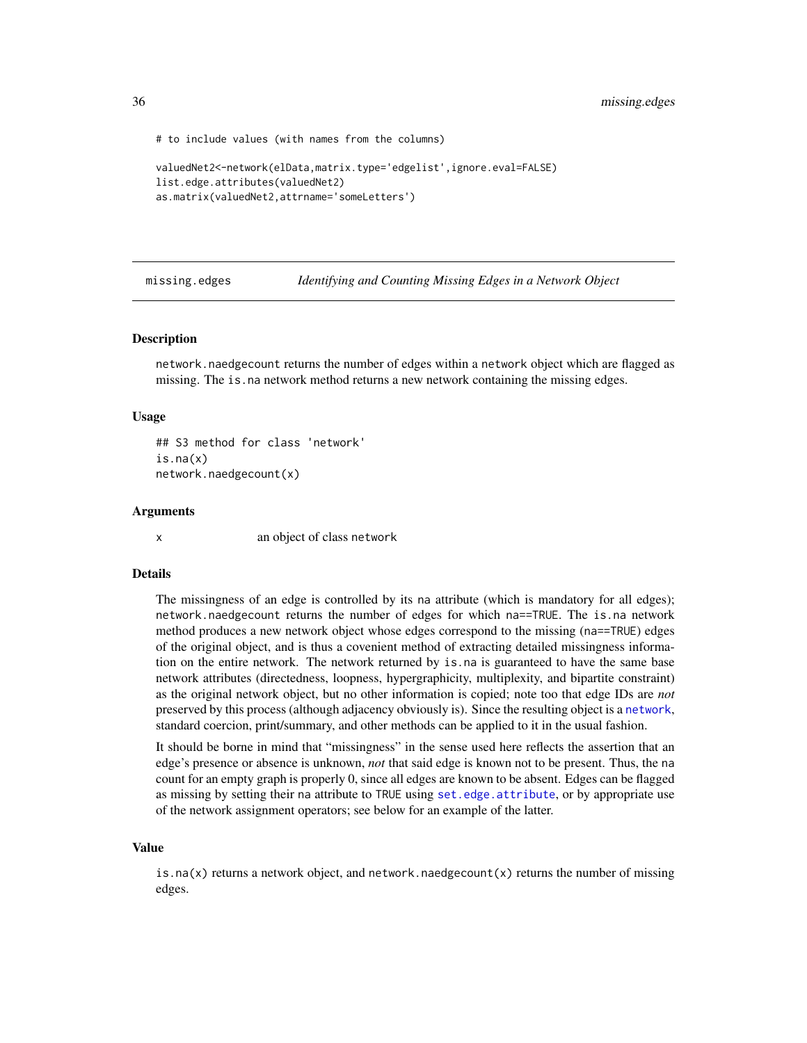```
# to include values (with names from the columns)

valuedNet2<-network(elData,matrix.type='edgelist',ignore.eval=FALSE)
list.edge.attributes(valuedNet2)
as.matrix(valuedNet2,attrname='someLetters')
```

## missing.edges — *Identifying and Counting Missing Edges in a Network Object*

### Description

network.naedgecount returns the number of edges within a network object which are flagged as missing. The is.na network method returns a new network containing the missing edges.

### Usage

```
## S3 method for class 'network'
is.na(x)
network.naedgecount(x)
```

### Arguments

| | |
|---|---|
| x | an object of class network |

### Details

The missingness of an edge is controlled by its na attribute (which is mandatory for all edges); network.naedgecount returns the number of edges for which na==TRUE. The is.na network method produces a new network object whose edges correspond to the missing (na==TRUE) edges of the original object, and is thus a covenient method of extracting detailed missingness information on the entire network. The network returned by is.na is guaranteed to have the same base network attributes (directedness, loopness, hypergraphicity, multiplexity, and bipartite constraint) as the original network object, but no other information is copied; note too that edge IDs are *not* preserved by this process (although adjacency obviously is). Since the resulting object is a network, standard coercion, print/summary, and other methods can be applied to it in the usual fashion.

It should be borne in mind that "missingness" in the sense used here reflects the assertion that an edge's presence or absence is unknown, *not* that said edge is known not to be present. Thus, the na count for an empty graph is properly 0, since all edges are known to be absent. Edges can be flagged as missing by setting their na attribute to TRUE using set.edge.attribute, or by appropriate use of the network assignment operators; see below for an example of the latter.

### Value

is.na(x) returns a network object, and network.naedgecount(x) returns the number of missing edges.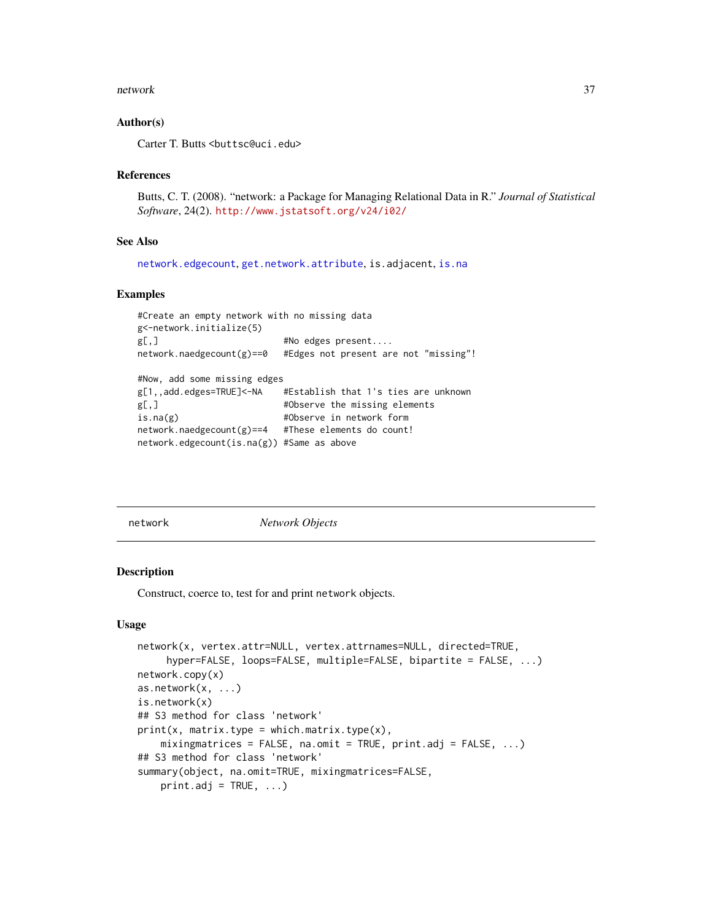### Author(s)

Carter T. Butts <buttsc@uci.edu>

### References

Butts, C. T. (2008). "network: a Package for Managing Relational Data in R." *Journal of Statistical Software*, 24(2). http://www.jstatsoft.org/v24/i02/

### See Also

network.edgecount, get.network.attribute, is.adjacent, is.na

### Examples

```
#Create an empty network with no missing data
g<-network.initialize(5)
g[,]                        #No edges present....
network.naedgecount(g)==0   #Edges not present are not "missing"!

#Now, add some missing edges
g[1,,add.edges=TRUE]<-NA    #Establish that 1's ties are unknown
g[,]                        #Observe the missing elements
is.na(g)                    #Observe in network form
network.naedgecount(g)==4   #These elements do count!
network.edgecount(is.na(g)) #Same as above
```

---

## network — *Network Objects*

### Description

Construct, coerce to, test for and print network objects.

### Usage

```
network(x, vertex.attr=NULL, vertex.attrnames=NULL, directed=TRUE,
     hyper=FALSE, loops=FALSE, multiple=FALSE, bipartite = FALSE, ...)
network.copy(x)
as.network(x, ...)
is.network(x)
## S3 method for class 'network'
print(x, matrix.type = which.matrix.type(x),
    mixingmatrices = FALSE, na.omit = TRUE, print.adj = FALSE, ...)
## S3 method for class 'network'
summary(object, na.omit=TRUE, mixingmatrices=FALSE,
    print.adj = TRUE, ...)
```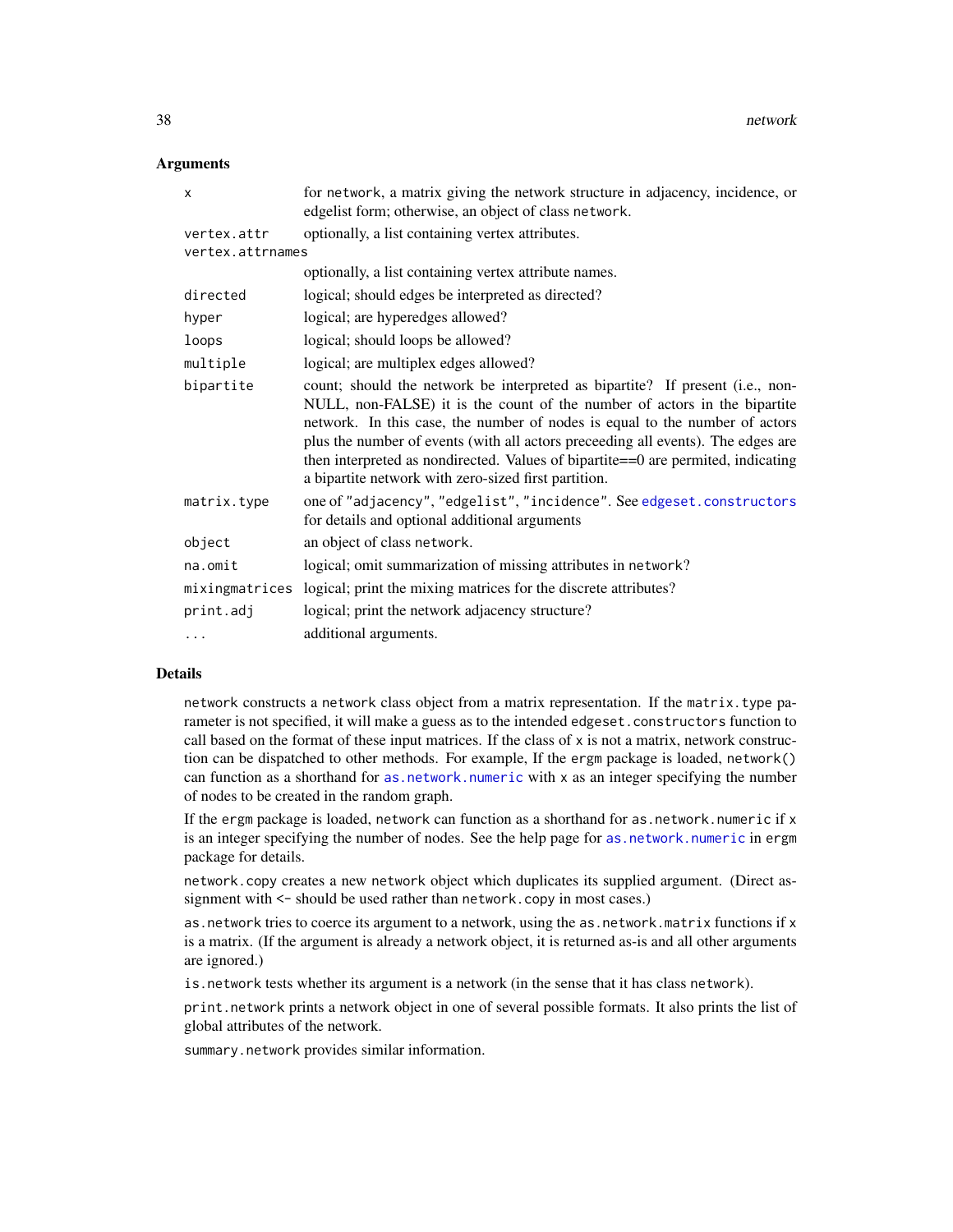### Arguments

| Argument | Description |
| --- | --- |
| `x` | for `network`, a matrix giving the network structure in adjacency, incidence, or edgelist form; otherwise, an object of class `network`. |
| `vertex.attr` | optionally, a list containing vertex attributes. |
| `vertex.attrnames` | optionally, a list containing vertex attribute names. |
| `directed` | logical; should edges be interpreted as directed? |
| `hyper` | logical; are hyperedges allowed? |
| `loops` | logical; should loops be allowed? |
| `multiple` | logical; are multiplex edges allowed? |
| `bipartite` | count; should the network be interpreted as bipartite? If present (i.e., non-NULL, non-FALSE) it is the count of the number of actors in the bipartite network. In this case, the number of nodes is equal to the number of actors plus the number of events (with all actors preceeding all events). The edges are then interpreted as nondirected. Values of bipartite==0 are permited, indicating a bipartite network with zero-sized first partition. |
| `matrix.type` | one of `"adjacency"`, `"edgelist"`, `"incidence"`. See `edgeset.constructors` for details and optional additional arguments |
| `object` | an object of class `network`. |
| `na.omit` | logical; omit summarization of missing attributes in `network`? |
| `mixingmatrices` | logical; print the mixing matrices for the discrete attributes? |
| `print.adj` | logical; print the network adjacency structure? |
| `...` | additional arguments. |

### Details

`network` constructs a `network` class object from a matrix representation. If the `matrix.type` parameter is not specified, it will make a guess as to the intended `edgeset.constructors` function to call based on the format of these input matrices. If the class of `x` is not a matrix, network construction can be dispatched to other methods. For example, If the `ergm` package is loaded, `network()` can function as a shorthand for `as.network.numeric` with `x` as an integer specifying the number of nodes to be created in the random graph.

If the `ergm` package is loaded, `network` can function as a shorthand for `as.network.numeric` if `x` is an integer specifying the number of nodes. See the help page for `as.network.numeric` in `ergm` package for details.

`network.copy` creates a new `network` object which duplicates its supplied argument. (Direct assignment with `<-` should be used rather than `network.copy` in most cases.)

`as.network` tries to coerce its argument to a network, using the `as.network.matrix` functions if `x` is a matrix. (If the argument is already a network object, it is returned as-is and all other arguments are ignored.)

`is.network` tests whether its argument is a network (in the sense that it has class `network`).

`print.network` prints a network object in one of several possible formats. It also prints the list of global attributes of the network.

`summary.network` provides similar information.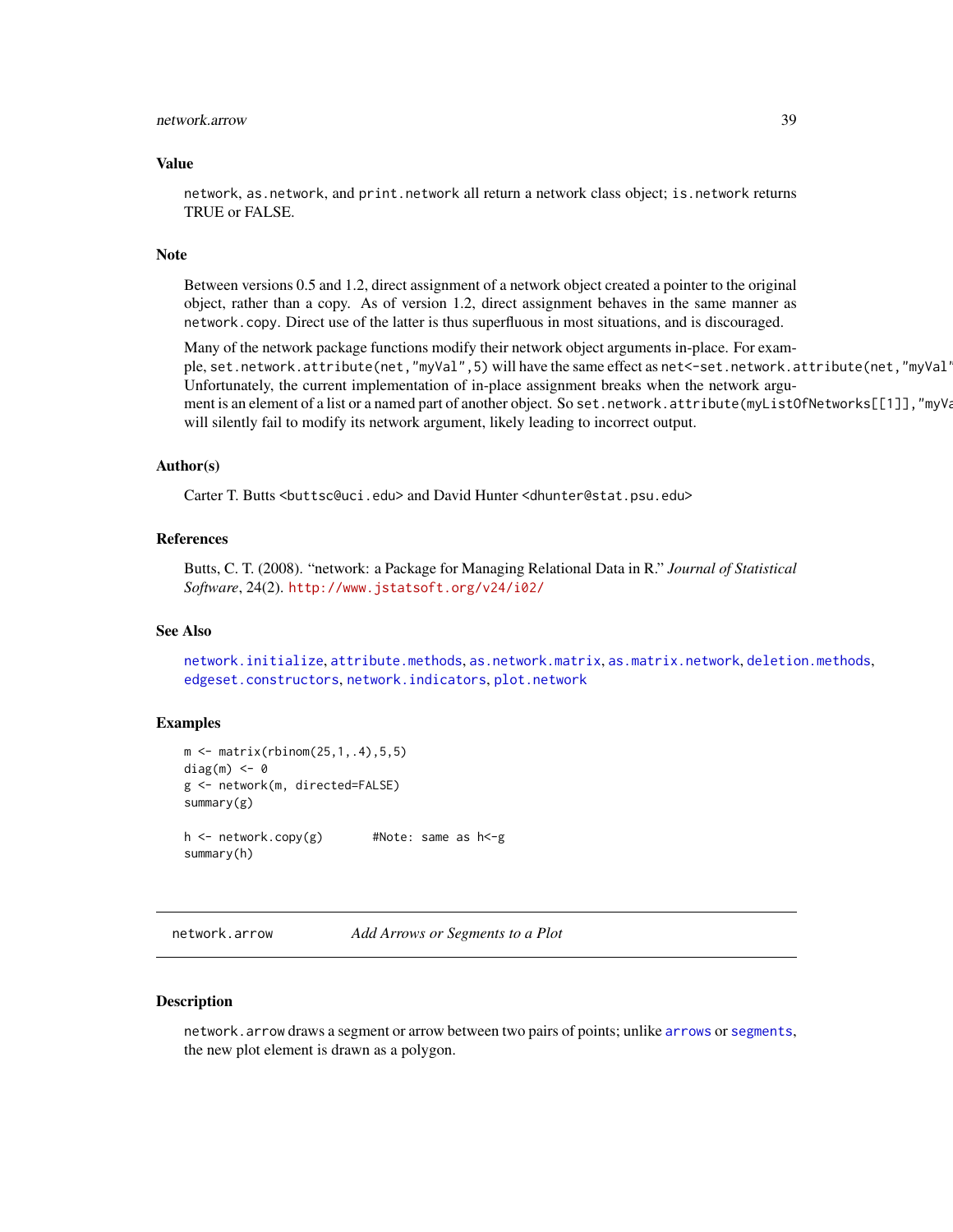## Value

`network`, `as.network`, and `print.network` all return a network class object; `is.network` returns TRUE or FALSE.

## Note

Between versions 0.5 and 1.2, direct assignment of a network object created a pointer to the original object, rather than a copy. As of version 1.2, direct assignment behaves in the same manner as `network.copy`. Direct use of the latter is thus superfluous in most situations, and is discouraged.

Many of the network package functions modify their network object arguments in-place. For example, `set.network.attribute(net,"myVal",5)` will have the same effect as `net<-set.network.attribute(net,"myVal"` Unfortunately, the current implementation of in-place assignment breaks when the network argument is an element of a list or a named part of another object. So `set.network.attribute(myListOfNetworks[[1]],"myVa` will silently fail to modify its network argument, likely leading to incorrect output.

## Author(s)

Carter T. Butts <buttsc@uci.edu> and David Hunter <dhunter@stat.psu.edu>

## References

Butts, C. T. (2008). "network: a Package for Managing Relational Data in R." *Journal of Statistical Software*, 24(2). http://www.jstatsoft.org/v24/i02/

## See Also

`network.initialize`, `attribute.methods`, `as.network.matrix`, `as.matrix.network`, `deletion.methods`, `edgeset.constructors`, `network.indicators`, `plot.network`

## Examples

```
m <- matrix(rbinom(25,1,.4),5,5)
diag(m) <- 0
g <- network(m, directed=FALSE)
summary(g)

h <- network.copy(g)       #Note: same as h<-g
summary(h)
```

---

# network.arrow *Add Arrows or Segments to a Plot*

## Description

`network.arrow` draws a segment or arrow between two pairs of points; unlike `arrows` or `segments`, the new plot element is drawn as a polygon.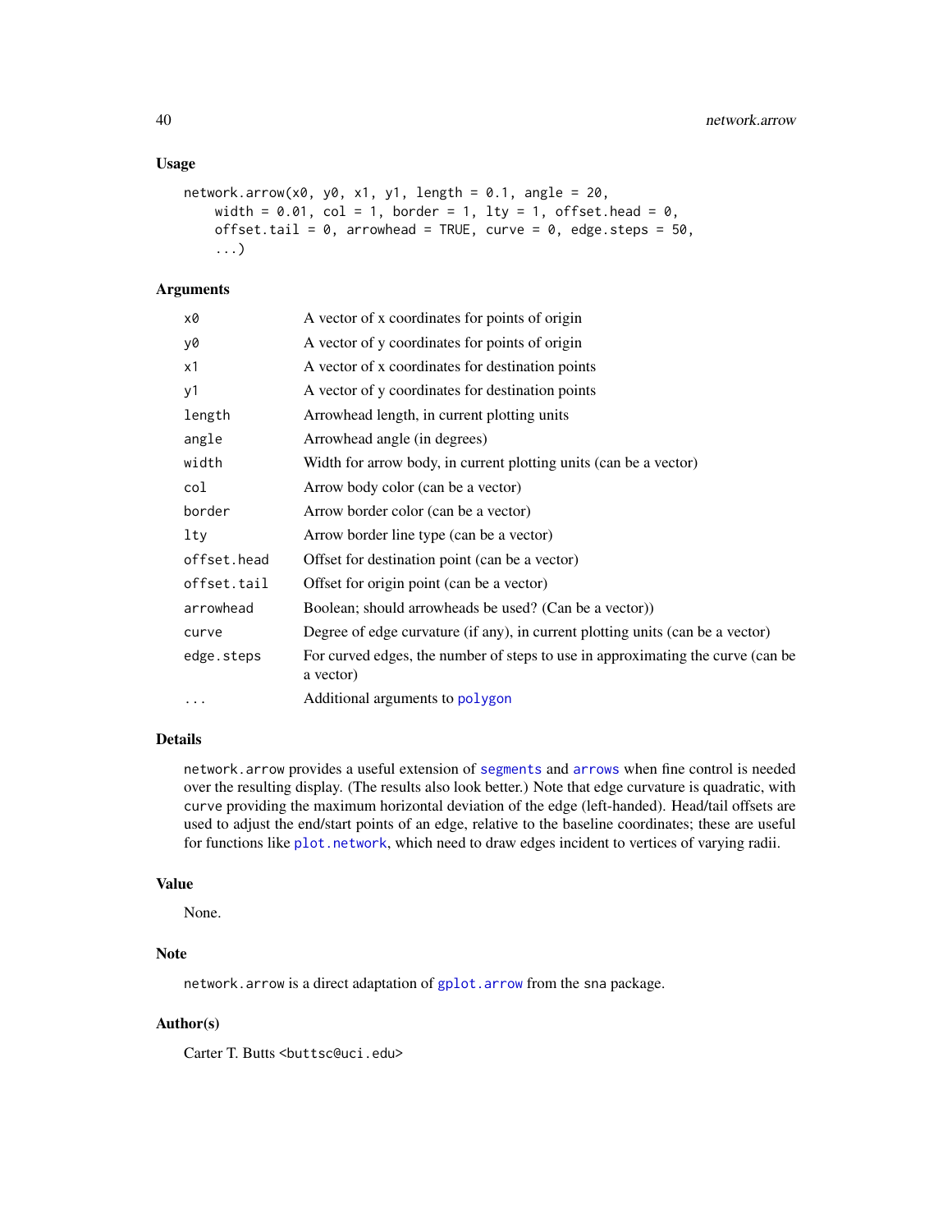## Usage

```
network.arrow(x0, y0, x1, y1, length = 0.1, angle = 20,
    width = 0.01, col = 1, border = 1, lty = 1, offset.head = 0,
    offset.tail = 0, arrowhead = TRUE, curve = 0, edge.steps = 50,
    ...)
```

## Arguments

| | |
|---|---|
| `x0` | A vector of x coordinates for points of origin |
| `y0` | A vector of y coordinates for points of origin |
| `x1` | A vector of x coordinates for destination points |
| `y1` | A vector of y coordinates for destination points |
| `length` | Arrowhead length, in current plotting units |
| `angle` | Arrowhead angle (in degrees) |
| `width` | Width for arrow body, in current plotting units (can be a vector) |
| `col` | Arrow body color (can be a vector) |
| `border` | Arrow border color (can be a vector) |
| `lty` | Arrow border line type (can be a vector) |
| `offset.head` | Offset for destination point (can be a vector) |
| `offset.tail` | Offset for origin point (can be a vector) |
| `arrowhead` | Boolean; should arrowheads be used? (Can be a vector)) |
| `curve` | Degree of edge curvature (if any), in current plotting units (can be a vector) |
| `edge.steps` | For curved edges, the number of steps to use in approximating the curve (can be a vector) |
| `...` | Additional arguments to `polygon` |

## Details

`network.arrow` provides a useful extension of `segments` and `arrows` when fine control is needed over the resulting display. (The results also look better.) Note that edge curvature is quadratic, with `curve` providing the maximum horizontal deviation of the edge (left-handed). Head/tail offsets are used to adjust the end/start points of an edge, relative to the baseline coordinates; these are useful for functions like `plot.network`, which need to draw edges incident to vertices of varying radii.

## Value

None.

## Note

`network.arrow` is a direct adaptation of `gplot.arrow` from the `sna` package.

## Author(s)

Carter T. Butts <buttsc@uci.edu>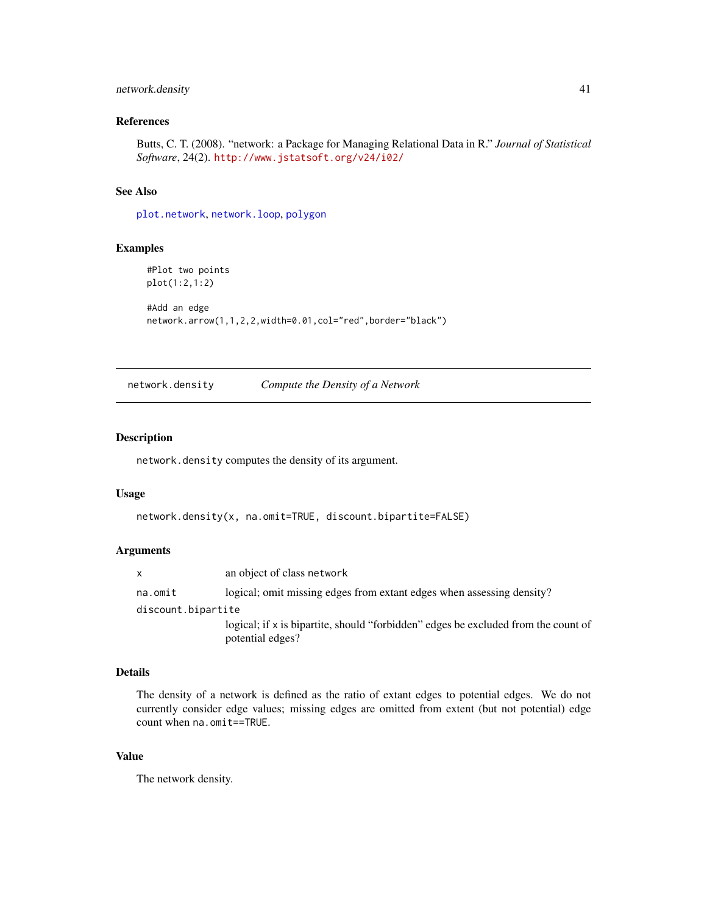### References

Butts, C. T. (2008). "network: a Package for Managing Relational Data in R." *Journal of Statistical Software*, 24(2). http://www.jstatsoft.org/v24/i02/

### See Also

plot.network, network.loop, polygon

### Examples

```
#Plot two points
plot(1:2,1:2)

#Add an edge
network.arrow(1,1,2,2,width=0.01,col="red",border="black")
```

---

## network.density — *Compute the Density of a Network*

---

### Description

network.density computes the density of its argument.

### Usage

```
network.density(x, na.omit=TRUE, discount.bipartite=FALSE)
```

### Arguments

| | |
|---|---|
| x | an object of class network |
| na.omit | logical; omit missing edges from extant edges when assessing density? |
| discount.bipartite | logical; if x is bipartite, should "forbidden" edges be excluded from the count of potential edges? |

### Details

The density of a network is defined as the ratio of extant edges to potential edges. We do not currently consider edge values; missing edges are omitted from extent (but not potential) edge count when na.omit==TRUE.

### Value

The network density.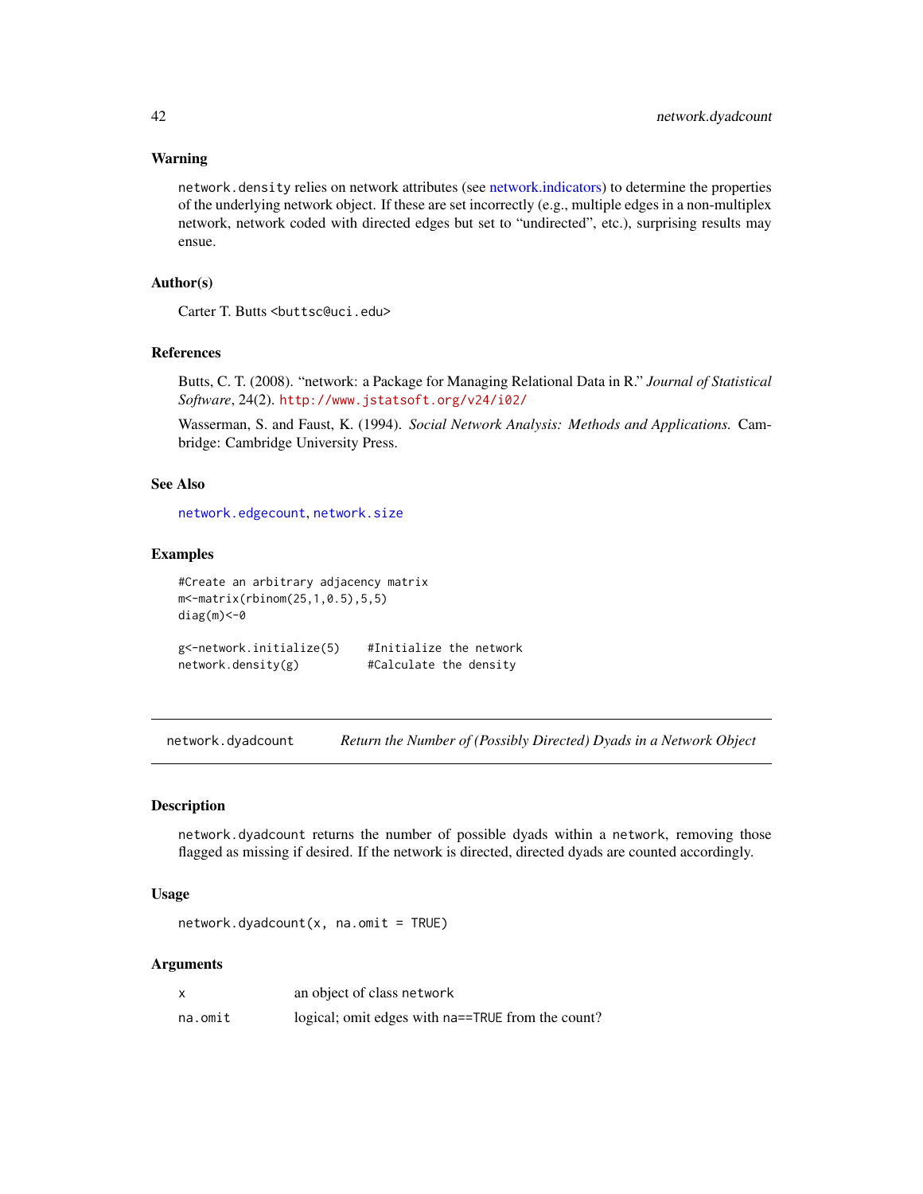### Warning

`network.density` relies on network attributes (see network.indicators) to determine the properties of the underlying network object. If these are set incorrectly (e.g., multiple edges in a non-multiplex network, network coded with directed edges but set to "undirected", etc.), surprising results may ensue.

### Author(s)

Carter T. Butts <buttsc@uci.edu>

### References

Butts, C. T. (2008). "network: a Package for Managing Relational Data in R." *Journal of Statistical Software*, 24(2). http://www.jstatsoft.org/v24/i02/

Wasserman, S. and Faust, K. (1994). *Social Network Analysis: Methods and Applications.* Cambridge: Cambridge University Press.

### See Also

`network.edgecount`, `network.size`

### Examples

```
#Create an arbitrary adjacency matrix
m<-matrix(rbinom(25,1,0.5),5,5)
diag(m)<-0

g<-network.initialize(5)    #Initialize the network
network.density(g)          #Calculate the density
```

---

## network.dyadcount    *Return the Number of (Possibly Directed) Dyads in a Network Object*

---

### Description

`network.dyadcount` returns the number of possible dyads within a `network`, removing those flagged as missing if desired. If the network is directed, directed dyads are counted accordingly.

### Usage

```
network.dyadcount(x, na.omit = TRUE)
```

### Arguments

| | |
|---|---|
| `x` | an object of class `network` |
| `na.omit` | logical; omit edges with `na==TRUE` from the count? |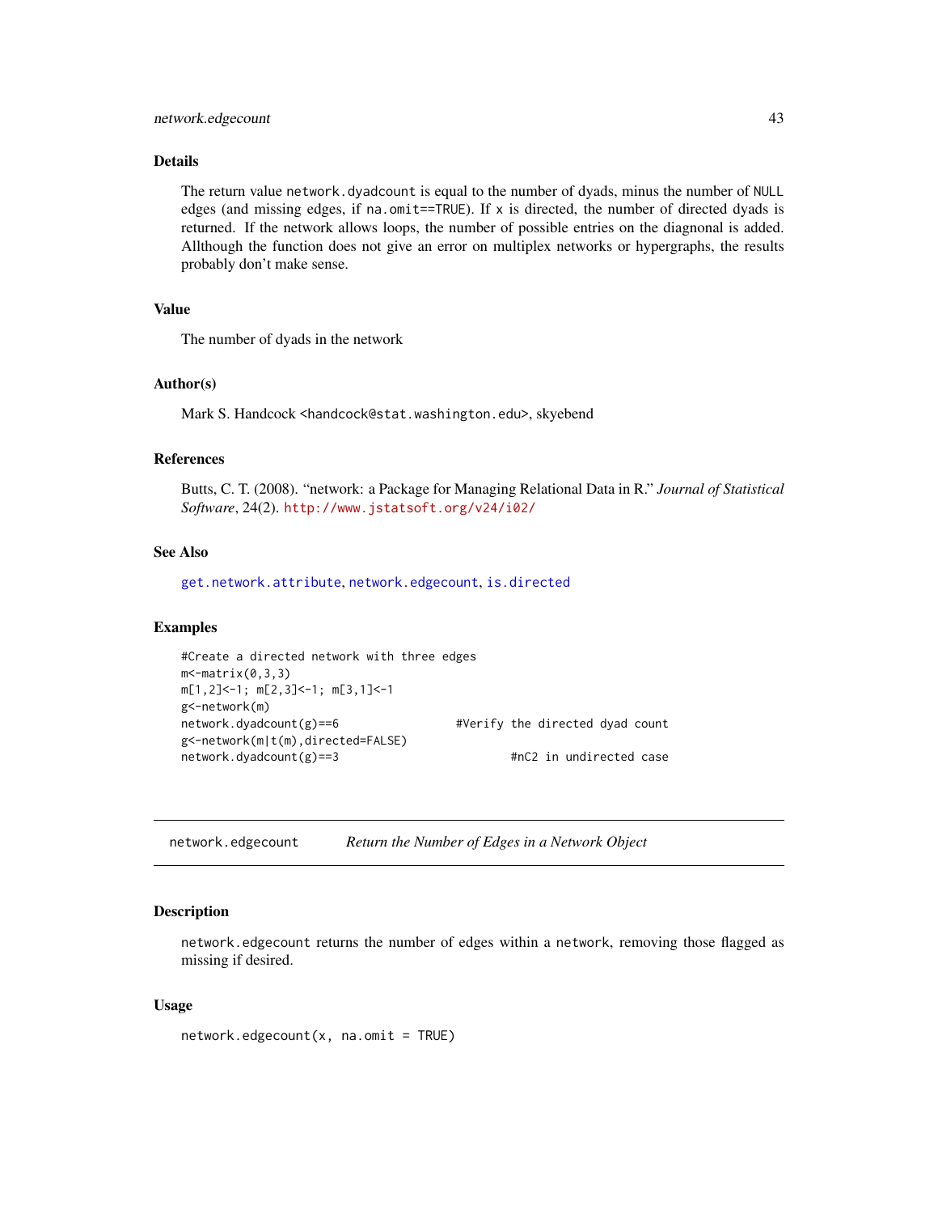### Details

The return value `network.dyadcount` is equal to the number of dyads, minus the number of `NULL` edges (and missing edges, if `na.omit==TRUE`). If `x` is directed, the number of directed dyads is returned. If the network allows loops, the number of possible entries on the diagnonal is added. Allthough the function does not give an error on multiplex networks or hypergraphs, the results probably don't make sense.

### Value

The number of dyads in the network

### Author(s)

Mark S. Handcock <handcock@stat.washington.edu>, skyebend

### References

Butts, C. T. (2008). "network: a Package for Managing Relational Data in R." *Journal of Statistical Software*, 24(2). http://www.jstatsoft.org/v24/i02/

### See Also

`get.network.attribute`, `network.edgecount`, `is.directed`

### Examples

```
#Create a directed network with three edges
m<-matrix(0,3,3)
m[1,2]<-1; m[2,3]<-1; m[3,1]<-1
g<-network(m)
network.dyadcount(g)==6                 #Verify the directed dyad count
g<-network(m|t(m),directed=FALSE)
network.dyadcount(g)==3                         #nC2 in undirected case
```

---

## network.edgecount — *Return the Number of Edges in a Network Object*

### Description

`network.edgecount` returns the number of edges within a `network`, removing those flagged as missing if desired.

### Usage

```
network.edgecount(x, na.omit = TRUE)
```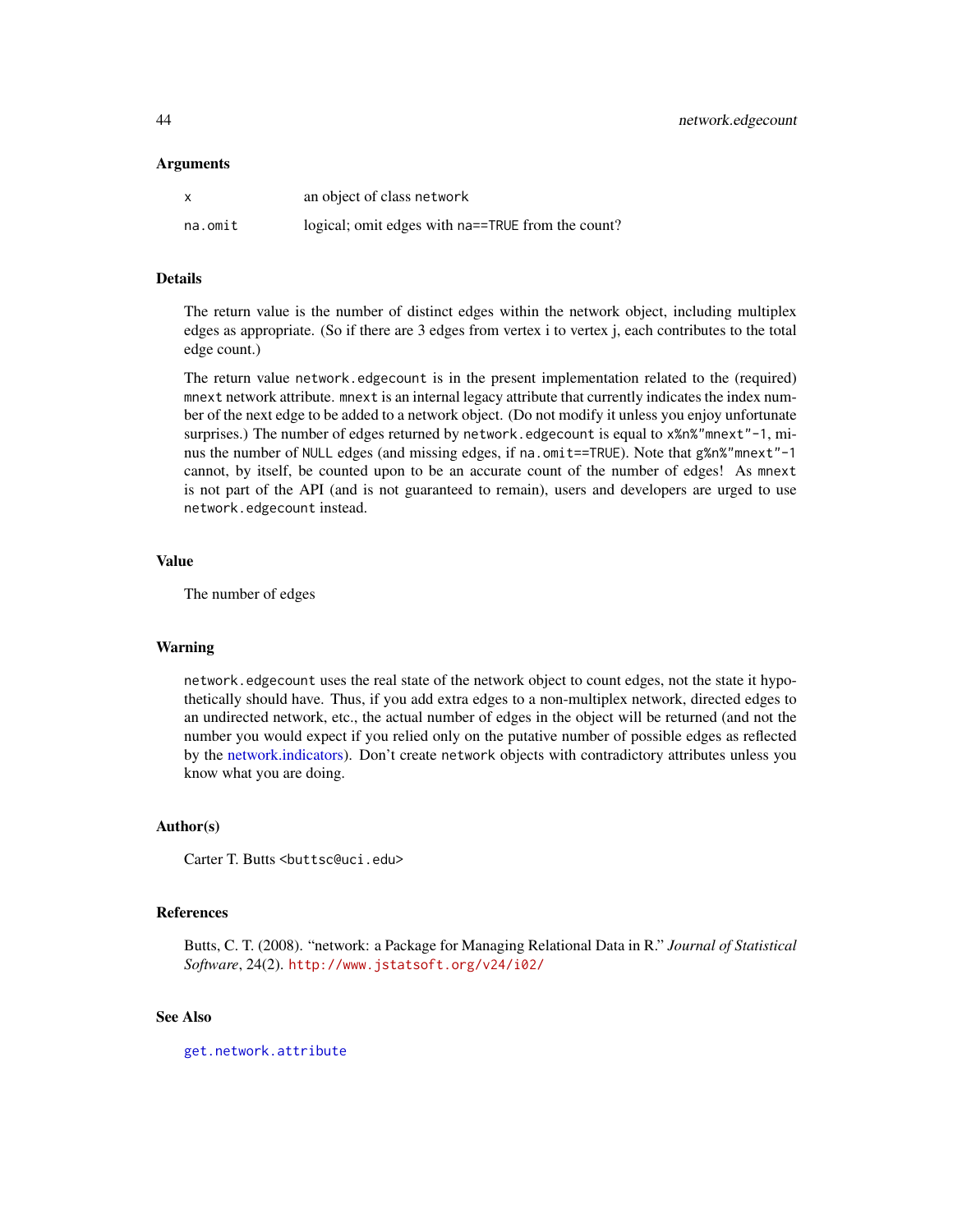## Arguments

| | |
|---|---|
| `x` | an object of class `network` |
| `na.omit` | logical; omit edges with `na==TRUE` from the count? |

## Details

The return value is the number of distinct edges within the network object, including multiplex edges as appropriate. (So if there are 3 edges from vertex i to vertex j, each contributes to the total edge count.)

The return value `network.edgecount` is in the present implementation related to the (required) `mnext` network attribute. `mnext` is an internal legacy attribute that currently indicates the index number of the next edge to be added to a network object. (Do not modify it unless you enjoy unfortunate surprises.) The number of edges returned by `network.edgecount` is equal to `x%n%"mnext"-1`, minus the number of `NULL` edges (and missing edges, if `na.omit==TRUE`). Note that `g%n%"mnext"-1` cannot, by itself, be counted upon to be an accurate count of the number of edges! As `mnext` is not part of the API (and is not guaranteed to remain), users and developers are urged to use `network.edgecount` instead.

## Value

The number of edges

## Warning

`network.edgecount` uses the real state of the network object to count edges, not the state it hypothetically should have. Thus, if you add extra edges to a non-multiplex network, directed edges to an undirected network, etc., the actual number of edges in the object will be returned (and not the number you would expect if you relied only on the putative number of possible edges as reflected by the network.indicators). Don't create `network` objects with contradictory attributes unless you know what you are doing.

## Author(s)

Carter T. Butts <buttsc@uci.edu>

## References

Butts, C. T. (2008). "network: a Package for Managing Relational Data in R." *Journal of Statistical Software*, 24(2). http://www.jstatsoft.org/v24/i02/

## See Also

`get.network.attribute`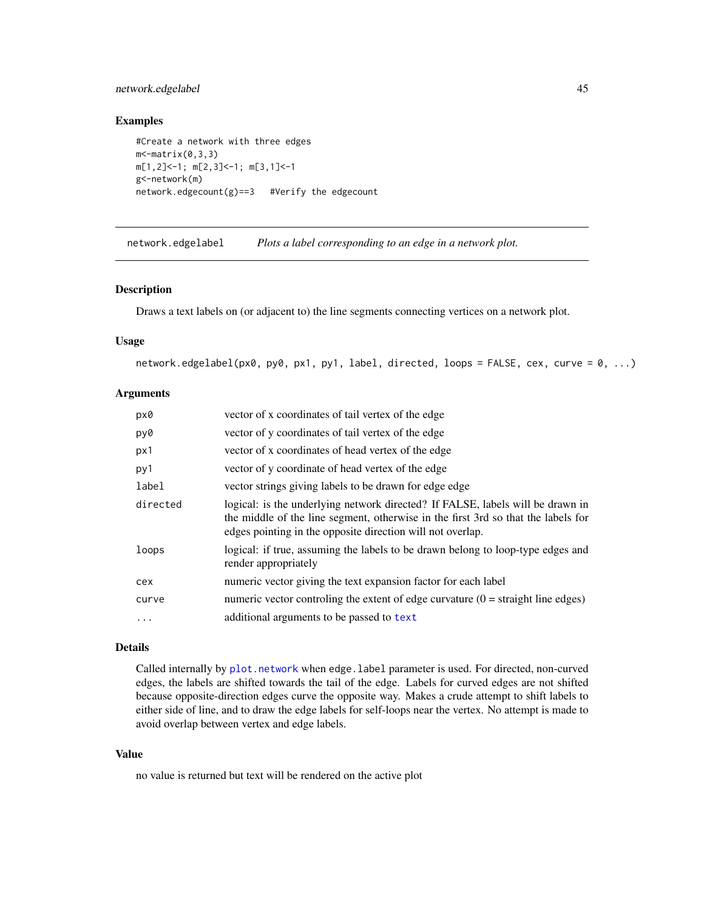## Examples

```
#Create a network with three edges
m<-matrix(0,3,3)
m[1,2]<-1; m[2,3]<-1; m[3,1]<-1
g<-network(m)
network.edgecount(g)==3   #Verify the edgecount
```

---

# network.edgelabel — *Plots a label corresponding to an edge in a network plot.*

---

### Description

Draws a text labels on (or adjacent to) the line segments connecting vertices on a network plot.

### Usage

```
network.edgelabel(px0, py0, px1, py1, label, directed, loops = FALSE, cex, curve = 0, ...)
```

### Arguments

| Argument | Description |
|---|---|
| px0 | vector of x coordinates of tail vertex of the edge |
| py0 | vector of y coordinates of tail vertex of the edge |
| px1 | vector of x coordinates of head vertex of the edge |
| py1 | vector of y coordinate of head vertex of the edge |
| label | vector strings giving labels to be drawn for edge edge |
| directed | logical: is the underlying network directed? If FALSE, labels will be drawn in the middle of the line segment, otherwise in the first 3rd so that the labels for edges pointing in the opposite direction will not overlap. |
| loops | logical: if true, assuming the labels to be drawn belong to loop-type edges and render appropriately |
| cex | numeric vector giving the text expansion factor for each label |
| curve | numeric vector controling the extent of edge curvature (0 = straight line edges) |
| ... | additional arguments to be passed to text |

### Details

Called internally by `plot.network` when `edge.label` parameter is used. For directed, non-curved edges, the labels are shifted towards the tail of the edge. Labels for curved edges are not shifted because opposite-direction edges curve the opposite way. Makes a crude attempt to shift labels to either side of line, and to draw the edge labels for self-loops near the vertex. No attempt is made to avoid overlap between vertex and edge labels.

### Value

no value is returned but text will be rendered on the active plot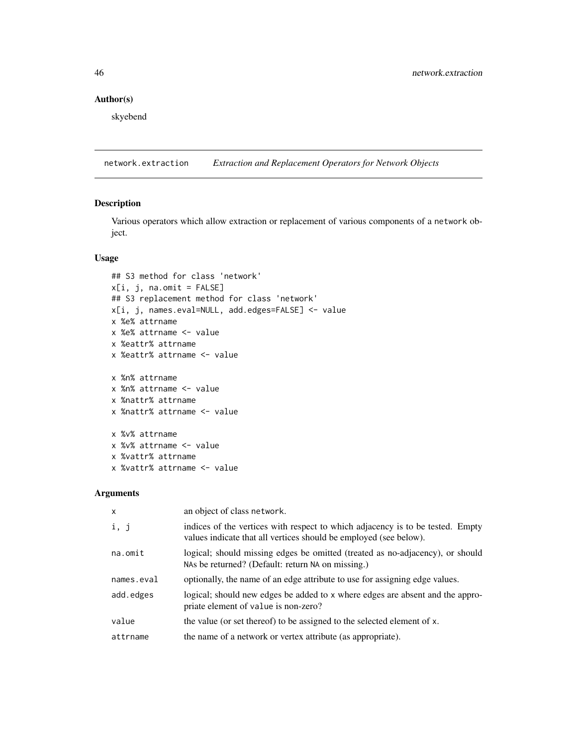### Author(s)

skyebend

## network.extraction *Extraction and Replacement Operators for Network Objects*

### Description

Various operators which allow extraction or replacement of various components of a network object.

### Usage

```
## S3 method for class 'network'
x[i, j, na.omit = FALSE]
## S3 replacement method for class 'network'
x[i, j, names.eval=NULL, add.edges=FALSE] <- value
x %e% attrname
x %e% attrname <- value
x %eattr% attrname
x %eattr% attrname <- value

x %n% attrname
x %n% attrname <- value
x %nattr% attrname
x %nattr% attrname <- value

x %v% attrname
x %v% attrname <- value
x %vattr% attrname
x %vattr% attrname <- value
```

### Arguments

| | |
|---|---|
| x | an object of class network. |
| i, j | indices of the vertices with respect to which adjacency is to be tested. Empty values indicate that all vertices should be employed (see below). |
| na.omit | logical; should missing edges be omitted (treated as no-adjacency), or should NAs be returned? (Default: return NA on missing.) |
| names.eval | optionally, the name of an edge attribute to use for assigning edge values. |
| add.edges | logical; should new edges be added to x where edges are absent and the appropriate element of value is non-zero? |
| value | the value (or set thereof) to be assigned to the selected element of x. |
| attrname | the name of a network or vertex attribute (as appropriate). |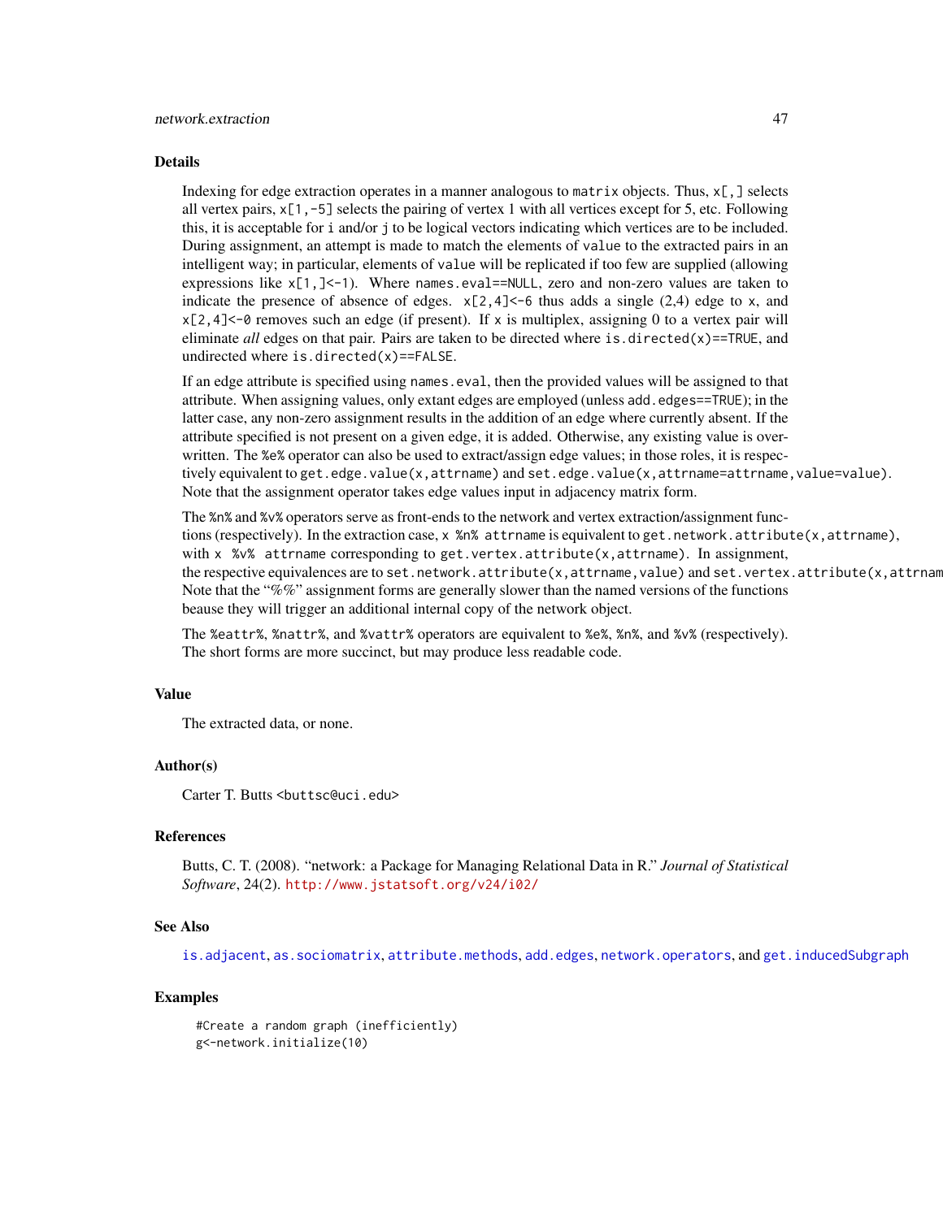## Details

Indexing for edge extraction operates in a manner analogous to `matrix` objects. Thus, `x[,]` selects all vertex pairs, `x[1,-5]` selects the pairing of vertex 1 with all vertices except for 5, etc. Following this, it is acceptable for `i` and/or `j` to be logical vectors indicating which vertices are to be included. During assignment, an attempt is made to match the elements of `value` to the extracted pairs in an intelligent way; in particular, elements of `value` will be replicated if too few are supplied (allowing expressions like `x[1,]<-1`). Where `names.eval==NULL`, zero and non-zero values are taken to indicate the presence of absence of edges. `x[2,4]<-6` thus adds a single (2,4) edge to `x`, and `x[2,4]<-0` removes such an edge (if present). If `x` is multiplex, assigning 0 to a vertex pair will eliminate *all* edges on that pair. Pairs are taken to be directed where `is.directed(x)==TRUE`, and undirected where `is.directed(x)==FALSE`.

If an edge attribute is specified using `names.eval`, then the provided values will be assigned to that attribute. When assigning values, only extant edges are employed (unless `add.edges==TRUE`); in the latter case, any non-zero assignment results in the addition of an edge where currently absent. If the attribute specified is not present on a given edge, it is added. Otherwise, any existing value is overwritten. The `%e%` operator can also be used to extract/assign edge values; in those roles, it is respectively equivalent to `get.edge.value(x,attrname)` and `set.edge.value(x,attrname=attrname,value=value)`. Note that the assignment operator takes edge values input in adjacency matrix form.

The `%n%` and `%v%` operators serve as front-ends to the network and vertex extraction/assignment functions (respectively). In the extraction case, `x %n% attrname` is equivalent to `get.network.attribute(x,attrname)`, with `x %v% attrname` corresponding to `get.vertex.attribute(x,attrname)`. In assignment, the respective equivalences are to `set.network.attribute(x,attrname,value)` and `set.vertex.attribute(x,attrnam`
Note that the "%%" assignment forms are generally slower than the named versions of the functions beause they will trigger an additional internal copy of the network object.

The `%eattr%`, `%nattr%`, and `%vattr%` operators are equivalent to `%e%`, `%n%`, and `%v%` (respectively). The short forms are more succinct, but may produce less readable code.

## Value

The extracted data, or none.

## Author(s)

Carter T. Butts <buttsc@uci.edu>

## References

Butts, C. T. (2008). "network: a Package for Managing Relational Data in R." *Journal of Statistical Software*, 24(2). http://www.jstatsoft.org/v24/i02/

## See Also

`is.adjacent`, `as.sociomatrix`, `attribute.methods`, `add.edges`, `network.operators`, and `get.inducedSubgraph`

## Examples

```
#Create a random graph (inefficiently)
g<-network.initialize(10)
```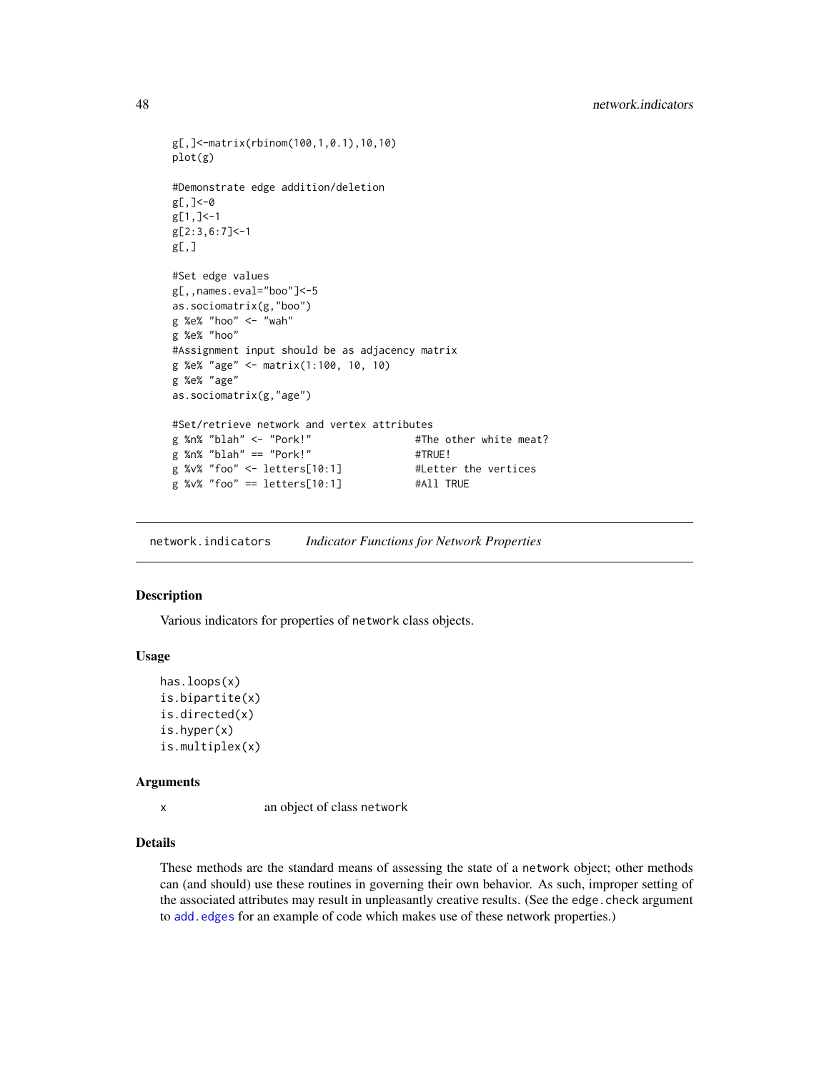```
g[,]<-matrix(rbinom(100,1,0.1),10,10)
plot(g)

#Demonstrate edge addition/deletion
g[,]<-0
g[1,]<-1
g[2:3,6:7]<-1
g[,]

#Set edge values
g[,,names.eval="boo"]<-5
as.sociomatrix(g,"boo")
g %e% "hoo" <- "wah"
g %e% "hoo"
#Assignment input should be as adjacency matrix
g %e% "age" <- matrix(1:100, 10, 10)
g %e% "age"
as.sociomatrix(g,"age")

#Set/retrieve network and vertex attributes
g %n% "blah" <- "Pork!"                 #The other white meat?
g %n% "blah" == "Pork!"                 #TRUE!
g %v% "foo" <- letters[10:1]            #Letter the vertices
g %v% "foo" == letters[10:1]            #All TRUE
```

---

## network.indicators    *Indicator Functions for Network Properties*

---

### Description

Various indicators for properties of `network` class objects.

### Usage

```
has.loops(x)
is.bipartite(x)
is.directed(x)
is.hyper(x)
is.multiplex(x)
```

### Arguments

| | |
|---|---|
| x | an object of class `network` |

### Details

These methods are the standard means of assessing the state of a `network` object; other methods can (and should) use these routines in governing their own behavior. As such, improper setting of the associated attributes may result in unpleasantly creative results. (See the `edge.check` argument to `add.edges` for an example of code which makes use of these network properties.)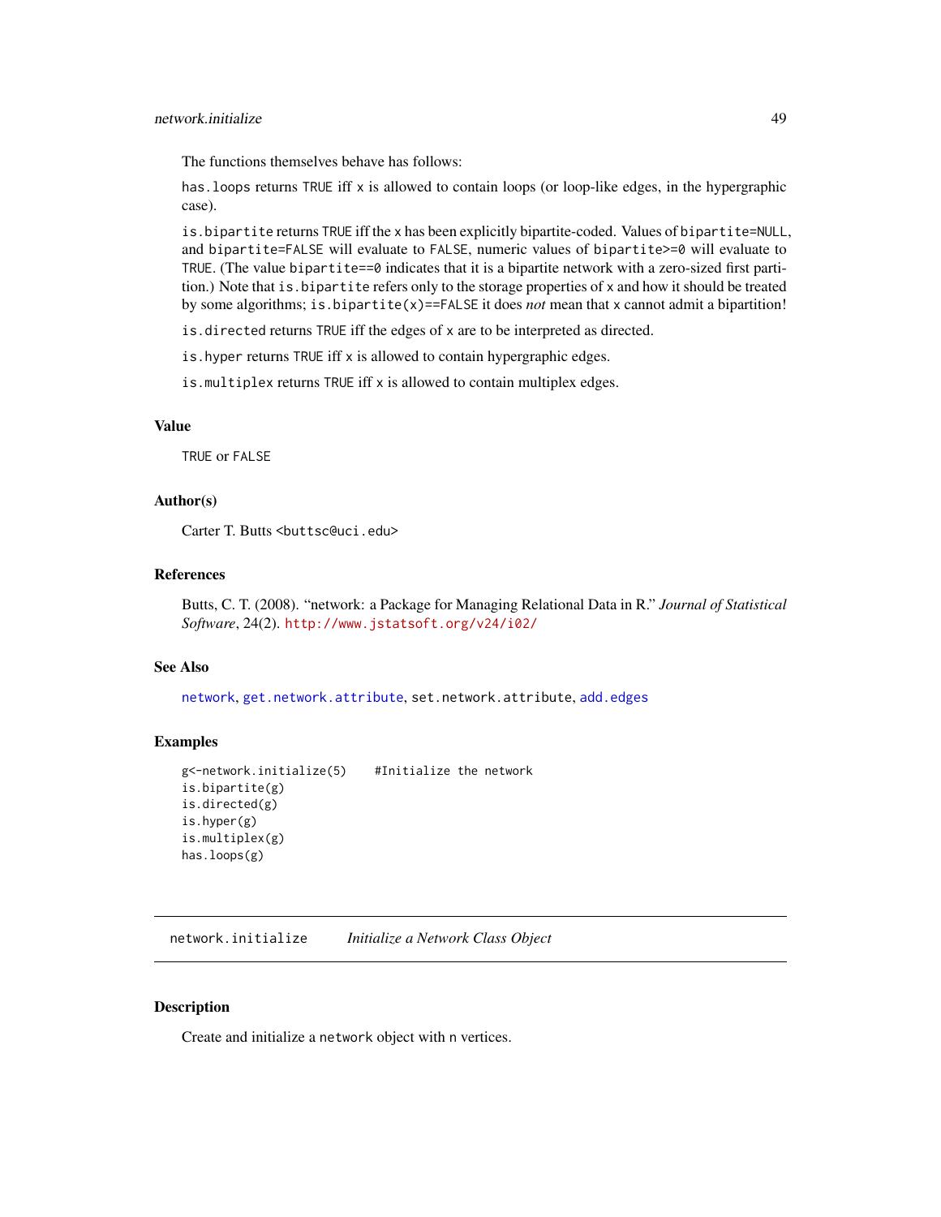The functions themselves behave has follows:

`has.loops` returns `TRUE` iff `x` is allowed to contain loops (or loop-like edges, in the hypergraphic case).

`is.bipartite` returns `TRUE` iff the `x` has been explicitly bipartite-coded. Values of `bipartite=NULL`, and `bipartite=FALSE` will evaluate to `FALSE`, numeric values of `bipartite>=0` will evaluate to `TRUE`. (The value `bipartite==0` indicates that it is a bipartite network with a zero-sized first partition.) Note that `is.bipartite` refers only to the storage properties of `x` and how it should be treated by some algorithms; `is.bipartite(x)==FALSE` it does *not* mean that `x` cannot admit a bipartition!

`is.directed` returns `TRUE` iff the edges of `x` are to be interpreted as directed.

`is.hyper` returns `TRUE` iff `x` is allowed to contain hypergraphic edges.

`is.multiplex` returns `TRUE` iff `x` is allowed to contain multiplex edges.

### Value

`TRUE` or `FALSE`

### Author(s)

Carter T. Butts <buttsc@uci.edu>

### References

Butts, C. T. (2008). "network: a Package for Managing Relational Data in R." *Journal of Statistical Software*, 24(2). http://www.jstatsoft.org/v24/i02/

### See Also

`network`, `get.network.attribute`, `set.network.attribute`, `add.edges`

### Examples

```
g<-network.initialize(5)    #Initialize the network
is.bipartite(g)
is.directed(g)
is.hyper(g)
is.multiplex(g)
has.loops(g)
```

---

## network.initialize    *Initialize a Network Class Object*

---

### Description

Create and initialize a `network` object with `n` vertices.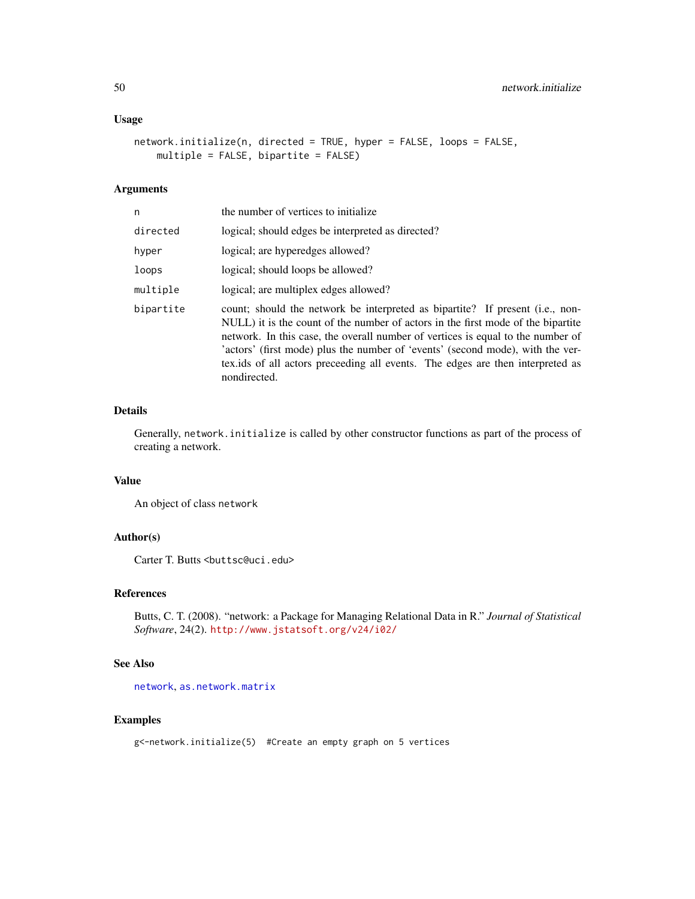### Usage

```
network.initialize(n, directed = TRUE, hyper = FALSE, loops = FALSE,
    multiple = FALSE, bipartite = FALSE)
```

### Arguments

| | |
|---|---|
| `n` | the number of vertices to initialize |
| `directed` | logical; should edges be interpreted as directed? |
| `hyper` | logical; are hyperedges allowed? |
| `loops` | logical; should loops be allowed? |
| `multiple` | logical; are multiplex edges allowed? |
| `bipartite` | count; should the network be interpreted as bipartite? If present (i.e., non-NULL) it is the count of the number of actors in the first mode of the bipartite network. In this case, the overall number of vertices is equal to the number of 'actors' (first mode) plus the number of 'events' (second mode), with the vertex.ids of all actors preceeding all events. The edges are then interpreted as nondirected. |

### Details

Generally, `network.initialize` is called by other constructor functions as part of the process of creating a network.

### Value

An object of class `network`

### Author(s)

Carter T. Butts <buttsc@uci.edu>

### References

Butts, C. T. (2008). "network: a Package for Managing Relational Data in R." *Journal of Statistical Software*, 24(2). http://www.jstatsoft.org/v24/i02/

### See Also

`network`, `as.network.matrix`

### Examples

```
g<-network.initialize(5)  #Create an empty graph on 5 vertices
```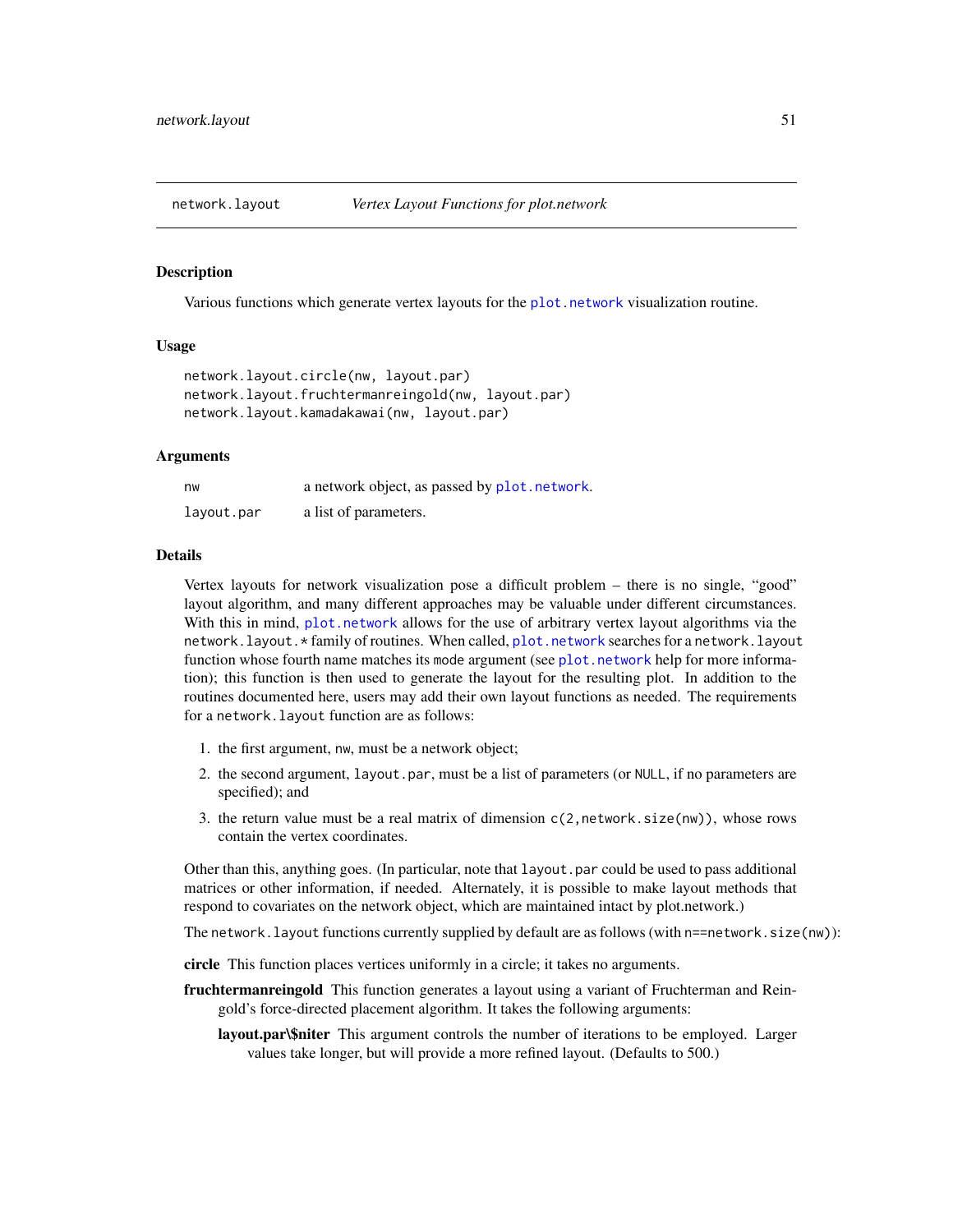## network.layout — *Vertex Layout Functions for plot.network*

### Description

Various functions which generate vertex layouts for the `plot.network` visualization routine.

### Usage

```
network.layout.circle(nw, layout.par)
network.layout.fruchtermanreingold(nw, layout.par)
network.layout.kamadakawai(nw, layout.par)
```

### Arguments

| | |
|---|---|
| `nw` | a network object, as passed by `plot.network`. |
| `layout.par` | a list of parameters. |

### Details

Vertex layouts for network visualization pose a difficult problem – there is no single, "good" layout algorithm, and many different approaches may be valuable under different circumstances. With this in mind, `plot.network` allows for the use of arbitrary vertex layout algorithms via the `network.layout.*` family of routines. When called, `plot.network` searches for a `network.layout` function whose fourth name matches its `mode` argument (see `plot.network` help for more information); this function is then used to generate the layout for the resulting plot. In addition to the routines documented here, users may add their own layout functions as needed. The requirements for a `network.layout` function are as follows:

1. the first argument, `nw`, must be a network object;
2. the second argument, `layout.par`, must be a list of parameters (or `NULL`, if no parameters are specified); and
3. the return value must be a real matrix of dimension `c(2,network.size(nw))`, whose rows contain the vertex coordinates.

Other than this, anything goes. (In particular, note that `layout.par` could be used to pass additional matrices or other information, if needed. Alternately, it is possible to make layout methods that respond to covariates on the network object, which are maintained intact by plot.network.)

The `network.layout` functions currently supplied by default are as follows (with `n==network.size(nw)`):

**circle** This function places vertices uniformly in a circle; it takes no arguments.

**fruchtermanreingold** This function generates a layout using a variant of Fruchterman and Reingold's force-directed placement algorithm. It takes the following arguments:

> **layout.par\$niter** This argument controls the number of iterations to be employed. Larger values take longer, but will provide a more refined layout. (Defaults to 500.)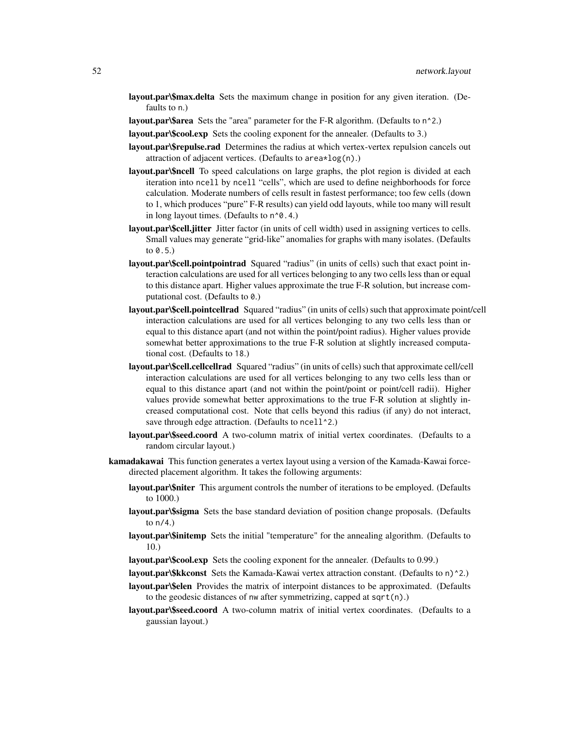**layout.par\$max.delta** Sets the maximum change in position for any given iteration. (Defaults to `n`.)

**layout.par\$area** Sets the "area" parameter for the F-R algorithm. (Defaults to `n^2`.)

**layout.par\$cool.exp** Sets the cooling exponent for the annealer. (Defaults to 3.)

**layout.par\$repulse.rad** Determines the radius at which vertex-vertex repulsion cancels out attraction of adjacent vertices. (Defaults to `area*log(n)`.)

**layout.par\$ncell** To speed calculations on large graphs, the plot region is divided at each iteration into `ncell` by `ncell` "cells", which are used to define neighborhoods for force calculation. Moderate numbers of cells result in fastest performance; too few cells (down to 1, which produces "pure" F-R results) can yield odd layouts, while too many will result in long layout times. (Defaults to `n^0.4`.)

**layout.par\$cell.jitter** Jitter factor (in units of cell width) used in assigning vertices to cells. Small values may generate "grid-like" anomalies for graphs with many isolates. (Defaults to `0.5`.)

**layout.par\$cell.pointpointrad** Squared "radius" (in units of cells) such that exact point interaction calculations are used for all vertices belonging to any two cells less than or equal to this distance apart. Higher values approximate the true F-R solution, but increase computational cost. (Defaults to `0`.)

**layout.par\$cell.pointcellrad** Squared "radius" (in units of cells) such that approximate point/cell interaction calculations are used for all vertices belonging to any two cells less than or equal to this distance apart (and not within the point/point radius). Higher values provide somewhat better approximations to the true F-R solution at slightly increased computational cost. (Defaults to `18`.)

**layout.par\$cell.cellcellrad** Squared "radius" (in units of cells) such that approximate cell/cell interaction calculations are used for all vertices belonging to any two cells less than or equal to this distance apart (and not within the point/point or point/cell radii). Higher values provide somewhat better approximations to the true F-R solution at slightly increased computational cost. Note that cells beyond this radius (if any) do not interact, save through edge attraction. (Defaults to `ncell^2`.)

**layout.par\$seed.coord** A two-column matrix of initial vertex coordinates. (Defaults to a random circular layout.)

**kamadakawai** This function generates a vertex layout using a version of the Kamada-Kawai force-directed placement algorithm. It takes the following arguments:

**layout.par\$niter** This argument controls the number of iterations to be employed. (Defaults to 1000.)

**layout.par\$sigma** Sets the base standard deviation of position change proposals. (Defaults to `n/4`.)

**layout.par\$initemp** Sets the initial "temperature" for the annealing algorithm. (Defaults to 10.)

**layout.par\$cool.exp** Sets the cooling exponent for the annealer. (Defaults to 0.99.)

**layout.par\$kkconst** Sets the Kamada-Kawai vertex attraction constant. (Defaults to `n)^2`.)

**layout.par\$elen** Provides the matrix of interpoint distances to be approximated. (Defaults to the geodesic distances of `nw` after symmetrizing, capped at `sqrt(n)`.)

**layout.par\$seed.coord** A two-column matrix of initial vertex coordinates. (Defaults to a gaussian layout.)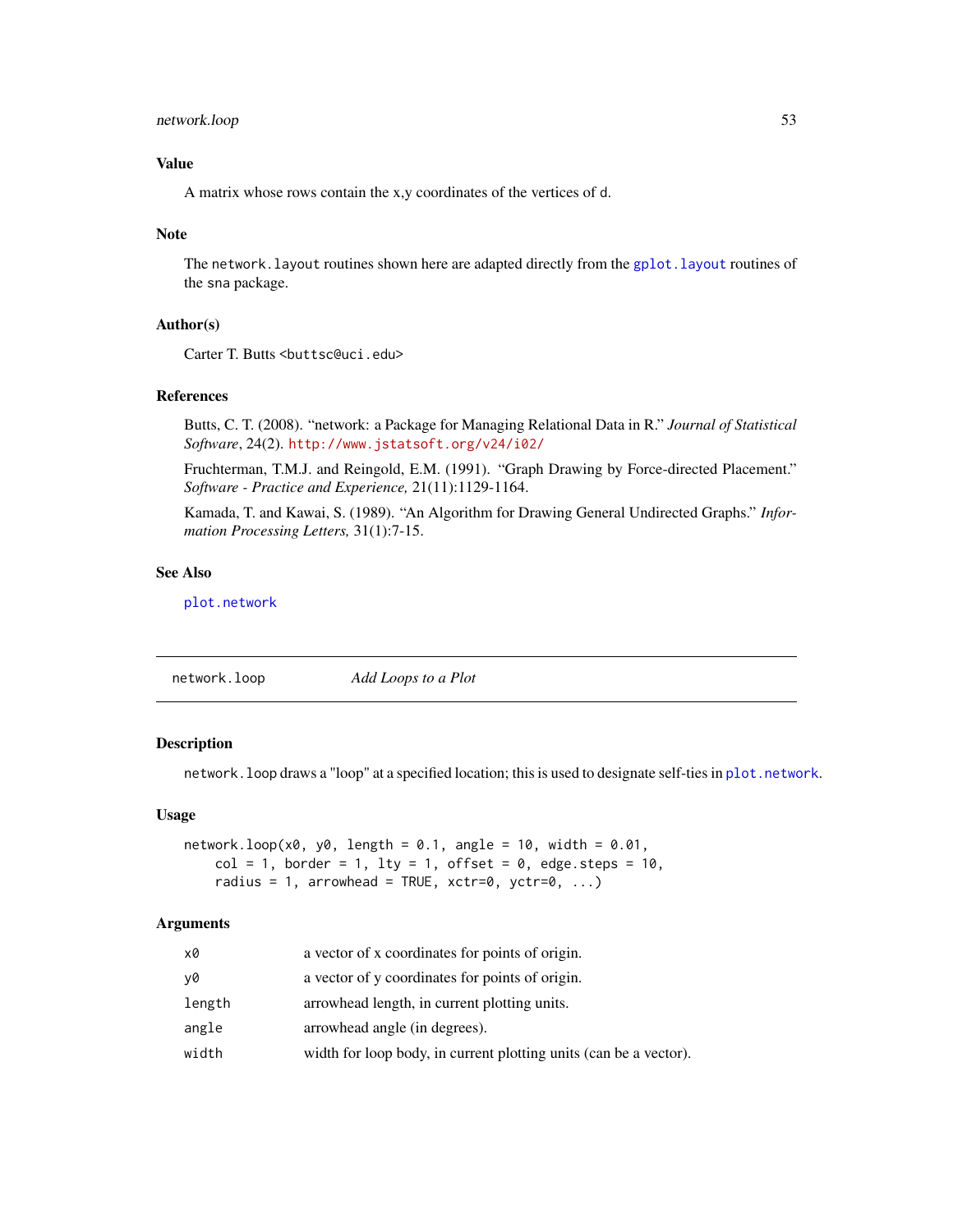### Value

A matrix whose rows contain the x,y coordinates of the vertices of d.

### Note

The `network.layout` routines shown here are adapted directly from the `gplot.layout` routines of the sna package.

### Author(s)

Carter T. Butts <buttsc@uci.edu>

### References

Butts, C. T. (2008). "network: a Package for Managing Relational Data in R." *Journal of Statistical Software*, 24(2). http://www.jstatsoft.org/v24/i02/

Fruchterman, T.M.J. and Reingold, E.M. (1991). "Graph Drawing by Force-directed Placement." *Software - Practice and Experience,* 21(11):1129-1164.

Kamada, T. and Kawai, S. (1989). "An Algorithm for Drawing General Undirected Graphs." *Information Processing Letters,* 31(1):7-15.

### See Also

`plot.network`

---

## network.loop — *Add Loops to a Plot*

### Description

`network.loop` draws a "loop" at a specified location; this is used to designate self-ties in `plot.network`.

### Usage

```
network.loop(x0, y0, length = 0.1, angle = 10, width = 0.01,
    col = 1, border = 1, lty = 1, offset = 0, edge.steps = 10,
    radius = 1, arrowhead = TRUE, xctr=0, yctr=0, ...)
```

### Arguments

| | |
|---|---|
| `x0` | a vector of x coordinates for points of origin. |
| `y0` | a vector of y coordinates for points of origin. |
| `length` | arrowhead length, in current plotting units. |
| `angle` | arrowhead angle (in degrees). |
| `width` | width for loop body, in current plotting units (can be a vector). |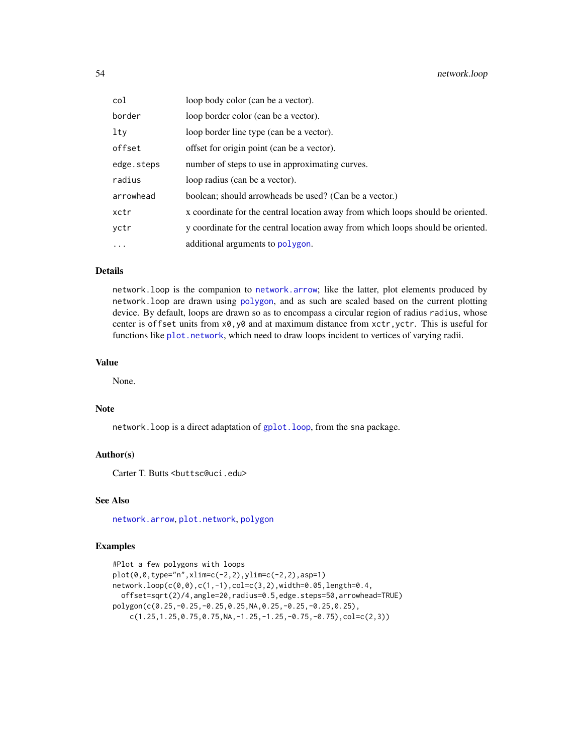| | |
|---|---|
| col | loop body color (can be a vector). |
| border | loop border color (can be a vector). |
| lty | loop border line type (can be a vector). |
| offset | offset for origin point (can be a vector). |
| edge.steps | number of steps to use in approximating curves. |
| radius | loop radius (can be a vector). |
| arrowhead | boolean; should arrowheads be used? (Can be a vector.) |
| xctr | x coordinate for the central location away from which loops should be oriented. |
| yctr | y coordinate for the central location away from which loops should be oriented. |
| ... | additional arguments to polygon. |

## Details

network.loop is the companion to network.arrow; like the latter, plot elements produced by network.loop are drawn using polygon, and as such are scaled based on the current plotting device. By default, loops are drawn so as to encompass a circular region of radius radius, whose center is offset units from x0,y0 and at maximum distance from xctr,yctr. This is useful for functions like plot.network, which need to draw loops incident to vertices of varying radii.

## Value

None.

## Note

network.loop is a direct adaptation of gplot.loop, from the sna package.

## Author(s)

Carter T. Butts <buttsc@uci.edu>

## See Also

network.arrow, plot.network, polygon

## Examples

```
#Plot a few polygons with loops
plot(0,0,type="n",xlim=c(-2,2),ylim=c(-2,2),asp=1)
network.loop(c(0,0),c(1,-1),col=c(3,2),width=0.05,length=0.4,
  offset=sqrt(2)/4,angle=20,radius=0.5,edge.steps=50,arrowhead=TRUE)
polygon(c(0.25,-0.25,-0.25,0.25,NA,0.25,-0.25,-0.25,0.25),
    c(1.25,1.25,0.75,0.75,NA,-1.25,-1.25,-0.75,-0.75),col=c(2,3))
```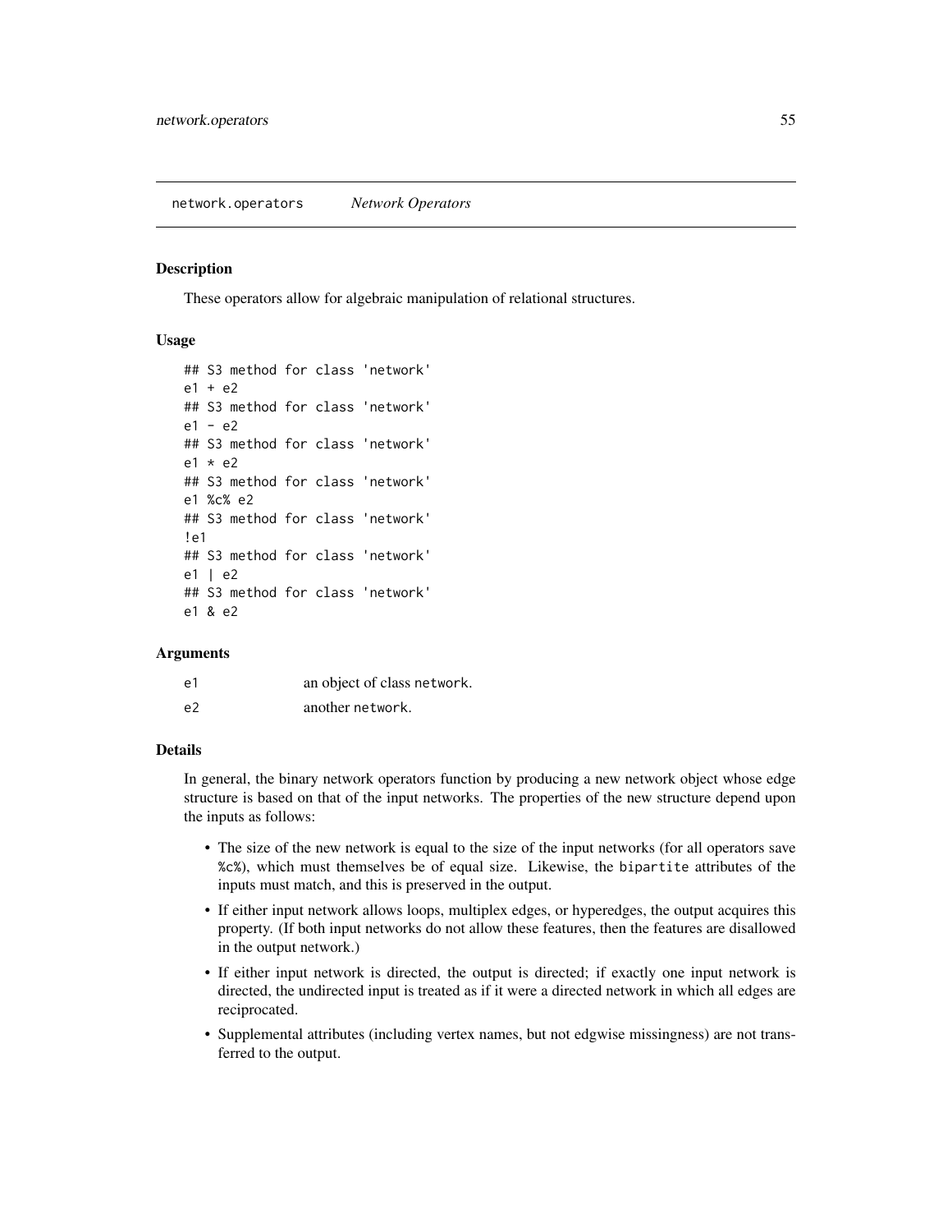network.operators *Network Operators*

## Description

These operators allow for algebraic manipulation of relational structures.

## Usage

```
## S3 method for class 'network'
e1 + e2
## S3 method for class 'network'
e1 - e2
## S3 method for class 'network'
e1 * e2
## S3 method for class 'network'
e1 %c% e2
## S3 method for class 'network'
!e1
## S3 method for class 'network'
e1 | e2
## S3 method for class 'network'
e1 & e2
```

## Arguments

| | |
|---|---|
| e1 | an object of class network. |
| e2 | another network. |

## Details

In general, the binary network operators function by producing a new network object whose edge structure is based on that of the input networks. The properties of the new structure depend upon the inputs as follows:

- The size of the new network is equal to the size of the input networks (for all operators save %c%), which must themselves be of equal size. Likewise, the bipartite attributes of the inputs must match, and this is preserved in the output.
- If either input network allows loops, multiplex edges, or hyperedges, the output acquires this property. (If both input networks do not allow these features, then the features are disallowed in the output network.)
- If either input network is directed, the output is directed; if exactly one input network is directed, the undirected input is treated as if it were a directed network in which all edges are reciprocated.
- Supplemental attributes (including vertex names, but not edgwise missingness) are not transferred to the output.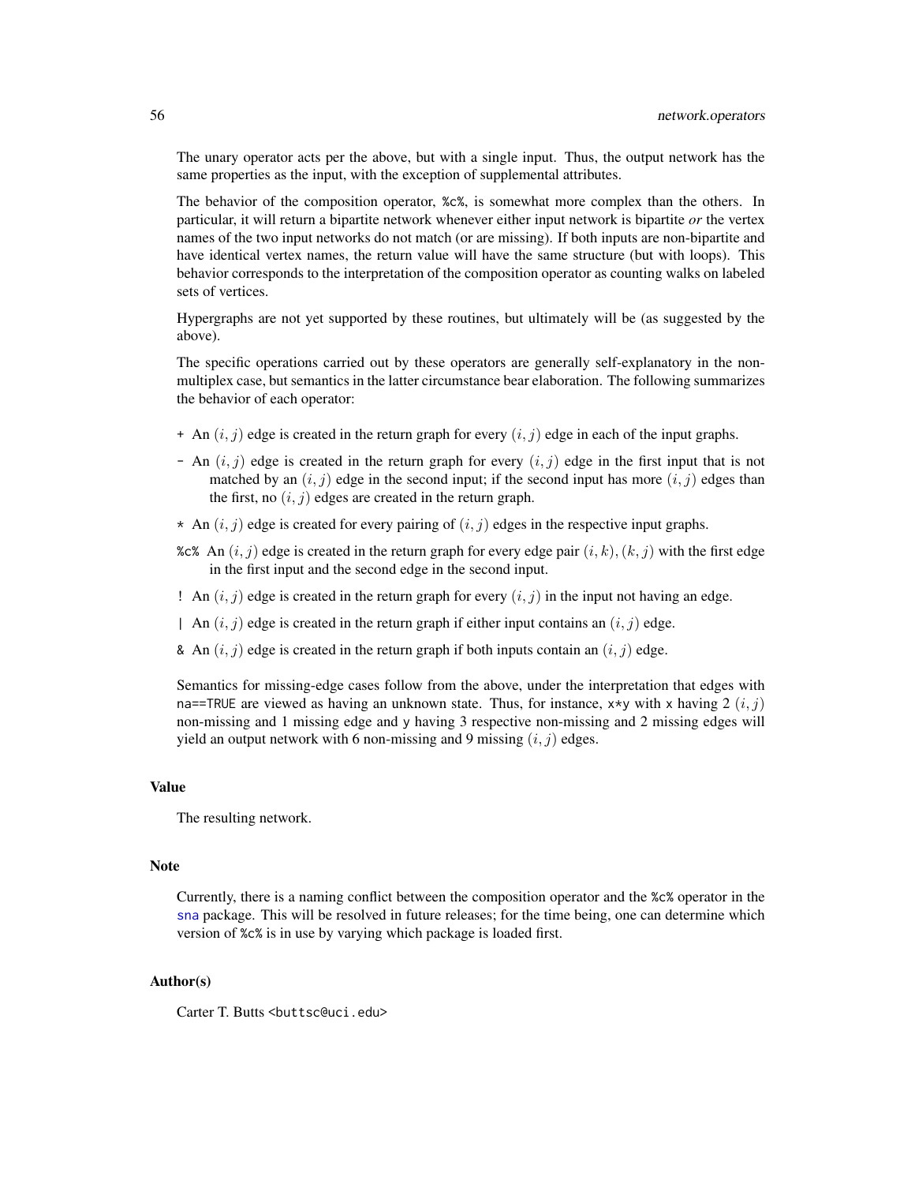The unary operator acts per the above, but with a single input. Thus, the output network has the same properties as the input, with the exception of supplemental attributes.

The behavior of the composition operator, `%c%`, is somewhat more complex than the others. In particular, it will return a bipartite network whenever either input network is bipartite *or* the vertex names of the two input networks do not match (or are missing). If both inputs are non-bipartite and have identical vertex names, the return value will have the same structure (but with loops). This behavior corresponds to the interpretation of the composition operator as counting walks on labeled sets of vertices.

Hypergraphs are not yet supported by these routines, but ultimately will be (as suggested by the above).

The specific operations carried out by these operators are generally self-explanatory in the non-multiplex case, but semantics in the latter circumstance bear elaboration. The following summarizes the behavior of each operator:

- `+` An $(i, j)$ edge is created in the return graph for every $(i, j)$ edge in each of the input graphs.
- `-` An $(i, j)$ edge is created in the return graph for every $(i, j)$ edge in the first input that is not matched by an $(i, j)$ edge in the second input; if the second input has more $(i, j)$ edges than the first, no $(i, j)$ edges are created in the return graph.
- `*` An $(i, j)$ edge is created for every pairing of $(i, j)$ edges in the respective input graphs.
- `%c%` An $(i, j)$ edge is created in the return graph for every edge pair $(i, k), (k, j)$ with the first edge in the first input and the second edge in the second input.
- `!` An $(i, j)$ edge is created in the return graph for every $(i, j)$ in the input not having an edge.
- `|` An $(i, j)$ edge is created in the return graph if either input contains an $(i, j)$ edge.
- `&` An $(i, j)$ edge is created in the return graph if both inputs contain an $(i, j)$ edge.

Semantics for missing-edge cases follow from the above, under the interpretation that edges with `na==TRUE` are viewed as having an unknown state. Thus, for instance, `x*y` with `x` having 2 $(i, j)$ non-missing and 1 missing edge and `y` having 3 respective non-missing and 2 missing edges will yield an output network with 6 non-missing and 9 missing $(i, j)$ edges.

### Value

The resulting network.

### Note

Currently, there is a naming conflict between the composition operator and the `%c%` operator in the sna package. This will be resolved in future releases; for the time being, one can determine which version of `%c%` is in use by varying which package is loaded first.

### Author(s)

Carter T. Butts <buttsc@uci.edu>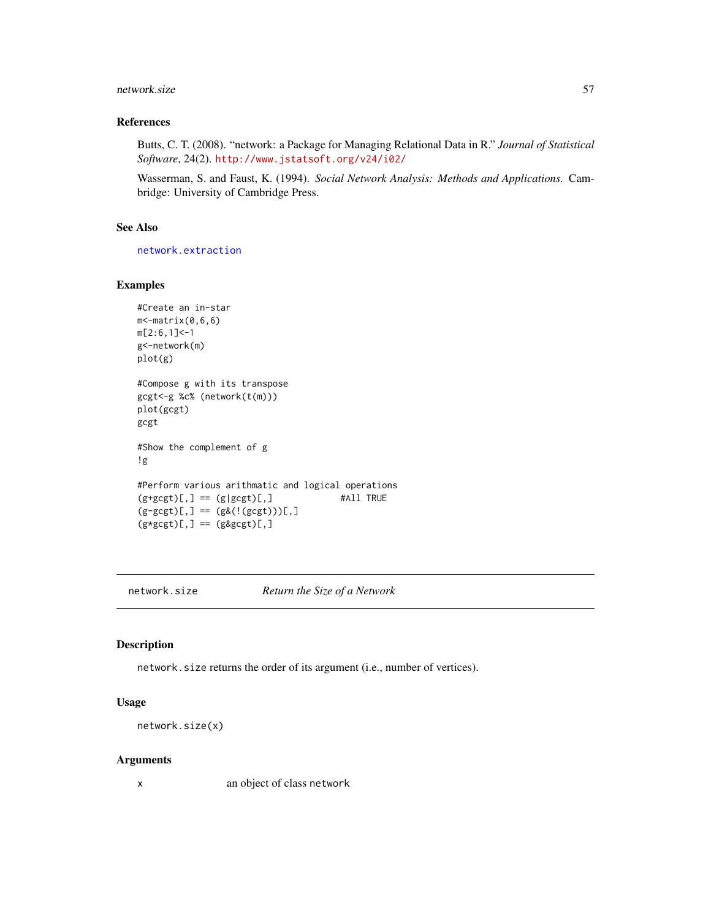### References

Butts, C. T. (2008). "network: a Package for Managing Relational Data in R." *Journal of Statistical Software*, 24(2). http://www.jstatsoft.org/v24/i02/

Wasserman, S. and Faust, K. (1994). *Social Network Analysis: Methods and Applications.* Cambridge: University of Cambridge Press.

### See Also

network.extraction

### Examples

```
#Create an in-star
m<-matrix(0,6,6)
m[2:6,1]<-1
g<-network(m)
plot(g)

#Compose g with its transpose
gcgt<-g %c% (network(t(m)))
plot(gcgt)
gcgt

#Show the complement of g
!g

#Perform various arithmatic and logical operations
(g+gcgt)[,] == (g|gcgt)[,]            #All TRUE
(g-gcgt)[,] == (g&(!(gcgt)))[,]
(g*gcgt)[,] == (g&gcgt)[,]
```

---

## network.size — *Return the Size of a Network*

### Description

network.size returns the order of its argument (i.e., number of vertices).

### Usage

```
network.size(x)
```

### Arguments

| | |
|---|---|
| x | an object of class network |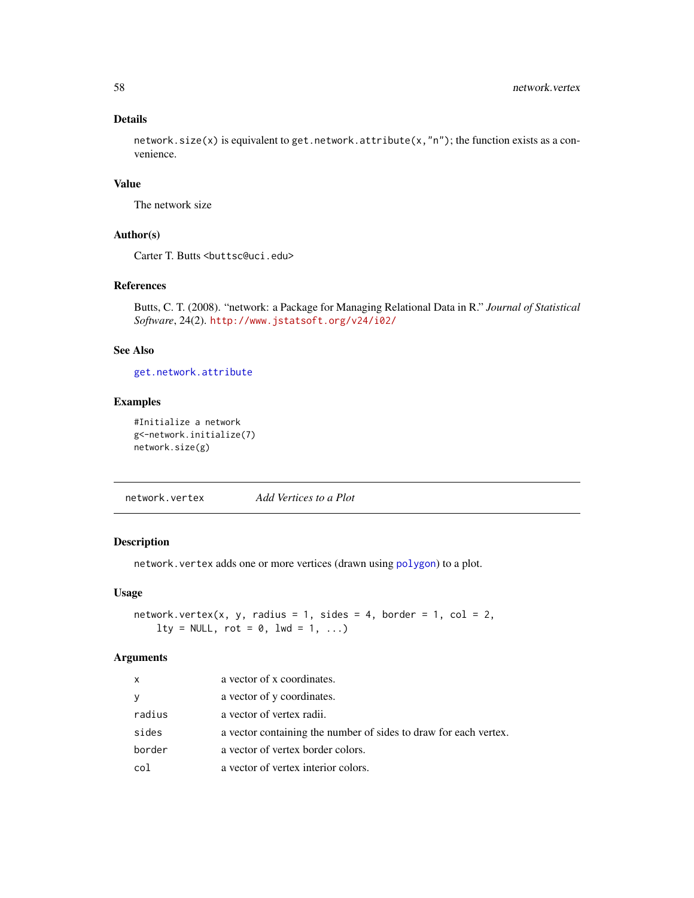### Details

`network.size(x)` is equivalent to `get.network.attribute(x,"n")`; the function exists as a convenience.

### Value

The network size

### Author(s)

Carter T. Butts <buttsc@uci.edu>

### References

Butts, C. T. (2008). "network: a Package for Managing Relational Data in R." *Journal of Statistical Software*, 24(2). http://www.jstatsoft.org/v24/i02/

### See Also

get.network.attribute

### Examples

```
#Initialize a network
g<-network.initialize(7)
network.size(g)
```

---

## network.vertex — *Add Vertices to a Plot*

### Description

`network.vertex` adds one or more vertices (drawn using `polygon`) to a plot.

### Usage

```
network.vertex(x, y, radius = 1, sides = 4, border = 1, col = 2,
    lty = NULL, rot = 0, lwd = 1, ...)
```

### Arguments

| | |
|---|---|
| x | a vector of x coordinates. |
| y | a vector of y coordinates. |
| radius | a vector of vertex radii. |
| sides | a vector containing the number of sides to draw for each vertex. |
| border | a vector of vertex border colors. |
| col | a vector of vertex interior colors. |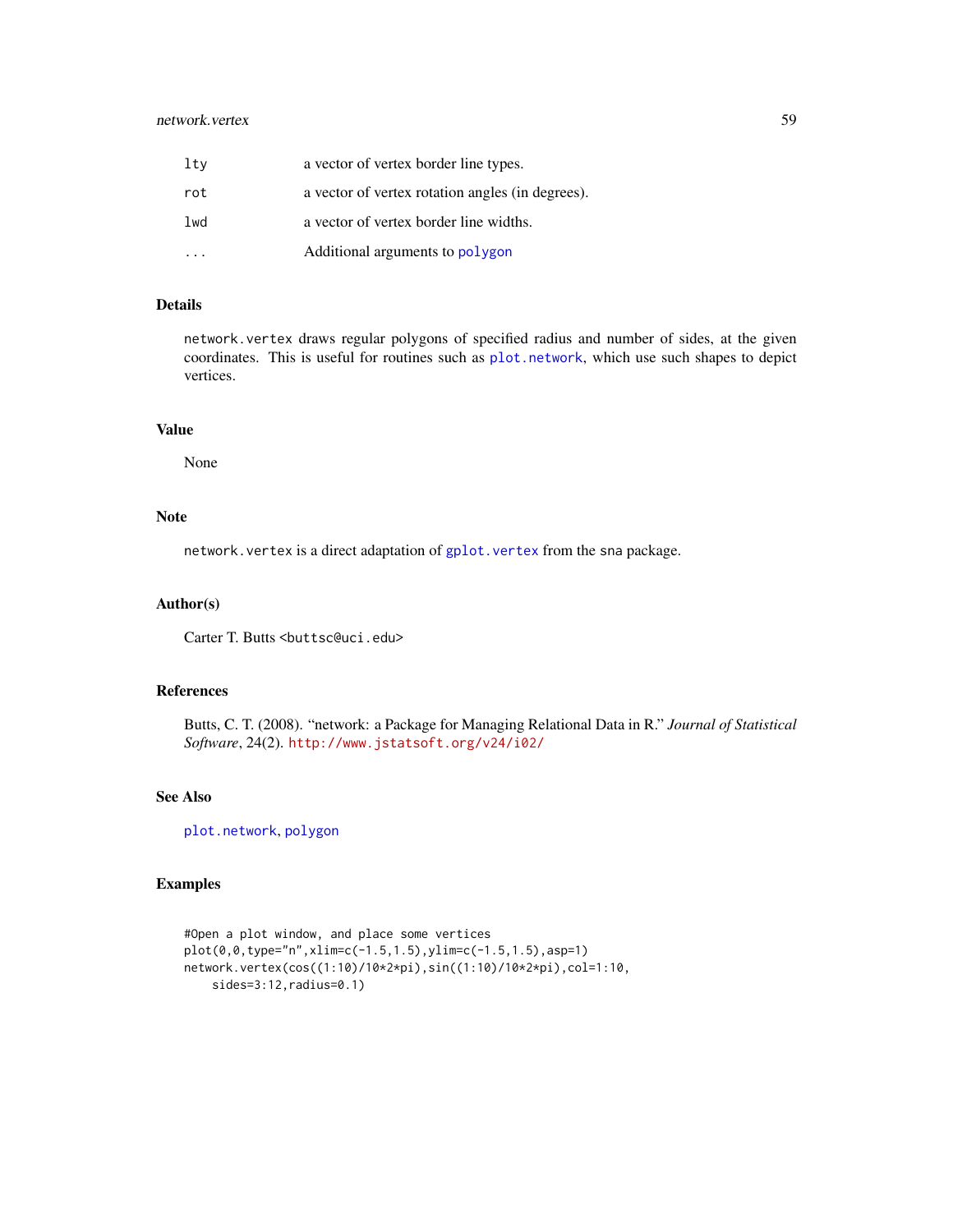| | |
|---|---|
| lty | a vector of vertex border line types. |
| rot | a vector of vertex rotation angles (in degrees). |
| lwd | a vector of vertex border line widths. |
| ... | Additional arguments to polygon |

## Details

network.vertex draws regular polygons of specified radius and number of sides, at the given coordinates. This is useful for routines such as plot.network, which use such shapes to depict vertices.

## Value

None

## Note

network.vertex is a direct adaptation of gplot.vertex from the sna package.

## Author(s)

Carter T. Butts <buttsc@uci.edu>

## References

Butts, C. T. (2008). "network: a Package for Managing Relational Data in R." *Journal of Statistical Software*, 24(2). http://www.jstatsoft.org/v24/i02/

## See Also

plot.network, polygon

## Examples

```
#Open a plot window, and place some vertices
plot(0,0,type="n",xlim=c(-1.5,1.5),ylim=c(-1.5,1.5),asp=1)
network.vertex(cos((1:10)/10*2*pi),sin((1:10)/10*2*pi),col=1:10,
    sides=3:12,radius=0.1)
```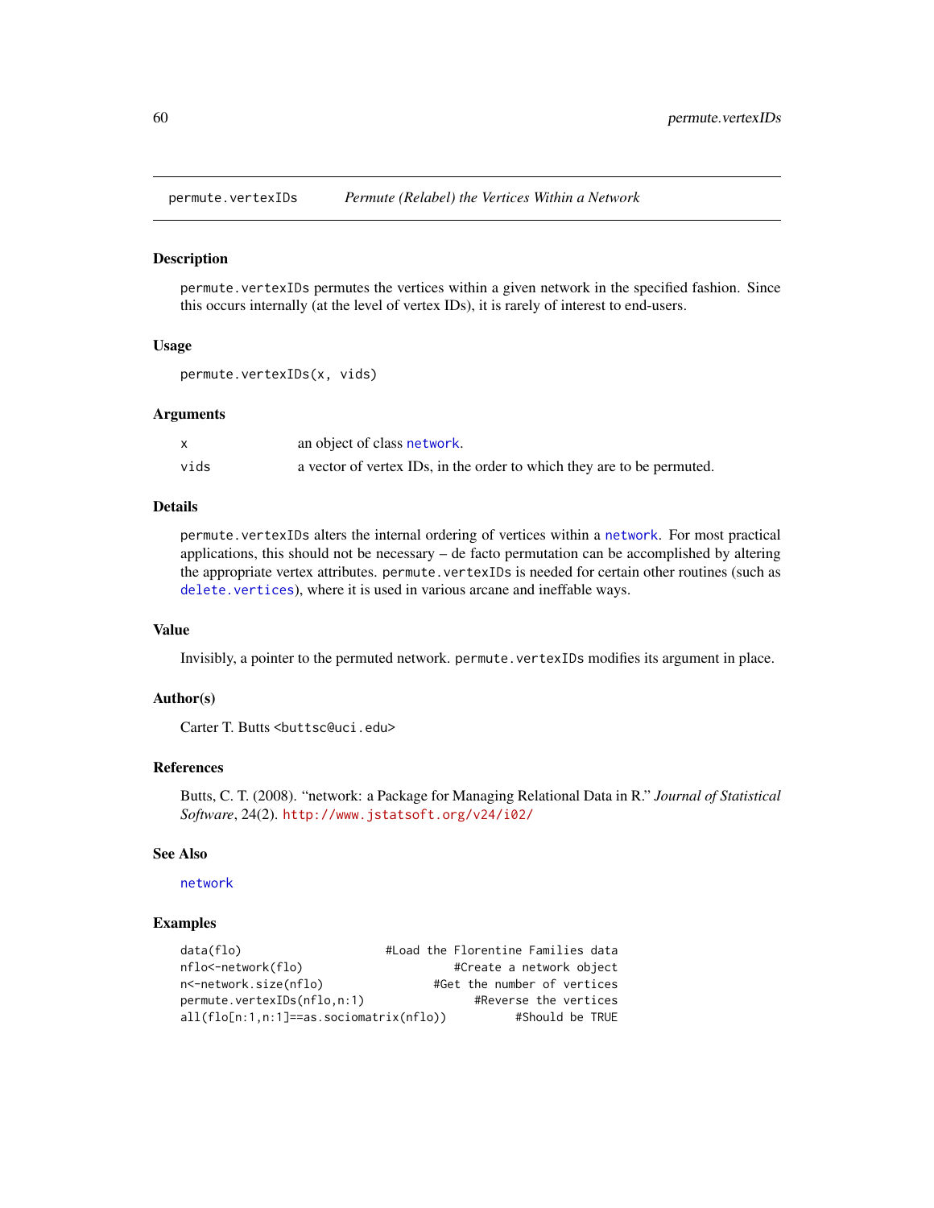## permute.vertexIDs — *Permute (Relabel) the Vertices Within a Network*

### Description

`permute.vertexIDs` permutes the vertices within a given network in the specified fashion. Since this occurs internally (at the level of vertex IDs), it is rarely of interest to end-users.

### Usage

```
permute.vertexIDs(x, vids)
```

### Arguments

| | |
|---|---|
| `x` | an object of class `network`. |
| `vids` | a vector of vertex IDs, in the order to which they are to be permuted. |

### Details

`permute.vertexIDs` alters the internal ordering of vertices within a `network`. For most practical applications, this should not be necessary – de facto permutation can be accomplished by altering the appropriate vertex attributes. `permute.vertexIDs` is needed for certain other routines (such as `delete.vertices`), where it is used in various arcane and ineffable ways.

### Value

Invisibly, a pointer to the permuted network. `permute.vertexIDs` modifies its argument in place.

### Author(s)

Carter T. Butts <buttsc@uci.edu>

### References

Butts, C. T. (2008). "network: a Package for Managing Relational Data in R." *Journal of Statistical Software*, 24(2). http://www.jstatsoft.org/v24/i02/

### See Also

`network`

### Examples

```
data(flo)                       #Load the Florentine Families data
nflo<-network(flo)                      #Create a network object
n<-network.size(nflo)               #Get the number of vertices
permute.vertexIDs(nflo,n:1)                #Reverse the vertices
all(flo[n:1,n:1]==as.sociomatrix(nflo))          #Should be TRUE
```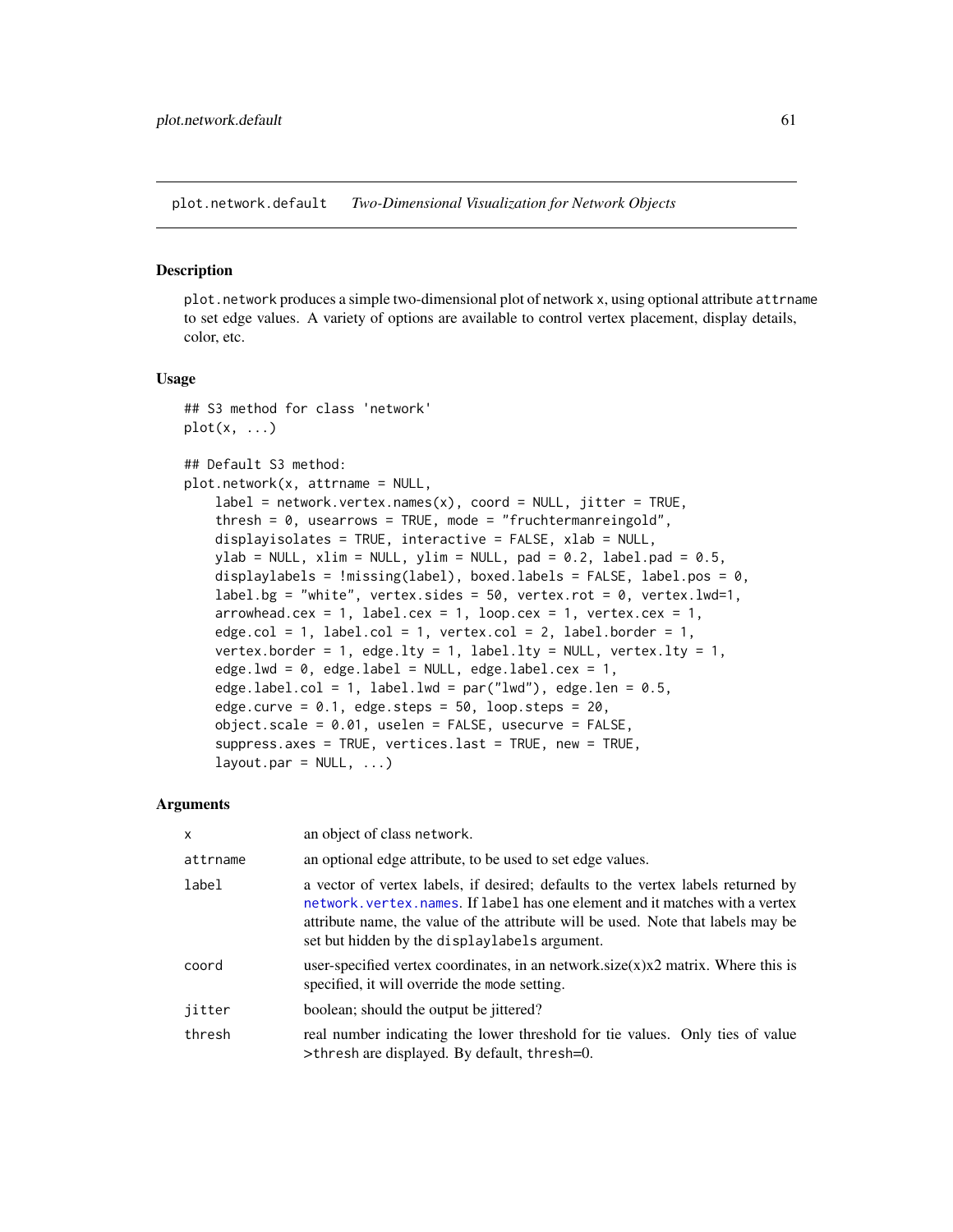plot.network.default    *Two-Dimensional Visualization for Network Objects*

## Description

plot.network produces a simple two-dimensional plot of network x, using optional attribute attrname to set edge values. A variety of options are available to control vertex placement, display details, color, etc.

## Usage

```
## S3 method for class 'network'
plot(x, ...)

## Default S3 method:
plot.network(x, attrname = NULL,
    label = network.vertex.names(x), coord = NULL, jitter = TRUE,
    thresh = 0, usearrows = TRUE, mode = "fruchtermanreingold",
    displayisolates = TRUE, interactive = FALSE, xlab = NULL,
    ylab = NULL, xlim = NULL, ylim = NULL, pad = 0.2, label.pad = 0.5,
    displaylabels = !missing(label), boxed.labels = FALSE, label.pos = 0,
    label.bg = "white", vertex.sides = 50, vertex.rot = 0, vertex.lwd=1,
    arrowhead.cex = 1, label.cex = 1, loop.cex = 1, vertex.cex = 1,
    edge.col = 1, label.col = 1, vertex.col = 2, label.border = 1,
    vertex.border = 1, edge.lty = 1, label.lty = NULL, vertex.lty = 1,
    edge.lwd = 0, edge.label = NULL, edge.label.cex = 1,
    edge.label.col = 1, label.lwd = par("lwd"), edge.len = 0.5,
    edge.curve = 0.1, edge.steps = 50, loop.steps = 20,
    object.scale = 0.01, uselen = FALSE, usecurve = FALSE,
    suppress.axes = TRUE, vertices.last = TRUE, new = TRUE,
    layout.par = NULL, ...)
```

## Arguments

| | |
|---|---|
| x | an object of class network. |
| attrname | an optional edge attribute, to be used to set edge values. |
| label | a vector of vertex labels, if desired; defaults to the vertex labels returned by network.vertex.names. If label has one element and it matches with a vertex attribute name, the value of the attribute will be used. Note that labels may be set but hidden by the displaylabels argument. |
| coord | user-specified vertex coordinates, in an network.size(x)x2 matrix. Where this is specified, it will override the mode setting. |
| jitter | boolean; should the output be jittered? |
| thresh | real number indicating the lower threshold for tie values. Only ties of value >thresh are displayed. By default, thresh=0. |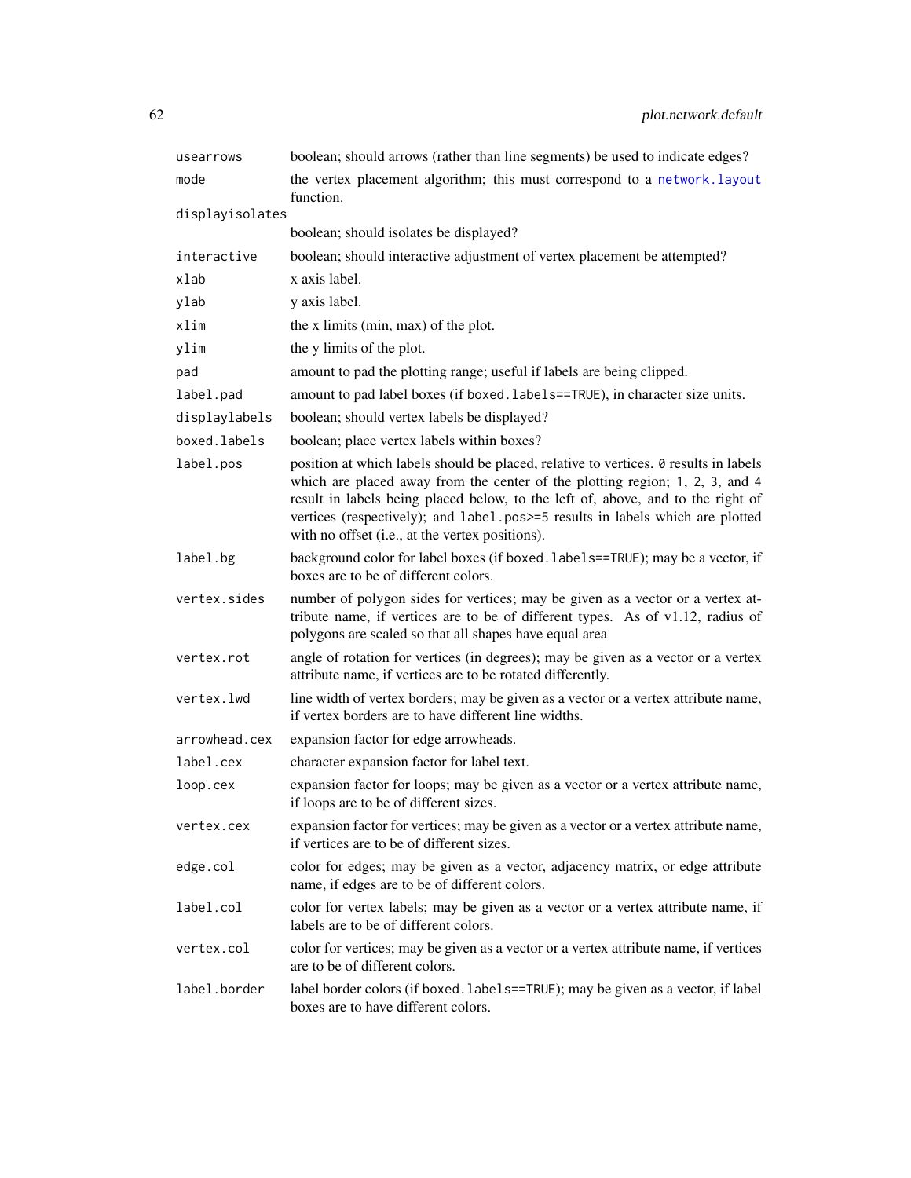| | |
|---|---|
| `usearrows` | boolean; should arrows (rather than line segments) be used to indicate edges? |
| `mode` | the vertex placement algorithm; this must correspond to a `network.layout` function. |
| `displayisolates` | boolean; should isolates be displayed? |
| `interactive` | boolean; should interactive adjustment of vertex placement be attempted? |
| `xlab` | x axis label. |
| `ylab` | y axis label. |
| `xlim` | the x limits (min, max) of the plot. |
| `ylim` | the y limits of the plot. |
| `pad` | amount to pad the plotting range; useful if labels are being clipped. |
| `label.pad` | amount to pad label boxes (if `boxed.labels==TRUE`), in character size units. |
| `displaylabels` | boolean; should vertex labels be displayed? |
| `boxed.labels` | boolean; place vertex labels within boxes? |
| `label.pos` | position at which labels should be placed, relative to vertices. `0` results in labels which are placed away from the center of the plotting region; `1`, `2`, `3`, and `4` result in labels being placed below, to the left of, above, and to the right of vertices (respectively); and `label.pos>=5` results in labels which are plotted with no offset (i.e., at the vertex positions). |
| `label.bg` | background color for label boxes (if `boxed.labels==TRUE`); may be a vector, if boxes are to be of different colors. |
| `vertex.sides` | number of polygon sides for vertices; may be given as a vector or a vertex attribute name, if vertices are to be of different types. As of v1.12, radius of polygons are scaled so that all shapes have equal area |
| `vertex.rot` | angle of rotation for vertices (in degrees); may be given as a vector or a vertex attribute name, if vertices are to be rotated differently. |
| `vertex.lwd` | line width of vertex borders; may be given as a vector or a vertex attribute name, if vertex borders are to have different line widths. |
| `arrowhead.cex` | expansion factor for edge arrowheads. |
| `label.cex` | character expansion factor for label text. |
| `loop.cex` | expansion factor for loops; may be given as a vector or a vertex attribute name, if loops are to be of different sizes. |
| `vertex.cex` | expansion factor for vertices; may be given as a vector or a vertex attribute name, if vertices are to be of different sizes. |
| `edge.col` | color for edges; may be given as a vector, adjacency matrix, or edge attribute name, if edges are to be of different colors. |
| `label.col` | color for vertex labels; may be given as a vector or a vertex attribute name, if labels are to be of different colors. |
| `vertex.col` | color for vertices; may be given as a vector or a vertex attribute name, if vertices are to be of different colors. |
| `label.border` | label border colors (if `boxed.labels==TRUE`); may be given as a vector, if label boxes are to have different colors. |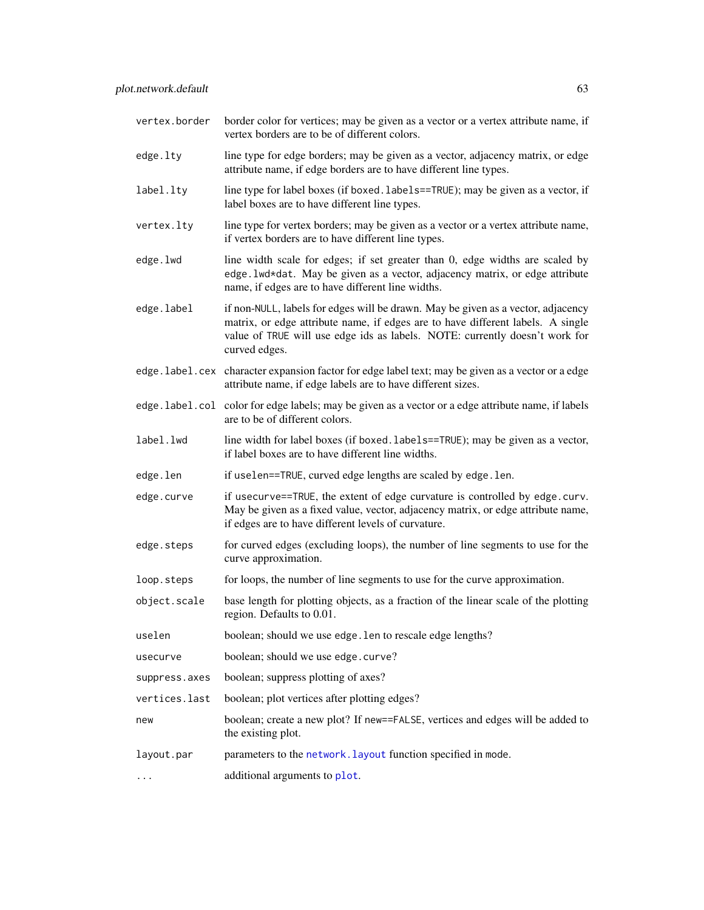| | |
|---|---|
| `vertex.border` | border color for vertices; may be given as a vector or a vertex attribute name, if vertex borders are to be of different colors. |
| `edge.lty` | line type for edge borders; may be given as a vector, adjacency matrix, or edge attribute name, if edge borders are to have different line types. |
| `label.lty` | line type for label boxes (if `boxed.labels==TRUE`); may be given as a vector, if label boxes are to have different line types. |
| `vertex.lty` | line type for vertex borders; may be given as a vector or a vertex attribute name, if vertex borders are to have different line types. |
| `edge.lwd` | line width scale for edges; if set greater than 0, edge widths are scaled by `edge.lwd*dat`. May be given as a vector, adjacency matrix, or edge attribute name, if edges are to have different line widths. |
| `edge.label` | if non-`NULL`, labels for edges will be drawn. May be given as a vector, adjacency matrix, or edge attribute name, if edges are to have different labels. A single value of `TRUE` will use edge ids as labels. NOTE: currently doesn't work for curved edges. |
| `edge.label.cex` | character expansion factor for edge label text; may be given as a vector or a edge attribute name, if edge labels are to have different sizes. |
| `edge.label.col` | color for edge labels; may be given as a vector or a edge attribute name, if labels are to be of different colors. |
| `label.lwd` | line width for label boxes (if `boxed.labels==TRUE`); may be given as a vector, if label boxes are to have different line widths. |
| `edge.len` | if `uselen==TRUE`, curved edge lengths are scaled by `edge.len`. |
| `edge.curve` | if `usecurve==TRUE`, the extent of edge curvature is controlled by `edge.curv`. May be given as a fixed value, vector, adjacency matrix, or edge attribute name, if edges are to have different levels of curvature. |
| `edge.steps` | for curved edges (excluding loops), the number of line segments to use for the curve approximation. |
| `loop.steps` | for loops, the number of line segments to use for the curve approximation. |
| `object.scale` | base length for plotting objects, as a fraction of the linear scale of the plotting region. Defaults to 0.01. |
| `uselen` | boolean; should we use `edge.len` to rescale edge lengths? |
| `usecurve` | boolean; should we use `edge.curve`? |
| `suppress.axes` | boolean; suppress plotting of axes? |
| `vertices.last` | boolean; plot vertices after plotting edges? |
| `new` | boolean; create a new plot? If `new==FALSE`, vertices and edges will be added to the existing plot. |
| `layout.par` | parameters to the `network.layout` function specified in `mode`. |
| `...` | additional arguments to `plot`. |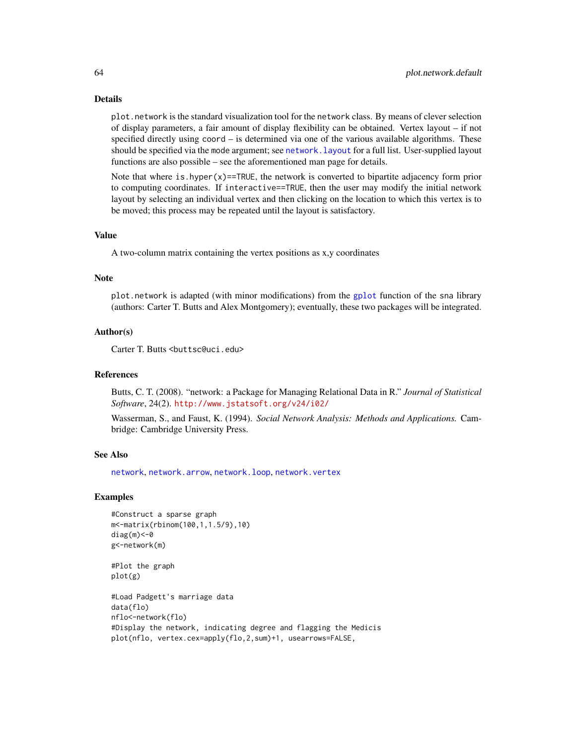## Details

`plot.network` is the standard visualization tool for the `network` class. By means of clever selection of display parameters, a fair amount of display flexibility can be obtained. Vertex layout – if not specified directly using `coord` – is determined via one of the various available algorithms. These should be specified via the `mode` argument; see `network.layout` for a full list. User-supplied layout functions are also possible – see the aforementioned man page for details.

Note that where `is.hyper(x)==TRUE`, the network is converted to bipartite adjacency form prior to computing coordinates. If `interactive==TRUE`, then the user may modify the initial network layout by selecting an individual vertex and then clicking on the location to which this vertex is to be moved; this process may be repeated until the layout is satisfactory.

## Value

A two-column matrix containing the vertex positions as x,y coordinates

## Note

`plot.network` is adapted (with minor modifications) from the `gplot` function of the `sna` library (authors: Carter T. Butts and Alex Montgomery); eventually, these two packages will be integrated.

## Author(s)

Carter T. Butts <buttsc@uci.edu>

## References

Butts, C. T. (2008). "network: a Package for Managing Relational Data in R." *Journal of Statistical Software*, 24(2). http://www.jstatsoft.org/v24/i02/

Wasserman, S., and Faust, K. (1994). *Social Network Analysis: Methods and Applications.* Cambridge: Cambridge University Press.

## See Also

`network`, `network.arrow`, `network.loop`, `network.vertex`

## Examples

```
#Construct a sparse graph
m<-matrix(rbinom(100,1,1.5/9),10)
diag(m)<-0
g<-network(m)

#Plot the graph
plot(g)

#Load Padgett's marriage data
data(flo)
nflo<-network(flo)
#Display the network, indicating degree and flagging the Medicis
plot(nflo, vertex.cex=apply(flo,2,sum)+1, usearrows=FALSE,
```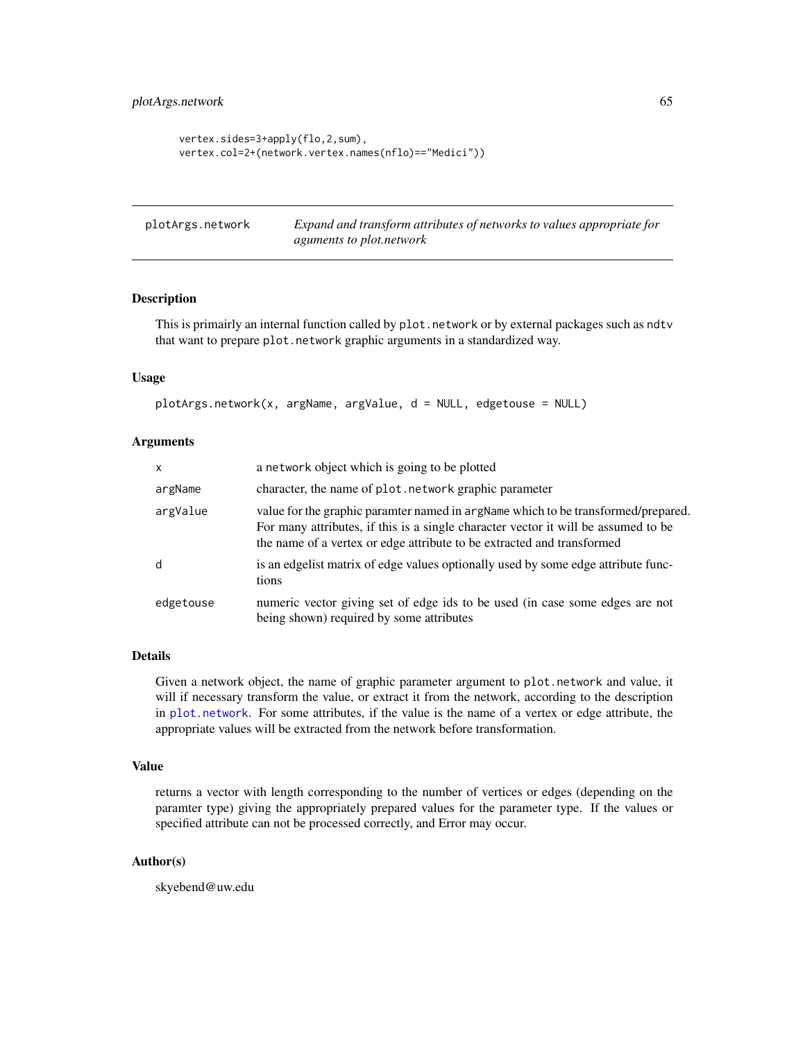```
vertex.sides=3+apply(flo,2,sum),
vertex.col=2+(network.vertex.names(nflo)=="Medici"))
```

---

## plotArgs.network — *Expand and transform attributes of networks to values appropriate for aguments to plot.network*

---

### Description

This is primarily an internal function called by `plot.network` or by external packages such as `ndtv` that want to prepare `plot.network` graphic arguments in a standardized way.

### Usage

```
plotArgs.network(x, argName, argValue, d = NULL, edgetouse = NULL)
```

### Arguments

| | |
|---|---|
| `x` | a `network` object which is going to be plotted |
| `argName` | character, the name of `plot.network` graphic parameter |
| `argValue` | value for the graphic paramter named in `argName` which to be transformed/prepared. For many attributes, if this is a single character vector it will be assumed to be the name of a vertex or edge attribute to be extracted and transformed |
| `d` | is an edgelist matrix of edge values optionally used by some edge attribute functions |
| `edgetouse` | numeric vector giving set of edge ids to be used (in case some edges are not being shown) required by some attributes |

### Details

Given a network object, the name of graphic parameter argument to `plot.network` and value, it will if necessary transform the value, or extract it from the network, according to the description in `plot.network`. For some attributes, if the value is the name of a vertex or edge attribute, the appropriate values will be extracted from the network before transformation.

### Value

returns a vector with length corresponding to the number of vertices or edges (depending on the paramter type) giving the appropriately prepared values for the parameter type. If the values or specified attribute can not be processed correctly, and Error may occur.

### Author(s)

skyebend@uw.edu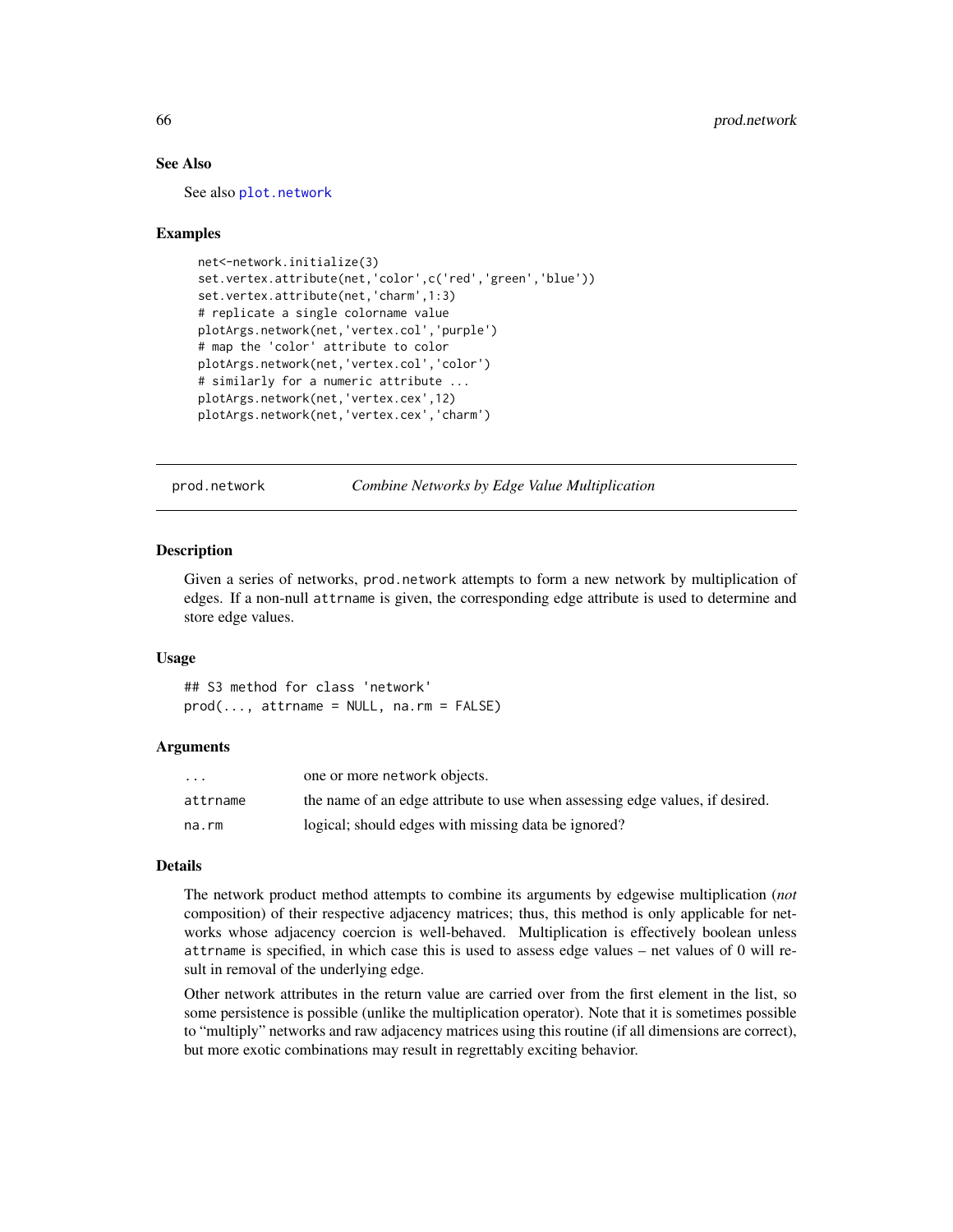### See Also

See also `plot.network`

### Examples

```
net<-network.initialize(3)
set.vertex.attribute(net,'color',c('red','green','blue'))
set.vertex.attribute(net,'charm',1:3)
# replicate a single colorname value
plotArgs.network(net,'vertex.col','purple')
# map the 'color' attribute to color
plotArgs.network(net,'vertex.col','color')
# similarly for a numeric attribute ...
plotArgs.network(net,'vertex.cex',12)
plotArgs.network(net,'vertex.cex','charm')
```

---

## prod.network — *Combine Networks by Edge Value Multiplication*

### Description

Given a series of networks, prod.network attempts to form a new network by multiplication of edges. If a non-null attrname is given, the corresponding edge attribute is used to determine and store edge values.

### Usage

```
## S3 method for class 'network'
prod(..., attrname = NULL, na.rm = FALSE)
```

### Arguments

| | |
|---|---|
| ... | one or more network objects. |
| attrname | the name of an edge attribute to use when assessing edge values, if desired. |
| na.rm | logical; should edges with missing data be ignored? |

### Details

The network product method attempts to combine its arguments by edgewise multiplication (*not* composition) of their respective adjacency matrices; thus, this method is only applicable for networks whose adjacency coercion is well-behaved. Multiplication is effectively boolean unless attrname is specified, in which case this is used to assess edge values – net values of 0 will result in removal of the underlying edge.

Other network attributes in the return value are carried over from the first element in the list, so some persistence is possible (unlike the multiplication operator). Note that it is sometimes possible to "multiply" networks and raw adjacency matrices using this routine (if all dimensions are correct), but more exotic combinations may result in regrettably exciting behavior.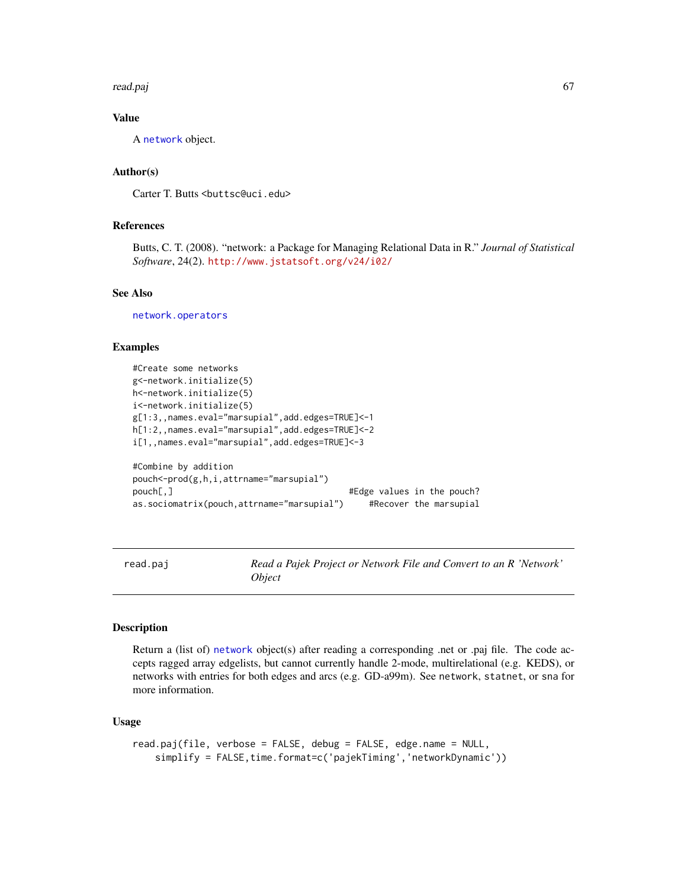## Value

A network object.

## Author(s)

Carter T. Butts <buttsc@uci.edu>

## References

Butts, C. T. (2008). "network: a Package for Managing Relational Data in R." *Journal of Statistical Software*, 24(2). http://www.jstatsoft.org/v24/i02/

## See Also

network.operators

## Examples

```
#Create some networks
g<-network.initialize(5)
h<-network.initialize(5)
i<-network.initialize(5)
g[1:3,,names.eval="marsupial",add.edges=TRUE]<-1
h[1:2,,names.eval="marsupial",add.edges=TRUE]<-2
i[1,,names.eval="marsupial",add.edges=TRUE]<-3

#Combine by addition
pouch<-prod(g,h,i,attrname="marsupial")
pouch[,]                                    #Edge values in the pouch?
as.sociomatrix(pouch,attrname="marsupial")     #Recover the marsupial
```

---

# read.paj — *Read a Pajek Project or Network File and Convert to an R 'Network' Object*

---

## Description

Return a (list of) network object(s) after reading a corresponding .net or .paj file. The code accepts ragged array edgelists, but cannot currently handle 2-mode, multirelational (e.g. KEDS), or networks with entries for both edges and arcs (e.g. GD-a99m). See network, statnet, or sna for more information.

## Usage

```
read.paj(file, verbose = FALSE, debug = FALSE, edge.name = NULL,
    simplify = FALSE,time.format=c('pajekTiming','networkDynamic'))
```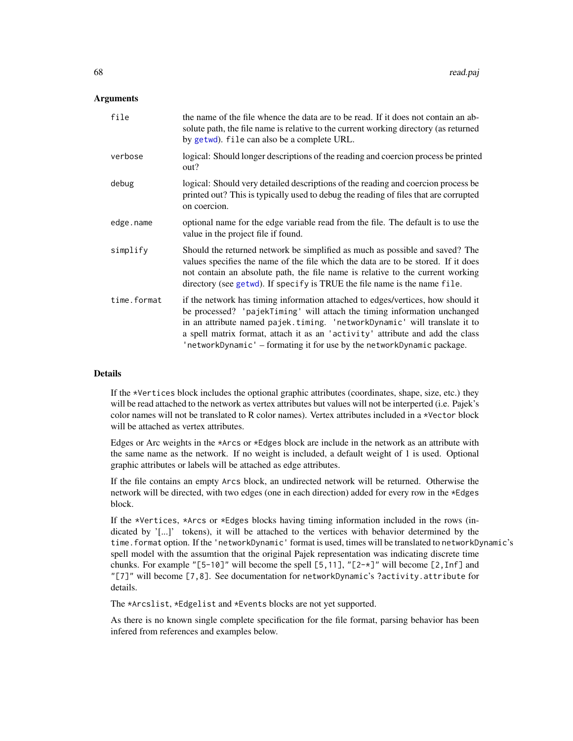## Arguments

| | |
|---|---|
| `file` | the name of the file whence the data are to be read. If it does not contain an absolute path, the file name is relative to the current working directory (as returned by `getwd`). `file` can also be a complete URL. |
| `verbose` | logical: Should longer descriptions of the reading and coercion process be printed out? |
| `debug` | logical: Should very detailed descriptions of the reading and coercion process be printed out? This is typically used to debug the reading of files that are corrupted on coercion. |
| `edge.name` | optional name for the edge variable read from the file. The default is to use the value in the project file if found. |
| `simplify` | Should the returned network be simplified as much as possible and saved? The values specifies the name of the file which the data are to be stored. If it does not contain an absolute path, the file name is relative to the current working directory (see `getwd`). If `specify` is TRUE the file name is the name `file`. |
| `time.format` | if the network has timing information attached to edges/vertices, how should it be processed? `'pajekTiming'` will attach the timing information unchanged in an attribute named `pajek.timing`. `'networkDynamic'` will translate it to a spell matrix format, attach it as an `'activity'` attribute and add the class `'networkDynamic'` – formating it for use by the `networkDynamic` package. |

## Details

If the `*Vertices` block includes the optional graphic attributes (coordinates, shape, size, etc.) they will be read attached to the network as vertex attributes but values will not be interperted (i.e. Pajek's color names will not be translated to R color names). Vertex attributes included in a `*Vector` block will be attached as vertex attributes.

Edges or Arc weights in the `*Arcs` or `*Edges` block are include in the network as an attribute with the same name as the network. If no weight is included, a default weight of 1 is used. Optional graphic attributes or labels will be attached as edge attributes.

If the file contains an empty `Arcs` block, an undirected network will be returned. Otherwise the network will be directed, with two edges (one in each direction) added for every row in the `*Edges` block.

If the `*Vertices`, `*Arcs` or `*Edges` blocks having timing information included in the rows (indicated by '[...]' tokens), it will be attached to the vertices with behavior determined by the `time.format` option. If the `'networkDynamic'` format is used, times will be translated to `networkDynamic`'s spell model with the assumtion that the original Pajek representation was indicating discrete time chunks. For example `"[5-10]"` will become the spell `[5,11]`, `"[2-*]"` will become `[2,Inf]` and `"[7]"` will become `[7,8]`. See documentation for `networkDynamic`'s `?activity.attribute` for details.

The `*Arcslist`, `*Edgelist` and `*Events` blocks are not yet supported.

As there is no known single complete specification for the file format, parsing behavior has been infered from references and examples below.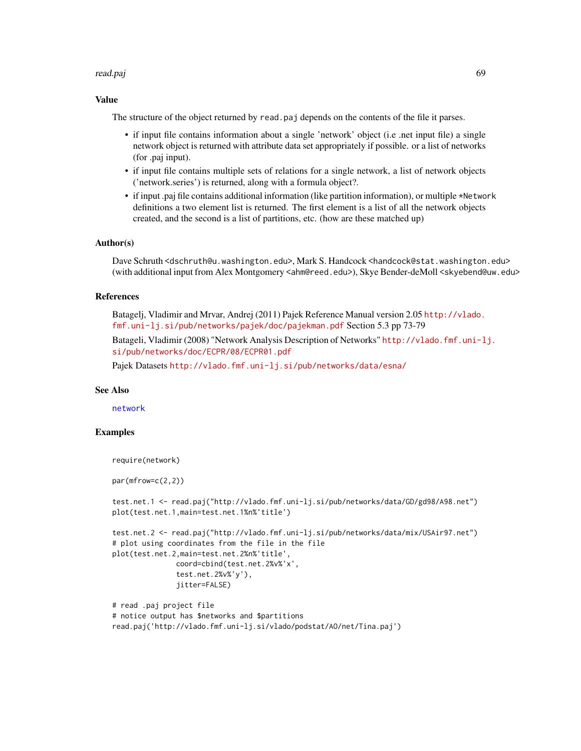## Value

The structure of the object returned by `read.paj` depends on the contents of the file it parses.

- if input file contains information about a single 'network' object (i.e .net input file) a single network object is returned with attribute data set appropriately if possible. or a list of networks (for .paj input).
- if input file contains multiple sets of relations for a single network, a list of network objects ('network.series') is returned, along with a formula object?.
- if input .paj file contains additional information (like partition information), or multiple `*Network` definitions a two element list is returned. The first element is a list of all the network objects created, and the second is a list of partitions, etc. (how are these matched up)

## Author(s)

Dave Schruth <dschruth@u.washington.edu>, Mark S. Handcock <handcock@stat.washington.edu> (with additional input from Alex Montgomery <ahm@reed.edu>), Skye Bender-deMoll <skyebend@uw.edu>

## References

Batagelj, Vladimir and Mrvar, Andrej (2011) Pajek Reference Manual version 2.05 http://vlado.fmf.uni-lj.si/pub/networks/pajek/doc/pajekman.pdf Section 5.3 pp 73-79

Batageli, Vladimir (2008) "Network Analysis Description of Networks" http://vlado.fmf.uni-lj.si/pub/networks/doc/ECPR/08/ECPR01.pdf

Pajek Datasets http://vlado.fmf.uni-lj.si/pub/networks/data/esna/

## See Also

network

## Examples

```
require(network)

par(mfrow=c(2,2))

test.net.1 <- read.paj("http://vlado.fmf.uni-lj.si/pub/networks/data/GD/gd98/A98.net")
plot(test.net.1,main=test.net.1%n%'title')

test.net.2 <- read.paj("http://vlado.fmf.uni-lj.si/pub/networks/data/mix/USAir97.net")
# plot using coordinates from the file in the file
plot(test.net.2,main=test.net.2%n%'title',
               coord=cbind(test.net.2%v%'x',
               test.net.2%v%'y'),
               jitter=FALSE)

# read .paj project file
# notice output has $networks and $partitions
read.paj('http://vlado.fmf.uni-lj.si/vlado/podstat/AO/net/Tina.paj')
```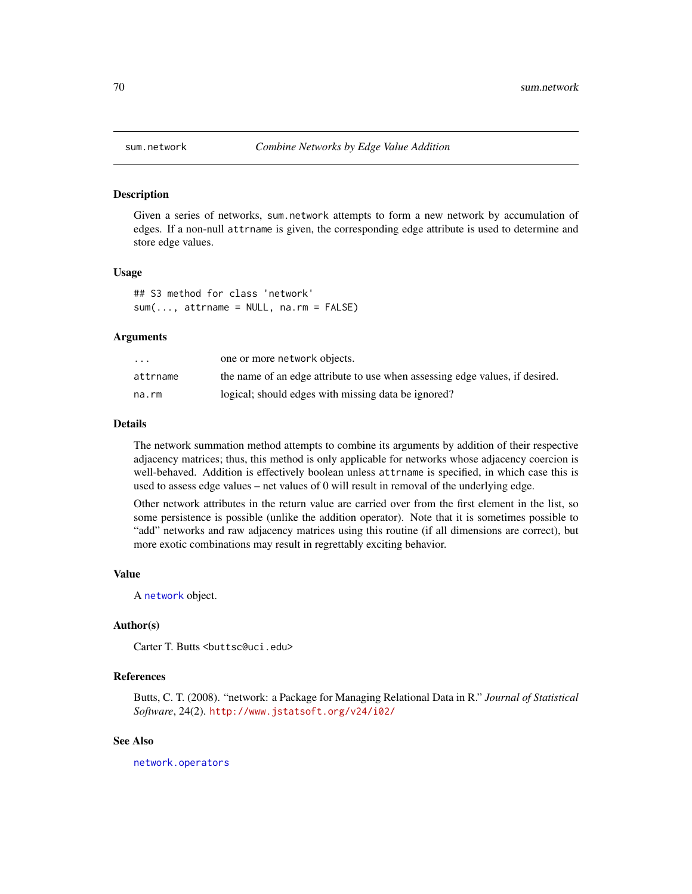# sum.network — *Combine Networks by Edge Value Addition*

## Description

Given a series of networks, `sum.network` attempts to form a new network by accumulation of edges. If a non-null `attrname` is given, the corresponding edge attribute is used to determine and store edge values.

## Usage

```
## S3 method for class 'network'
sum(..., attrname = NULL, na.rm = FALSE)
```

## Arguments

| | |
|---|---|
| `...` | one or more `network` objects. |
| `attrname` | the name of an edge attribute to use when assessing edge values, if desired. |
| `na.rm` | logical; should edges with missing data be ignored? |

## Details

The network summation method attempts to combine its arguments by addition of their respective adjacency matrices; thus, this method is only applicable for networks whose adjacency coercion is well-behaved. Addition is effectively boolean unless `attrname` is specified, in which case this is used to assess edge values – net values of 0 will result in removal of the underlying edge.

Other network attributes in the return value are carried over from the first element in the list, so some persistence is possible (unlike the addition operator). Note that it is sometimes possible to "add" networks and raw adjacency matrices using this routine (if all dimensions are correct), but more exotic combinations may result in regrettably exciting behavior.

## Value

A `network` object.

## Author(s)

Carter T. Butts <buttsc@uci.edu>

## References

Butts, C. T. (2008). "network: a Package for Managing Relational Data in R." *Journal of Statistical Software*, 24(2). http://www.jstatsoft.org/v24/i02/

## See Also

`network.operators`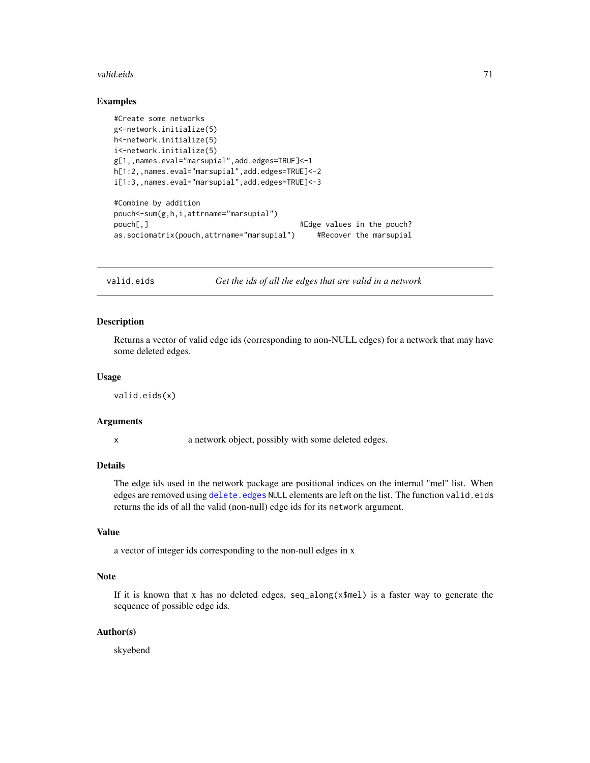## Examples

```
#Create some networks
g<-network.initialize(5)
h<-network.initialize(5)
i<-network.initialize(5)
g[1,,names.eval="marsupial",add.edges=TRUE]<-1
h[1:2,,names.eval="marsupial",add.edges=TRUE]<-2
i[1:3,,names.eval="marsupial",add.edges=TRUE]<-3

#Combine by addition
pouch<-sum(g,h,i,attrname="marsupial")
pouch[,]                                  #Edge values in the pouch?
as.sociomatrix(pouch,attrname="marsupial")     #Recover the marsupial
```

---

# valid.eids — *Get the ids of all the edges that are valid in a network*

## Description

Returns a vector of valid edge ids (corresponding to non-NULL edges) for a network that may have some deleted edges.

## Usage

```
valid.eids(x)
```

## Arguments

| | |
|---|---|
| x | a network object, possibly with some deleted edges. |

## Details

The edge ids used in the network package are positional indices on the internal "mel" list. When edges are removed using `delete.edges` NULL elements are left on the list. The function `valid.eids` returns the ids of all the valid (non-null) edge ids for its `network` argument.

## Value

a vector of integer ids corresponding to the non-null edges in x

## Note

If it is known that x has no deleted edges, `seq_along(x$mel)` is a faster way to generate the sequence of possible edge ids.

## Author(s)

skyebend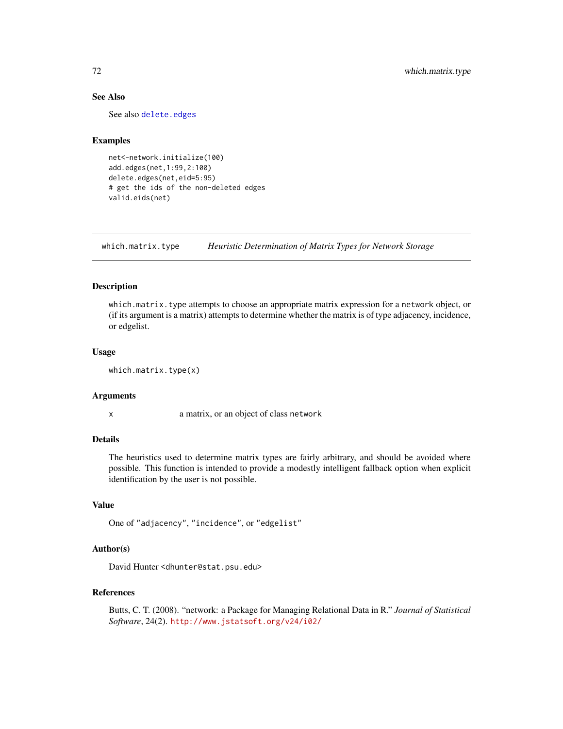### See Also

See also `delete.edges`

### Examples

```
net<-network.initialize(100)
add.edges(net,1:99,2:100)
delete.edges(net,eid=5:95)
# get the ids of the non-deleted edges
valid.eids(net)
```

---

## which.matrix.type — *Heuristic Determination of Matrix Types for Network Storage*

---

### Description

`which.matrix.type` attempts to choose an appropriate matrix expression for a `network` object, or (if its argument is a matrix) attempts to determine whether the matrix is of type adjacency, incidence, or edgelist.

### Usage

```
which.matrix.type(x)
```

### Arguments

| | |
|---|---|
| `x` | a matrix, or an object of class `network` |

### Details

The heuristics used to determine matrix types are fairly arbitrary, and should be avoided where possible. This function is intended to provide a modestly intelligent fallback option when explicit identification by the user is not possible.

### Value

One of `"adjacency"`, `"incidence"`, or `"edgelist"`

### Author(s)

David Hunter <dhunter@stat.psu.edu>

### References

Butts, C. T. (2008). "network: a Package for Managing Relational Data in R." *Journal of Statistical Software*, 24(2). http://www.jstatsoft.org/v24/i02/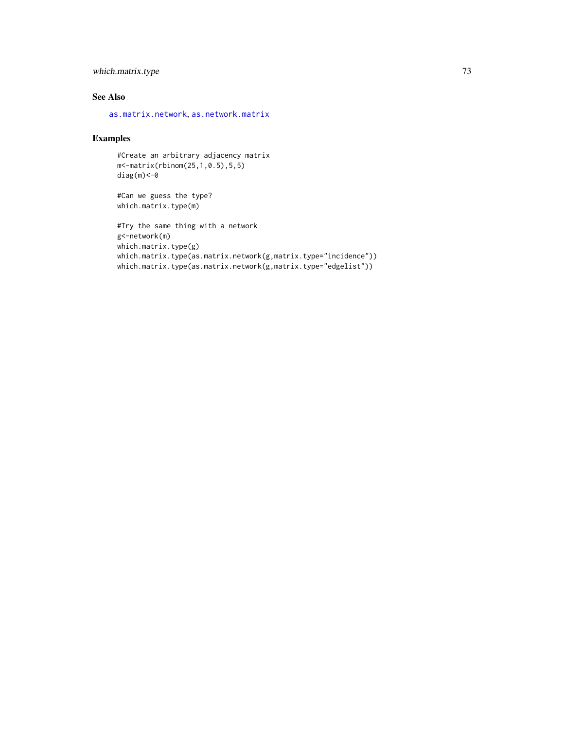## See Also

as.matrix.network, as.network.matrix

## Examples

```
#Create an arbitrary adjacency matrix
m<-matrix(rbinom(25,1,0.5),5,5)
diag(m)<-0

#Can we guess the type?
which.matrix.type(m)

#Try the same thing with a network
g<-network(m)
which.matrix.type(g)
which.matrix.type(as.matrix.network(g,matrix.type="incidence"))
which.matrix.type(as.matrix.network(g,matrix.type="edgelist"))
```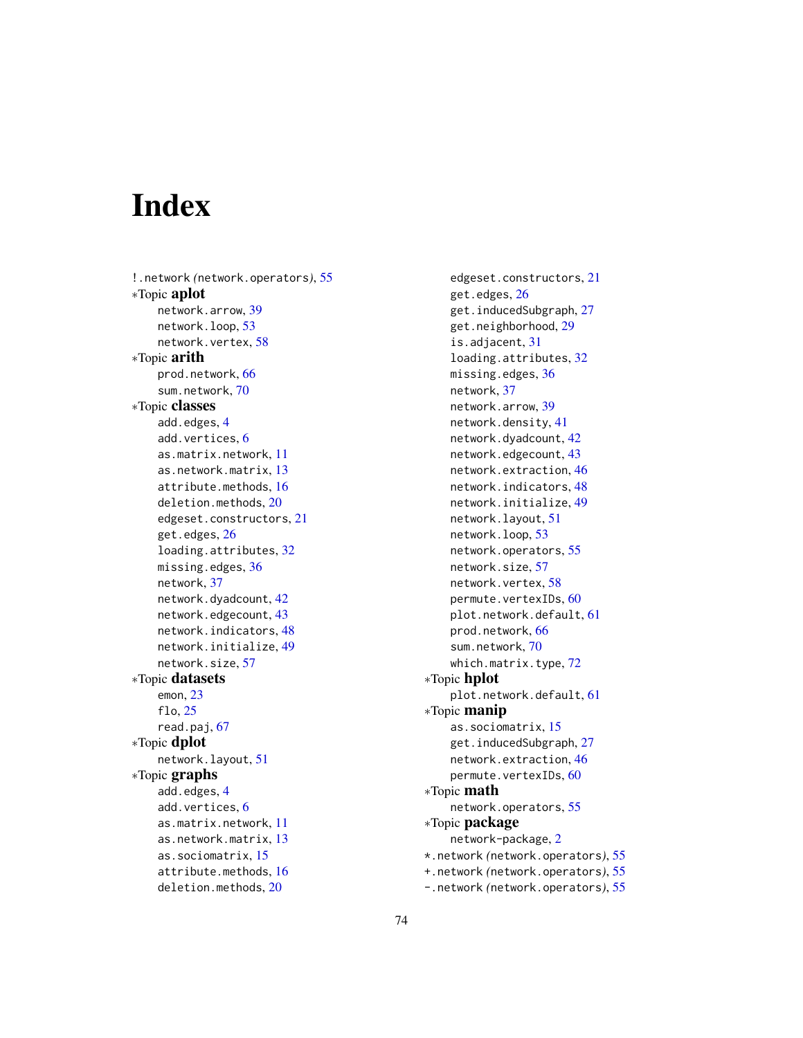# Index

!.network (network.operators), 55
*Topic **aplot**
network.arrow, 39
network.loop, 53
network.vertex, 58
*Topic **arith**
prod.network, 66
sum.network, 70
*Topic **classes**
add.edges, 4
add.vertices, 6
as.matrix.network, 11
as.network.matrix, 13
attribute.methods, 16
deletion.methods, 20
edgeset.constructors, 21
get.edges, 26
loading.attributes, 32
missing.edges, 36
network, 37
network.dyadcount, 42
network.edgecount, 43
network.indicators, 48
network.initialize, 49
network.size, 57
*Topic **datasets**
emon, 23
flo, 25
read.paj, 67
*Topic **dplot**
network.layout, 51
*Topic **graphs**
add.edges, 4
add.vertices, 6
as.matrix.network, 11
as.network.matrix, 13
as.sociomatrix, 15
attribute.methods, 16
deletion.methods, 20
edgeset.constructors, 21
get.edges, 26
get.inducedSubgraph, 27
get.neighborhood, 29
is.adjacent, 31
loading.attributes, 32
missing.edges, 36
network, 37
network.arrow, 39
network.density, 41
network.dyadcount, 42
network.edgecount, 43
network.extraction, 46
network.indicators, 48
network.initialize, 49
network.layout, 51
network.loop, 53
network.operators, 55
network.size, 57
network.vertex, 58
permute.vertexIDs, 60
plot.network.default, 61
prod.network, 66
sum.network, 70
which.matrix.type, 72
*Topic **hplot**
plot.network.default, 61
*Topic **manip**
as.sociomatrix, 15
get.inducedSubgraph, 27
network.extraction, 46
permute.vertexIDs, 60
*Topic **math**
network.operators, 55
*Topic **package**
network-package, 2
*.network (network.operators), 55
+.network (network.operators), 55
-.network (network.operators), 55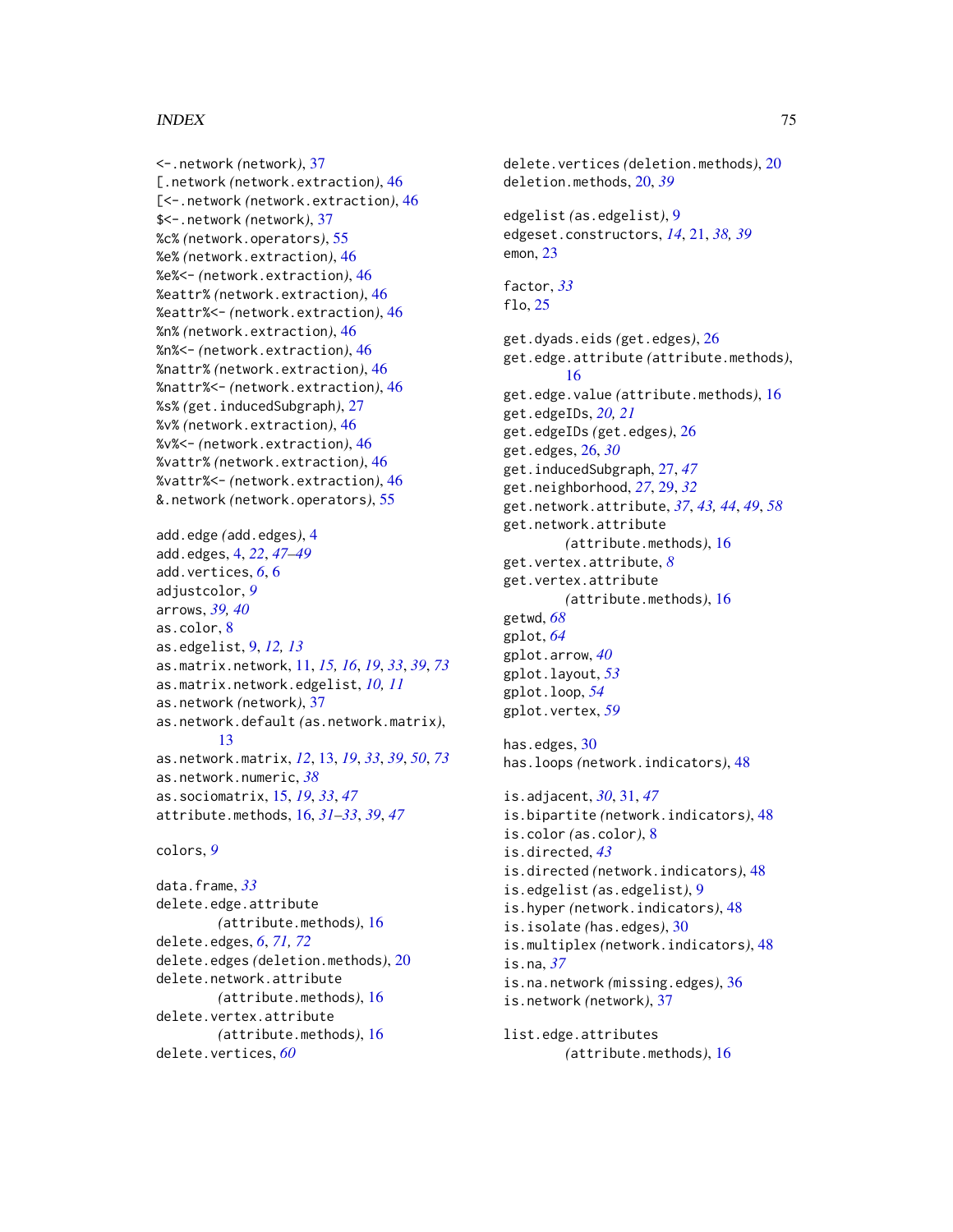<-.network (network), 37
[.network (network.extraction), 46
[<-.network (network.extraction), 46
$<-.network (network), 37
%c% (network.operators), 55
%e% (network.extraction), 46
%e%<- (network.extraction), 46
%eattr% (network.extraction), 46
%eattr%<- (network.extraction), 46
%n% (network.extraction), 46
%n%<- (network.extraction), 46
%nattr% (network.extraction), 46
%nattr%<- (network.extraction), 46
%s% (get.inducedSubgraph), 27
%v% (network.extraction), 46
%v%<- (network.extraction), 46
%vattr% (network.extraction), 46
%vattr%<- (network.extraction), 46
&.network (network.operators), 55

add.edge (add.edges), 4
add.edges, 4, *22*, *47–49*
add.vertices, *6*, 6
adjustcolor, *9*
arrows, *39*, *40*
as.color, 8
as.edgelist, 9, *12*, *13*
as.matrix.network, 11, *15*, *16*, *19*, *33*, *39*, *73*
as.matrix.network.edgelist, *10*, *11*
as.network (network), 37
as.network.default (as.network.matrix), 13
as.network.matrix, *12*, 13, *19*, *33*, *39*, *50*, *73*
as.network.numeric, *38*
as.sociomatrix, 15, *19*, *33*, *47*
attribute.methods, 16, *31–33*, *39*, *47*

colors, *9*

data.frame, *33*
delete.edge.attribute (attribute.methods), 16
delete.edges, *6*, *71*, *72*
delete.edges (deletion.methods), 20
delete.network.attribute (attribute.methods), 16
delete.vertex.attribute (attribute.methods), 16
delete.vertices, *60*
delete.vertices (deletion.methods), 20
deletion.methods, 20, *39*

edgelist (as.edgelist), 9
edgeset.constructors, *14*, 21, *38*, *39*
emon, 23

factor, *33*
flo, 25

get.dyads.eids (get.edges), 26
get.edge.attribute (attribute.methods), 16
get.edge.value (attribute.methods), 16
get.edgeIDs, *20*, *21*
get.edgeIDs (get.edges), 26
get.edges, 26, *30*
get.inducedSubgraph, 27, *47*
get.neighborhood, *27*, 29, *32*
get.network.attribute, *37*, *43*, *44*, *49*, *58*
get.network.attribute (attribute.methods), 16
get.vertex.attribute, *8*
get.vertex.attribute (attribute.methods), 16
getwd, *68*
gplot, *64*
gplot.arrow, *40*
gplot.layout, *53*
gplot.loop, *54*
gplot.vertex, *59*

has.edges, 30
has.loops (network.indicators), 48

is.adjacent, *30*, 31, *47*
is.bipartite (network.indicators), 48
is.color (as.color), 8
is.directed, *43*
is.directed (network.indicators), 48
is.edgelist (as.edgelist), 9
is.hyper (network.indicators), 48
is.isolate (has.edges), 30
is.multiplex (network.indicators), 48
is.na, *37*
is.na.network (missing.edges), 36
is.network (network), 37

list.edge.attributes (attribute.methods), 16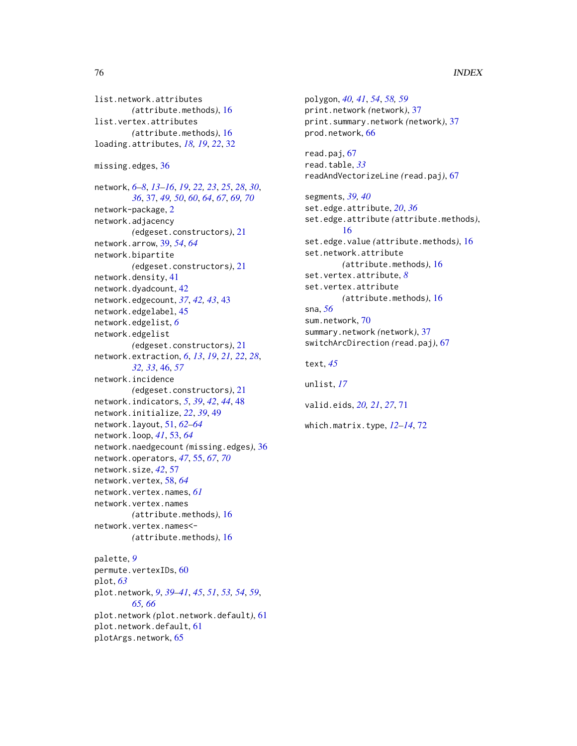list.network.attributes
(attribute.methods), 16
list.vertex.attributes
(attribute.methods), 16
loading.attributes, *18, 19*, *22*, 32

missing.edges, 36

network, *6–8*, *13–16*, *19*, *22, 23*, *25*, *28*, *30*, *36*, 37, *49, 50*, *60*, *64*, *67*, *69, 70*
network-package, 2
network.adjacency
(edgeset.constructors), 21
network.arrow, 39, *54*, *64*
network.bipartite
(edgeset.constructors), 21
network.density, 41
network.dyadcount, 42
network.edgecount, *37*, *42, 43*, 43
network.edgelabel, 45
network.edgelist, *6*
network.edgelist
(edgeset.constructors), 21
network.extraction, *6*, *13*, *19*, *21, 22*, *28*, *32, 33*, 46, *57*
network.incidence
(edgeset.constructors), 21
network.indicators, *5*, *39*, *42*, *44*, 48
network.initialize, *22*, *39*, 49
network.layout, 51, *62–64*
network.loop, *41*, 53, *64*
network.naedgecount (missing.edges), 36
network.operators, *47*, 55, *67*, *70*
network.size, *42*, 57
network.vertex, 58, *64*
network.vertex.names, *61*
network.vertex.names
(attribute.methods), 16
network.vertex.names<-
(attribute.methods), 16

palette, *9*
permute.vertexIDs, 60
plot, *63*
plot.network, *9*, *39–41*, *45*, *51*, *53, 54*, *59*, *65, 66*
plot.network (plot.network.default), 61
plot.network.default, 61
plotArgs.network, 65

polygon, *40, 41*, *54*, *58, 59*
print.network (network), 37
print.summary.network (network), 37
prod.network, 66

read.paj, 67
read.table, *33*
readAndVectorizeLine (read.paj), 67

segments, *39, 40*
set.edge.attribute, *20*, *36*
set.edge.attribute (attribute.methods), 16
set.edge.value (attribute.methods), 16
set.network.attribute
(attribute.methods), 16
set.vertex.attribute, *8*
set.vertex.attribute
(attribute.methods), 16
sna, *56*
sum.network, 70
summary.network (network), 37
switchArcDirection (read.paj), 67

text, *45*

unlist, *17*

valid.eids, *20, 21*, *27*, 71

which.matrix.type, *12–14*, 72